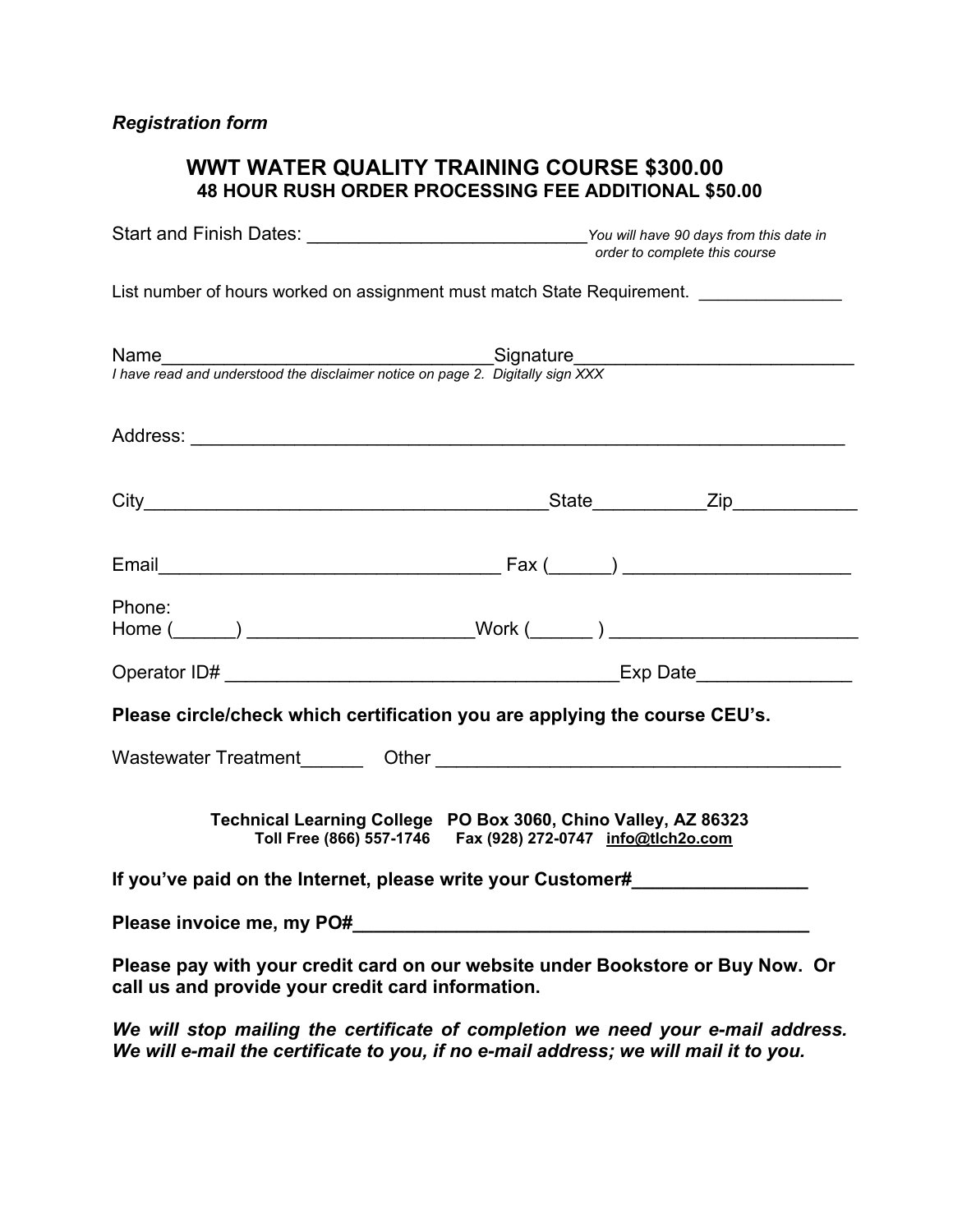*Registration form*

# WWT WATER QUALITY TRAINING COURSE $300.00
## 48 HOUR RUSH ORDER PROCESSING FEE ADDITIONAL $50.00

Start and Finish Dates: ____________________________ *You will have 90 days from this date in order to complete this course*

List number of hours worked on assignment must match State Requirement. _______________

Name_________________________________Signature___________________________
*I have read and understood the disclaimer notice on page 2. Digitally sign XXX*

Address: _________________________________________________________________

City________________________________________State___________Zip____________

Email_________________________________ Fax (______) ______________________

Phone:
Home (______) ______________________Work (______ ) ________________________

Operator ID# _______________________________________Exp Date_______________

**Please circle/check which certification you are applying the course CEU's.**

Wastewater Treatment______ Other ________________________________________

**Technical Learning College PO Box 3060, Chino Valley, AZ 86323**
**Toll Free (866) 557-1746 Fax (928) 272-0747 info@tlch2o.com**

**If you've paid on the Internet, please write your Customer#_________________**

**Please invoice me, my PO#_____________________________________________**

**Please pay with your credit card on our website under Bookstore or Buy Now. Or call us and provide your credit card information.**

***We will stop mailing the certificate of completion we need your e-mail address. We will e-mail the certificate to you, if no e-mail address; we will mail it to you.***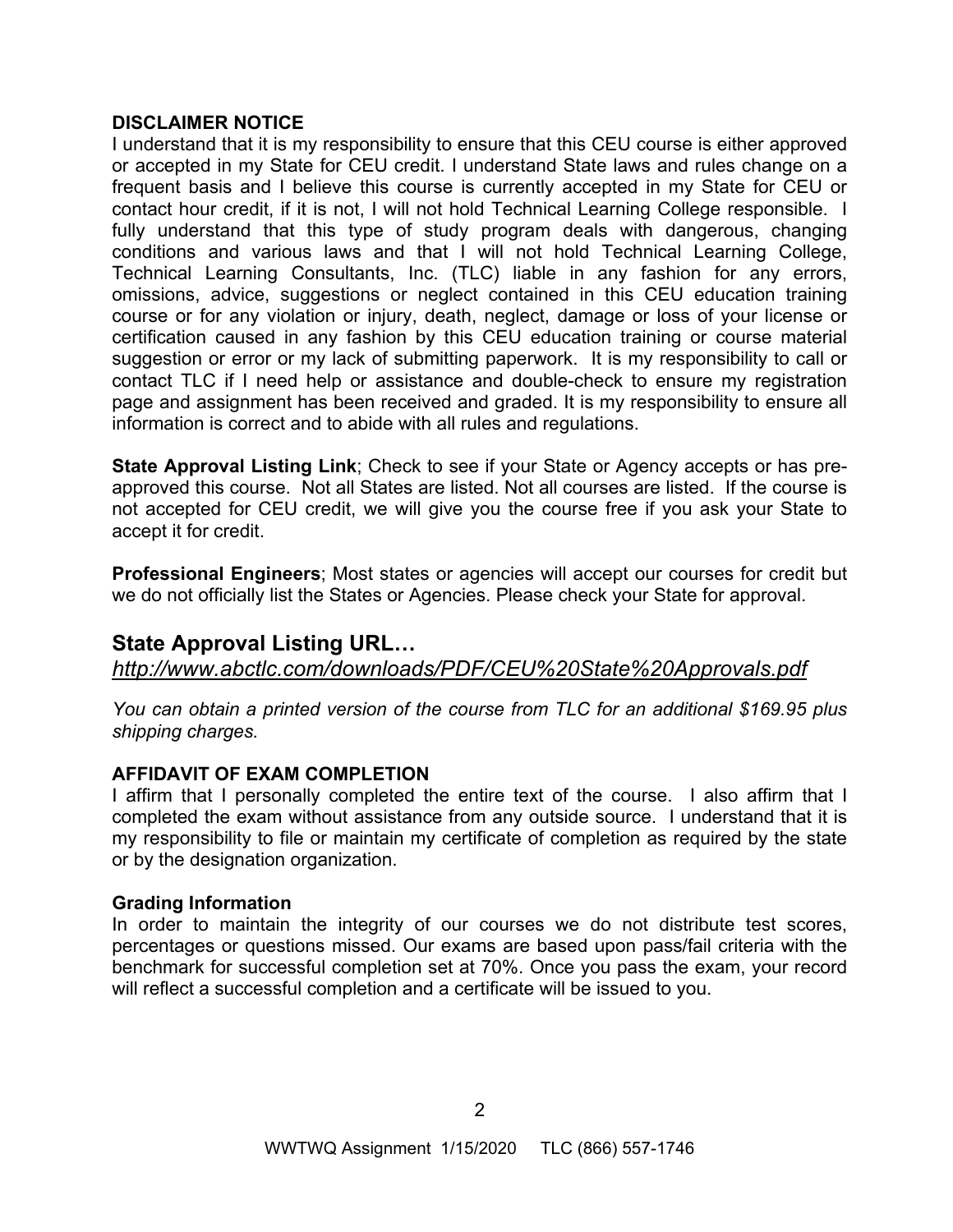**DISCLAIMER NOTICE**

I understand that it is my responsibility to ensure that this CEU course is either approved or accepted in my State for CEU credit. I understand State laws and rules change on a frequent basis and I believe this course is currently accepted in my State for CEU or contact hour credit, if it is not, I will not hold Technical Learning College responsible. I fully understand that this type of study program deals with dangerous, changing conditions and various laws and that I will not hold Technical Learning College, Technical Learning Consultants, Inc. (TLC) liable in any fashion for any errors, omissions, advice, suggestions or neglect contained in this CEU education training course or for any violation or injury, death, neglect, damage or loss of your license or certification caused in any fashion by this CEU education training or course material suggestion or error or my lack of submitting paperwork. It is my responsibility to call or contact TLC if I need help or assistance and double-check to ensure my registration page and assignment has been received and graded. It is my responsibility to ensure all information is correct and to abide with all rules and regulations.

**State Approval Listing Link**; Check to see if your State or Agency accepts or has pre-approved this course. Not all States are listed. Not all courses are listed. If the course is not accepted for CEU credit, we will give you the course free if you ask your State to accept it for credit.

**Professional Engineers**; Most states or agencies will accept our courses for credit but we do not officially list the States or Agencies. Please check your State for approval.

## State Approval Listing URL…

*http://www.abctlc.com/downloads/PDF/CEU%20State%20Approvals.pdf*

*You can obtain a printed version of the course from TLC for an additional $169.95 plus shipping charges.*

**AFFIDAVIT OF EXAM COMPLETION**

I affirm that I personally completed the entire text of the course. I also affirm that I completed the exam without assistance from any outside source. I understand that it is my responsibility to file or maintain my certificate of completion as required by the state or by the designation organization.

**Grading Information**

In order to maintain the integrity of our courses we do not distribute test scores, percentages or questions missed. Our exams are based upon pass/fail criteria with the benchmark for successful completion set at 70%. Once you pass the exam, your record will reflect a successful completion and a certificate will be issued to you.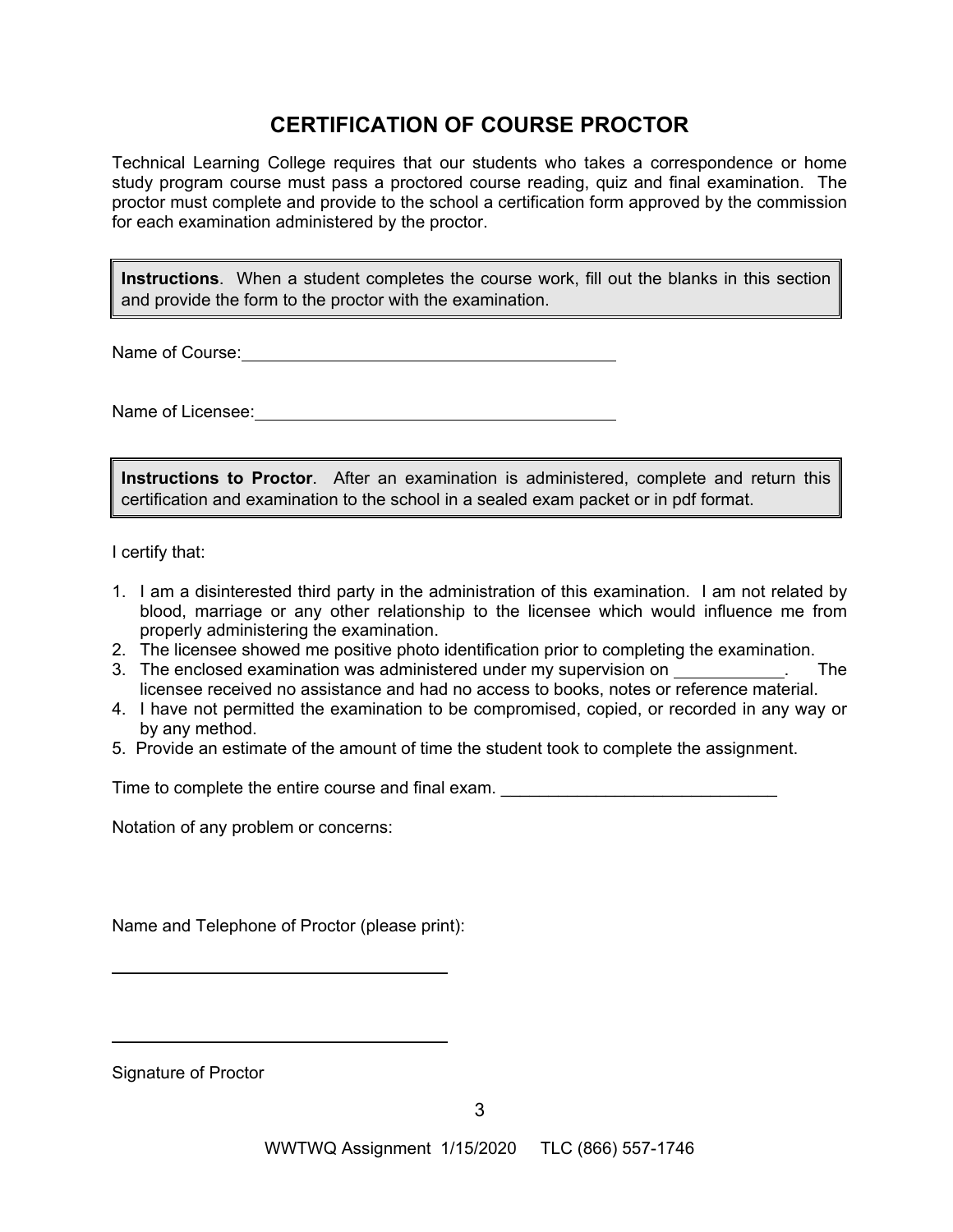# CERTIFICATION OF COURSE PROCTOR

Technical Learning College requires that our students who takes a correspondence or home study program course must pass a proctored course reading, quiz and final examination. The proctor must complete and provide to the school a certification form approved by the commission for each examination administered by the proctor.

> **Instructions**. When a student completes the course work, fill out the blanks in this section and provide the form to the proctor with the examination.

Name of Course: ___________________________________________

Name of Licensee: _________________________________________

> **Instructions to Proctor**. After an examination is administered, complete and return this certification and examination to the school in a sealed exam packet or in pdf format.

I certify that:

1. I am a disinterested third party in the administration of this examination. I am not related by blood, marriage or any other relationship to the licensee which would influence me from properly administering the examination.
2. The licensee showed me positive photo identification prior to completing the examination.
3. The enclosed examination was administered under my supervision on ____________. The licensee received no assistance and had no access to books, notes or reference material.
4. I have not permitted the examination to be compromised, copied, or recorded in any way or by any method.
5. Provide an estimate of the amount of time the student took to complete the assignment.

Time to complete the entire course and final exam. ______________________________

Notation of any problem or concerns:

Name and Telephone of Proctor (please print):

_______________________________________

_______________________________________

Signature of Proctor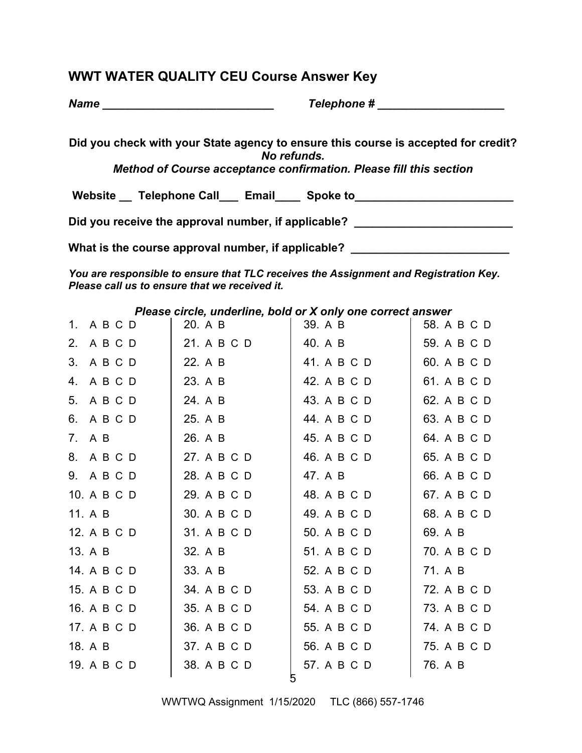## WWT WATER QUALITY CEU Course Answer Key

***Name \_\_\_\_\_\_\_\_\_\_\_\_\_\_\_\_\_\_\_\_\_\_\_\_\_\_\_\_ Telephone # \_\_\_\_\_\_\_\_\_\_\_\_\_\_\_\_\_\_\_\_\_***

**Did you check with your State agency to ensure this course is accepted for credit?**
***No refunds.***
***Method of Course acceptance confirmation. Please fill this section***

**Website \_\_ Telephone Call\_\_\_ Email\_\_\_\_ Spoke to\_\_\_\_\_\_\_\_\_\_\_\_\_\_\_\_\_\_\_\_\_\_\_\_\_\_**

**Did you receive the approval number, if applicable? \_\_\_\_\_\_\_\_\_\_\_\_\_\_\_\_\_\_\_\_\_\_\_\_\_\_**

**What is the course approval number, if applicable? \_\_\_\_\_\_\_\_\_\_\_\_\_\_\_\_\_\_\_\_\_\_\_\_\_\_**

***You are responsible to ensure that TLC receives the Assignment and Registration Key. Please call us to ensure that we received it.***

***Please circle, underline, bold or X only one correct answer***

| | | | |
|---|---|---|---|
| 1. A B C D | 20. A B | 39. A B | 58. A B C D |
| 2. A B C D | 21. A B C D | 40. A B | 59. A B C D |
| 3. A B C D | 22. A B | 41. A B C D | 60. A B C D |
| 4. A B C D | 23. A B | 42. A B C D | 61. A B C D |
| 5. A B C D | 24. A B | 43. A B C D | 62. A B C D |
| 6. A B C D | 25. A B | 44. A B C D | 63. A B C D |
| 7. A B | 26. A B | 45. A B C D | 64. A B C D |
| 8. A B C D | 27. A B C D | 46. A B C D | 65. A B C D |
| 9. A B C D | 28. A B C D | 47. A B | 66. A B C D |
| 10. A B C D | 29. A B C D | 48. A B C D | 67. A B C D |
| 11. A B | 30. A B C D | 49. A B C D | 68. A B C D |
| 12. A B C D | 31. A B C D | 50. A B C D | 69. A B |
| 13. A B | 32. A B | 51. A B C D | 70. A B C D |
| 14. A B C D | 33. A B | 52. A B C D | 71. A B |
| 15. A B C D | 34. A B C D | 53. A B C D | 72. A B C D |
| 16. A B C D | 35. A B C D | 54. A B C D | 73. A B C D |
| 17. A B C D | 36. A B C D | 55. A B C D | 74. A B C D |
| 18. A B | 37. A B C D | 56. A B C D | 75. A B C D |
| 19. A B C D | 38. A B C D | 57. A B C D | 76. A B |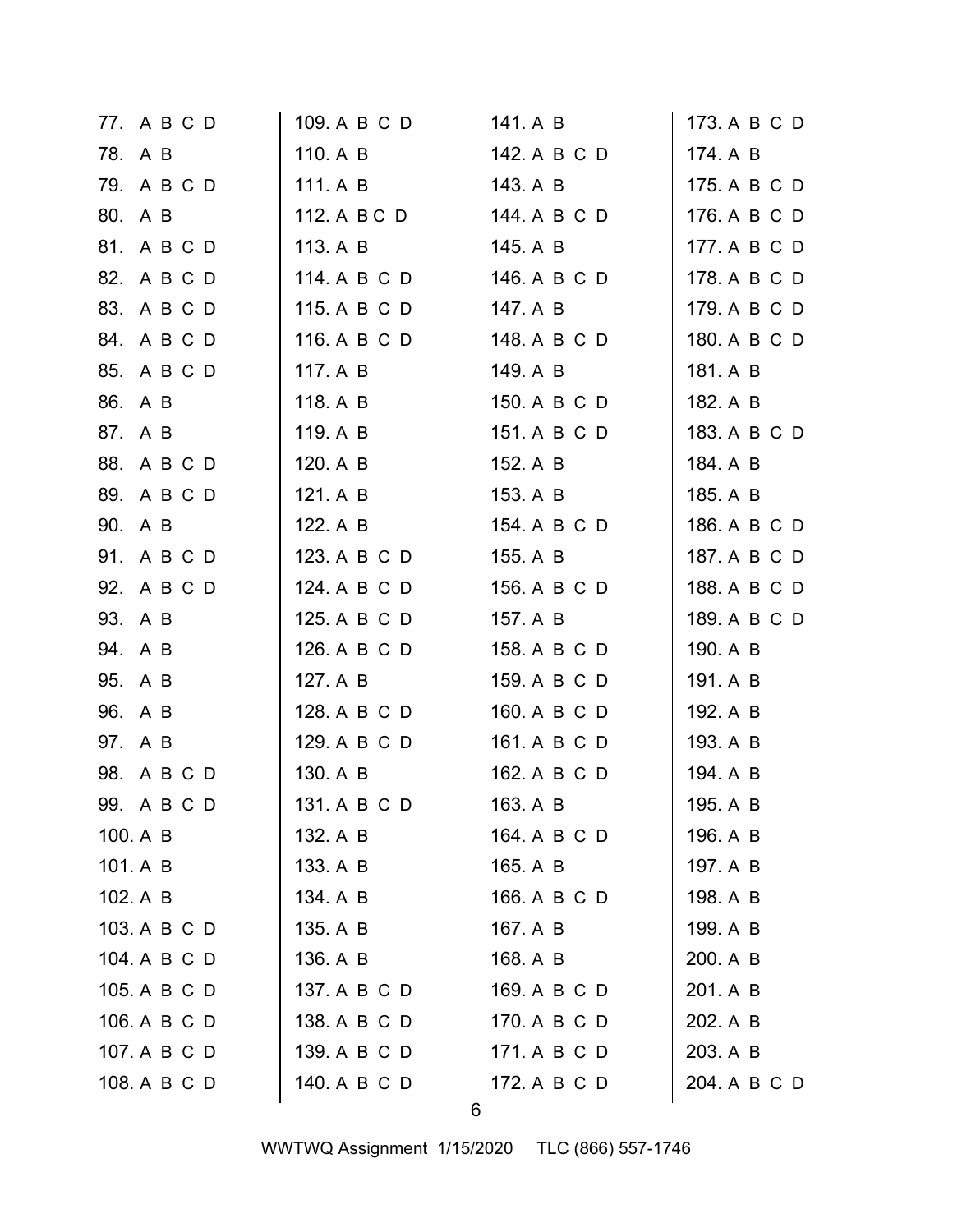77. A B C D
78. A B
79. A B C D
80. A B
81. A B C D
82. A B C D
83. A B C D
84. A B C D
85. A B C D
86. A B
87. A B
88. A B C D
89. A B C D
90. A B
91. A B C D
92. A B C D
93. A B
94. A B
95. A B
96. A B
97. A B
98. A B C D
99. A B C D
100. A B
101. A B
102. A B
103. A B C D
104. A B C D
105. A B C D
106. A B C D
107. A B C D
108. A B C D
109. A B C D
110. A B
111. A B
112. A B C D
113. A B
114. A B C D
115. A B C D
116. A B C D
117. A B
118. A B
119. A B
120. A B
121. A B
122. A B
123. A B C D
124. A B C D
125. A B C D
126. A B C D
127. A B
128. A B C D
129. A B C D
130. A B
131. A B C D
132. A B
133. A B
134. A B
135. A B
136. A B
137. A B C D
138. A B C D
139. A B C D
140. A B C D
141. A B
142. A B C D
143. A B
144. A B C D
145. A B
146. A B C D
147. A B
148. A B C D
149. A B
150. A B C D
151. A B C D
152. A B
153. A B
154. A B C D
155. A B
156. A B C D
157. A B
158. A B C D
159. A B C D
160. A B C D
161. A B C D
162. A B C D
163. A B
164. A B C D
165. A B
166. A B C D
167. A B
168. A B
169. A B C D
170. A B C D
171. A B C D
172. A B C D
173. A B C D
174. A B
175. A B C D
176. A B C D
177. A B C D
178. A B C D
179. A B C D
180. A B C D
181. A B
182. A B
183. A B C D
184. A B
185. A B
186. A B C D
187. A B C D
188. A B C D
189. A B C D
190. A B
191. A B
192. A B
193. A B
194. A B
195. A B
196. A B
197. A B
198. A B
199. A B
200. A B
201. A B
202. A B
203. A B
204. A B C D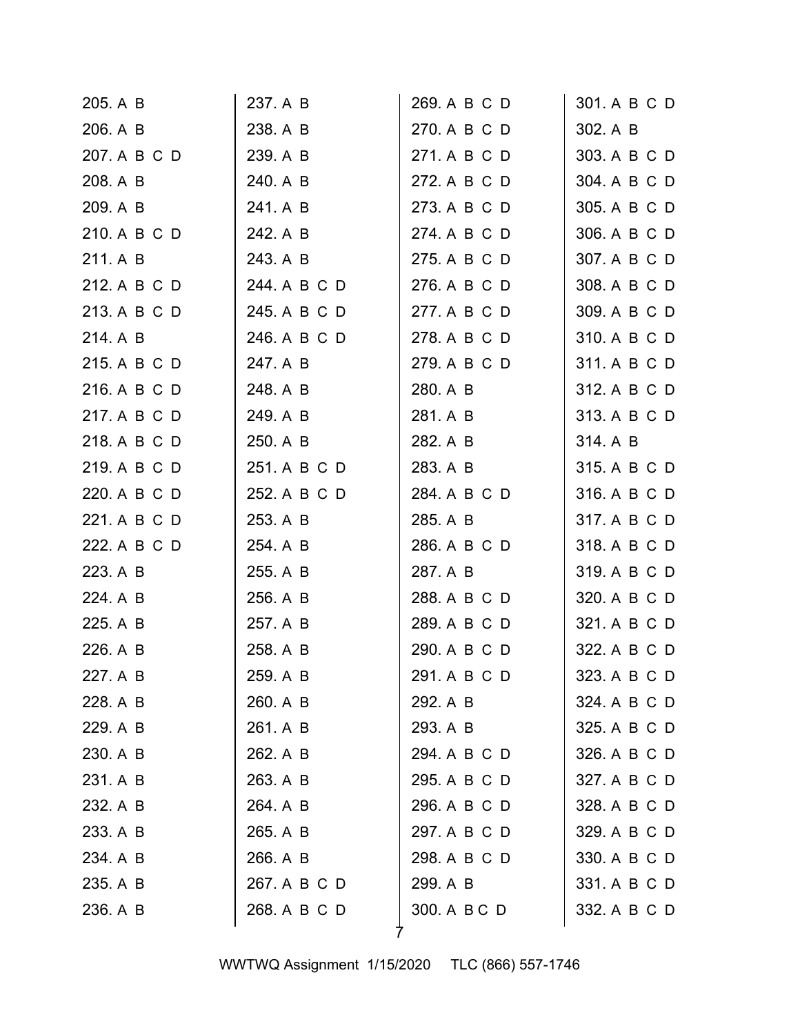205. A B
206. A B
207. A B C D
208. A B
209. A B
210. A B C D
211. A B
212. A B C D
213. A B C D
214. A B
215. A B C D
216. A B C D
217. A B C D
218. A B C D
219. A B C D
220. A B C D
221. A B C D
222. A B C D
223. A B
224. A B
225. A B
226. A B
227. A B
228. A B
229. A B
230. A B
231. A B
232. A B
233. A B
234. A B
235. A B
236. A B
237. A B
238. A B
239. A B
240. A B
241. A B
242. A B
243. A B
244. A B C D
245. A B C D
246. A B C D
247. A B
248. A B
249. A B
250. A B
251. A B C D
252. A B C D
253. A B
254. A B
255. A B
256. A B
257. A B
258. A B
259. A B
260. A B
261. A B
262. A B
263. A B
264. A B
265. A B
266. A B
267. A B C D
268. A B C D
269. A B C D
270. A B C D
271. A B C D
272. A B C D
273. A B C D
274. A B C D
275. A B C D
276. A B C D
277. A B C D
278. A B C D
279. A B C D
280. A B
281. A B
282. A B
283. A B
284. A B C D
285. A B
286. A B C D
287. A B
288. A B C D
289. A B C D
290. A B C D
291. A B C D
292. A B
293. A B
294. A B C D
295. A B C D
296. A B C D
297. A B C D
298. A B C D
299. A B
300. A B C D
301. A B C D
302. A B
303. A B C D
304. A B C D
305. A B C D
306. A B C D
307. A B C D
308. A B C D
309. A B C D
310. A B C D
311. A B C D
312. A B C D
313. A B C D
314. A B
315. A B C D
316. A B C D
317. A B C D
318. A B C D
319. A B C D
320. A B C D
321. A B C D
322. A B C D
323. A B C D
324. A B C D
325. A B C D
326. A B C D
327. A B C D
328. A B C D
329. A B C D
330. A B C D
331. A B C D
332. A B C D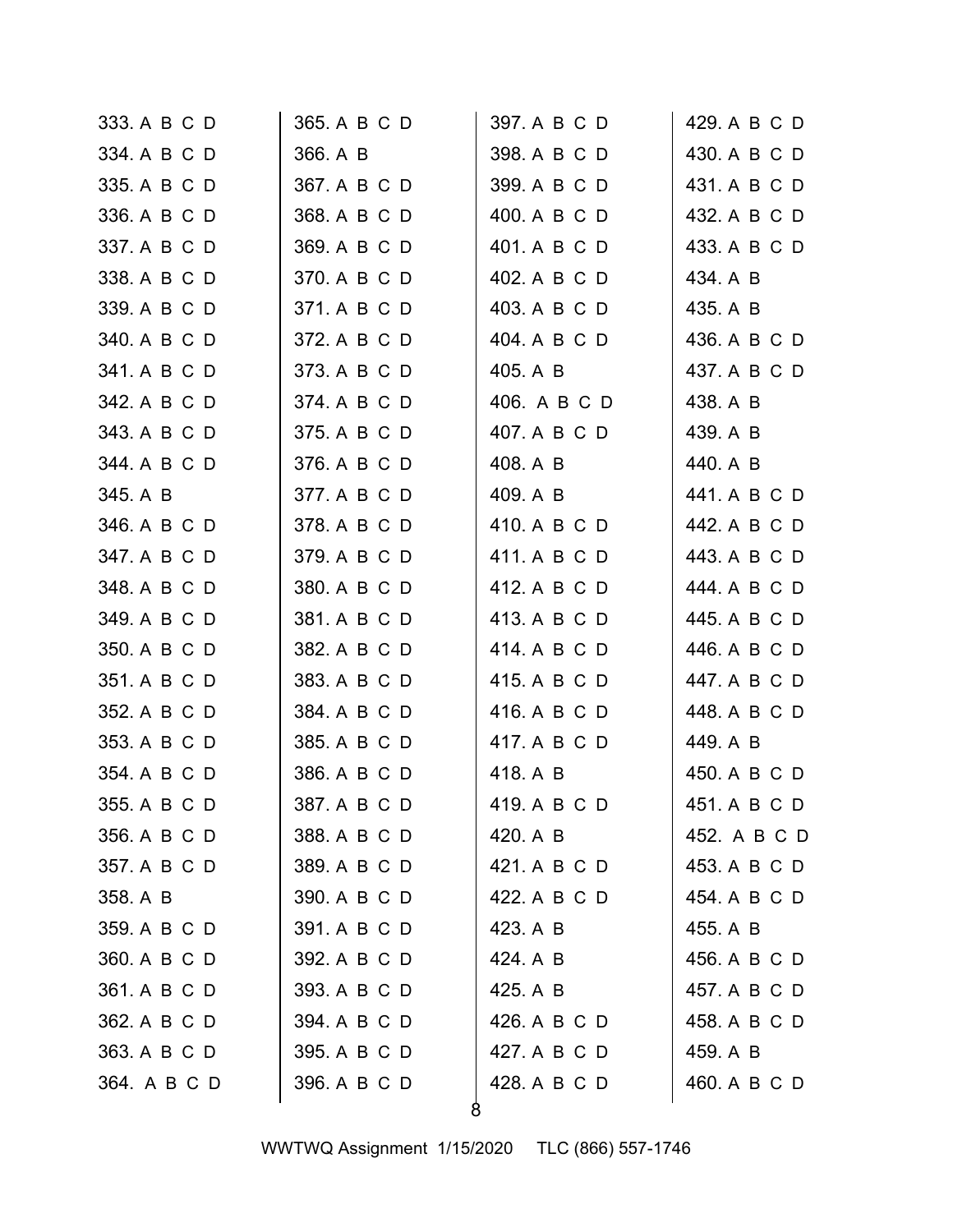333. A B C D
334. A B C D
335. A B C D
336. A B C D
337. A B C D
338. A B C D
339. A B C D
340. A B C D
341. A B C D
342. A B C D
343. A B C D
344. A B C D
345. A B
346. A B C D
347. A B C D
348. A B C D
349. A B C D
350. A B C D
351. A B C D
352. A B C D
353. A B C D
354. A B C D
355. A B C D
356. A B C D
357. A B C D
358. A B
359. A B C D
360. A B C D
361. A B C D
362. A B C D
363. A B C D
364. A B C D
365. A B C D
366. A B
367. A B C D
368. A B C D
369. A B C D
370. A B C D
371. A B C D
372. A B C D
373. A B C D
374. A B C D
375. A B C D
376. A B C D
377. A B C D
378. A B C D
379. A B C D
380. A B C D
381. A B C D
382. A B C D
383. A B C D
384. A B C D
385. A B C D
386. A B C D
387. A B C D
388. A B C D
389. A B C D
390. A B C D
391. A B C D
392. A B C D
393. A B C D
394. A B C D
395. A B C D
396. A B C D
397. A B C D
398. A B C D
399. A B C D
400. A B C D
401. A B C D
402. A B C D
403. A B C D
404. A B C D
405. A B
406. A B C D
407. A B C D
408. A B
409. A B
410. A B C D
411. A B C D
412. A B C D
413. A B C D
414. A B C D
415. A B C D
416. A B C D
417. A B C D
418. A B
419. A B C D
420. A B
421. A B C D
422. A B C D
423. A B
424. A B
425. A B
426. A B C D
427. A B C D
428. A B C D
429. A B C D
430. A B C D
431. A B C D
432. A B C D
433. A B C D
434. A B
435. A B
436. A B C D
437. A B C D
438. A B
439. A B
440. A B
441. A B C D
442. A B C D
443. A B C D
444. A B C D
445. A B C D
446. A B C D
447. A B C D
448. A B C D
449. A B
450. A B C D
451. A B C D
452. A B C D
453. A B C D
454. A B C D
455. A B
456. A B C D
457. A B C D
458. A B C D
459. A B
460. A B C D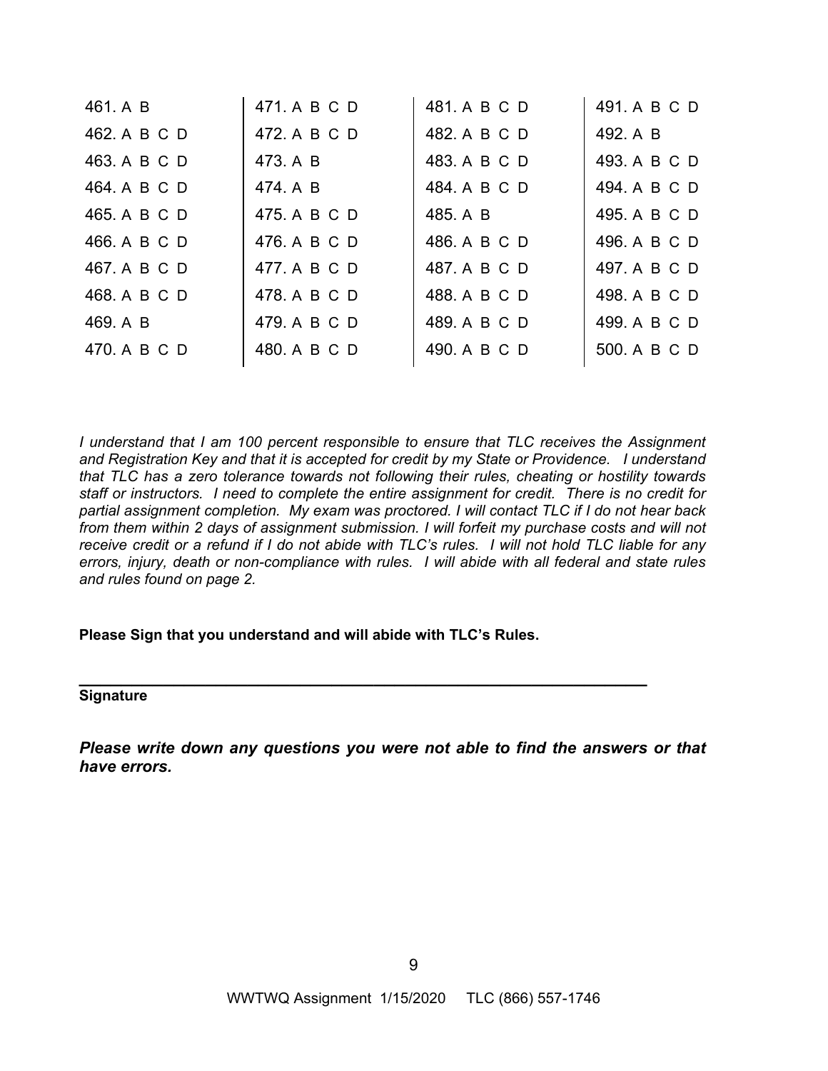| | | | |
|---|---|---|---|
| 461. A B | 471. A B C D | 481. A B C D | 491. A B C D |
| 462. A B C D | 472. A B C D | 482. A B C D | 492. A B |
| 463. A B C D | 473. A B | 483. A B C D | 493. A B C D |
| 464. A B C D | 474. A B | 484. A B C D | 494. A B C D |
| 465. A B C D | 475. A B C D | 485. A B | 495. A B C D |
| 466. A B C D | 476. A B C D | 486. A B C D | 496. A B C D |
| 467. A B C D | 477. A B C D | 487. A B C D | 497. A B C D |
| 468. A B C D | 478. A B C D | 488. A B C D | 498. A B C D |
| 469. A B | 479. A B C D | 489. A B C D | 499. A B C D |
| 470. A B C D | 480. A B C D | 490. A B C D | 500. A B C D |

*I understand that I am 100 percent responsible to ensure that TLC receives the Assignment and Registration Key and that it is accepted for credit by my State or Providence. I understand that TLC has a zero tolerance towards not following their rules, cheating or hostility towards staff or instructors. I need to complete the entire assignment for credit. There is no credit for partial assignment completion. My exam was proctored. I will contact TLC if I do not hear back from them within 2 days of assignment submission. I will forfeit my purchase costs and will not receive credit or a refund if I do not abide with TLC's rules. I will not hold TLC liable for any errors, injury, death or non-compliance with rules. I will abide with all federal and state rules and rules found on page 2.*

**Please Sign that you understand and will abide with TLC's Rules.**

_________________________________________________________________

**Signature**

***Please write down any questions you were not able to find the answers or that have errors.***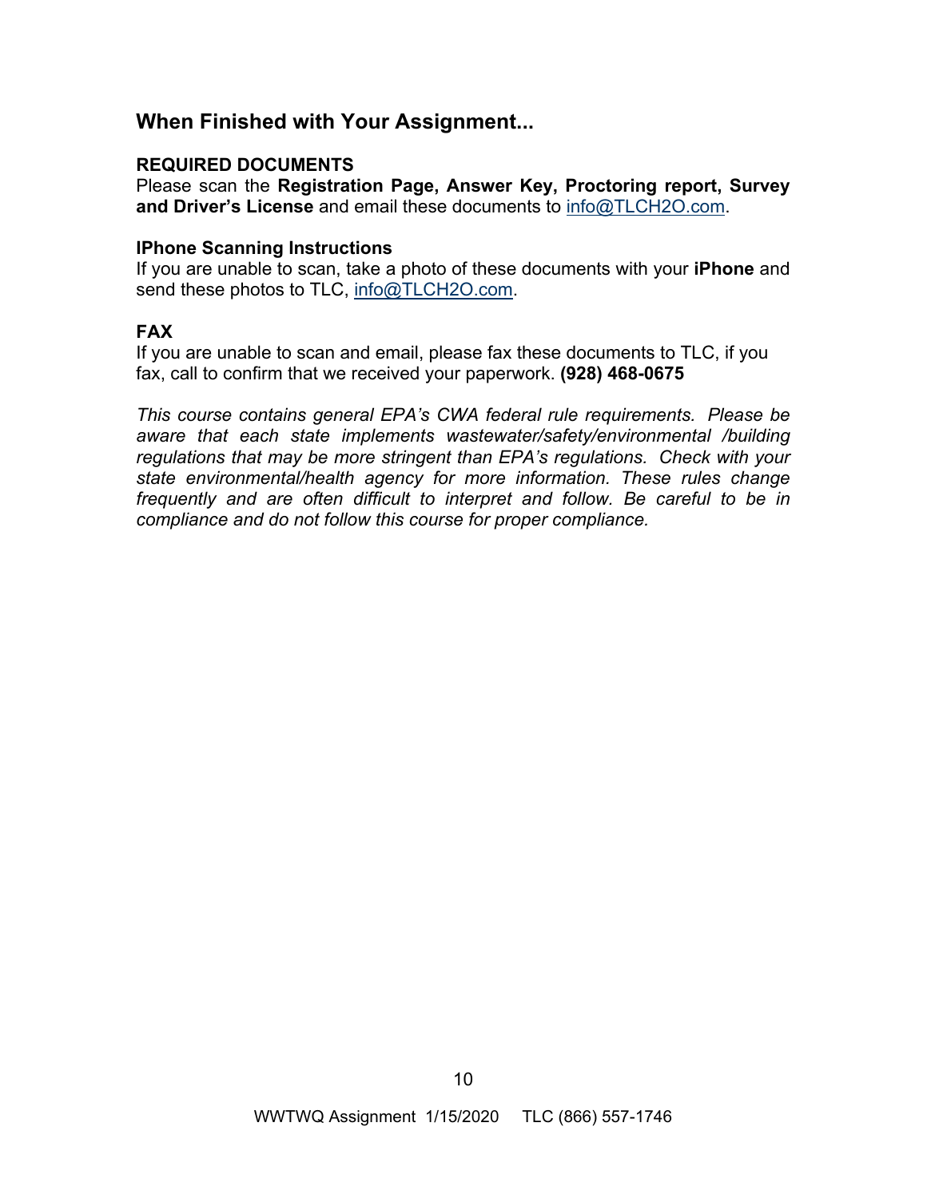## When Finished with Your Assignment...

### REQUIRED DOCUMENTS

Please scan the **Registration Page, Answer Key, Proctoring report, Survey and Driver's License** and email these documents to info@TLCH2O.com.

### IPhone Scanning Instructions

If you are unable to scan, take a photo of these documents with your **iPhone** and send these photos to TLC, info@TLCH2O.com.

### FAX

If you are unable to scan and email, please fax these documents to TLC, if you fax, call to confirm that we received your paperwork. **(928) 468-0675**

*This course contains general EPA's CWA federal rule requirements. Please be aware that each state implements wastewater/safety/environmental /building regulations that may be more stringent than EPA's regulations. Check with your state environmental/health agency for more information. These rules change frequently and are often difficult to interpret and follow. Be careful to be in compliance and do not follow this course for proper compliance.*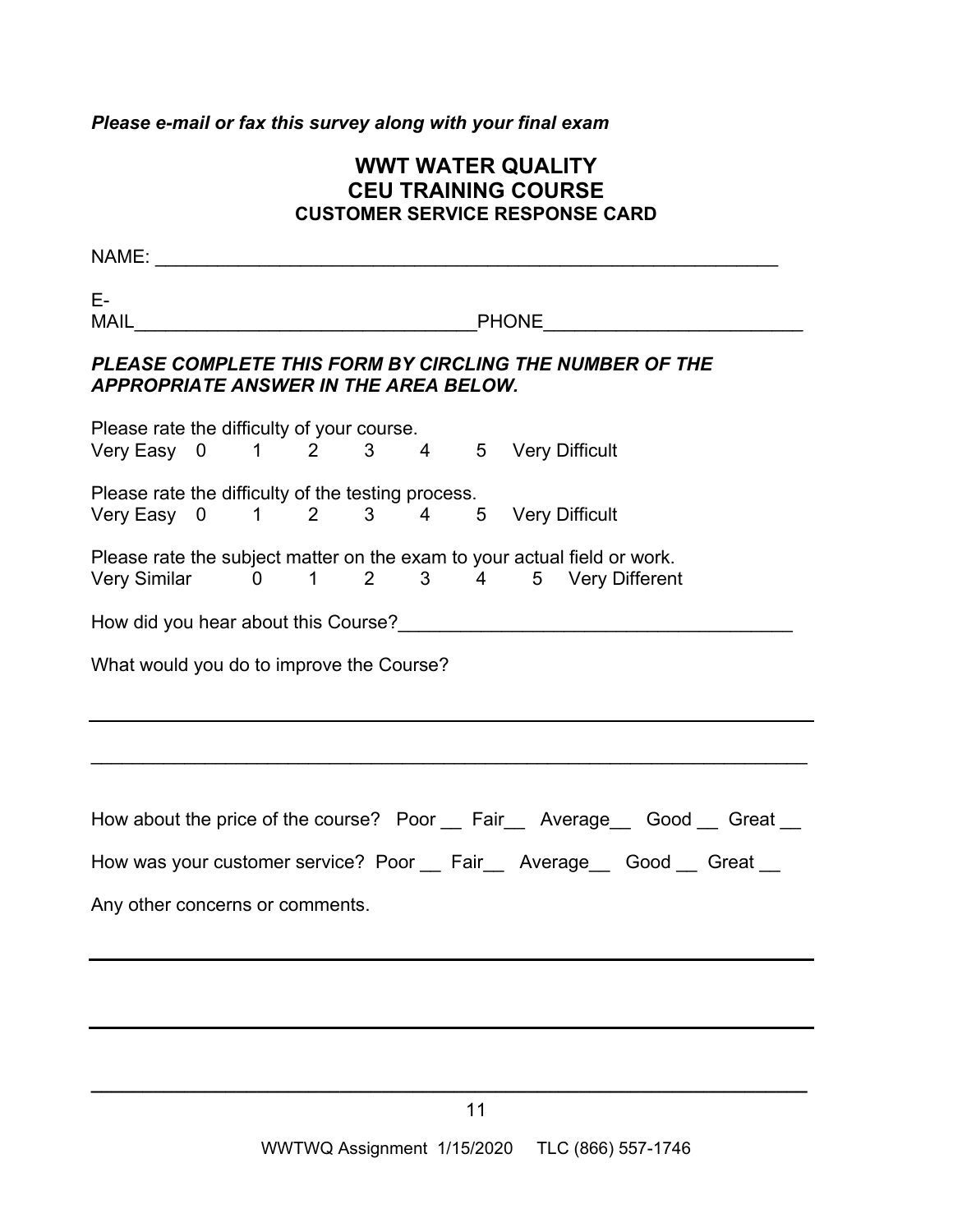*Please e-mail or fax this survey along with your final exam*

## WWT WATER QUALITY
## CEU TRAINING COURSE
### CUSTOMER SERVICE RESPONSE CARD

NAME: ___________________________________________________________

E-MAIL_________________________________PHONE________________________

***PLEASE COMPLETE THIS FORM BY CIRCLING THE NUMBER OF THE APPROPRIATE ANSWER IN THE AREA BELOW.***

Please rate the difficulty of your course.
Very Easy 0 1 2 3 4 5 Very Difficult

Please rate the difficulty of the testing process.
Very Easy 0 1 2 3 4 5 Very Difficult

Please rate the subject matter on the exam to your actual field or work.
Very Similar 0 1 2 3 4 5 Very Different

How did you hear about this Course?_____________________________________

What would you do to improve the Course?

_____________________________________________________________________

_____________________________________________________________________

How about the price of the course? Poor __ Fair__ Average__ Good __ Great __

How was your customer service? Poor __ Fair__ Average__ Good __ Great __

Any other concerns or comments.

_____________________________________________________________________

_____________________________________________________________________

_____________________________________________________________________

WWTWQ Assignment 1/15/2020 TLC (866) 557-1746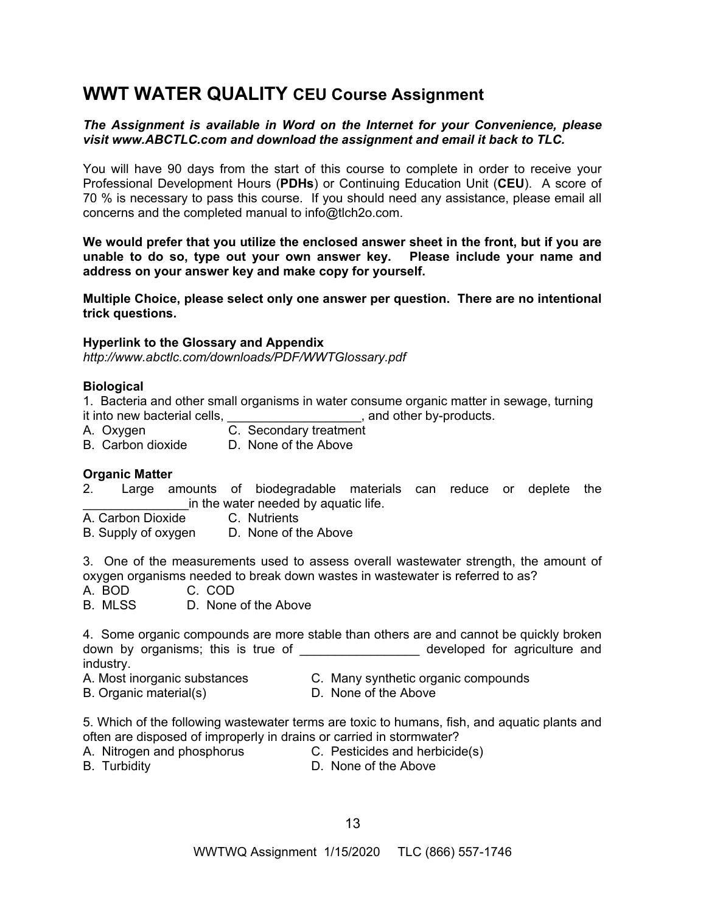## WWT WATER QUALITY CEU Course Assignment

***The Assignment is available in Word on the Internet for your Convenience, please visit www.ABCTLC.com and download the assignment and email it back to TLC.***

You will have 90 days from the start of this course to complete in order to receive your Professional Development Hours (**PDHs**) or Continuing Education Unit (**CEU**). A score of 70 % is necessary to pass this course. If you should need any assistance, please email all concerns and the completed manual to info@tlch2o.com.

**We would prefer that you utilize the enclosed answer sheet in the front, but if you are unable to do so, type out your own answer key. Please include your name and address on your answer key and make copy for yourself.**

**Multiple Choice, please select only one answer per question. There are no intentional trick questions.**

**Hyperlink to the Glossary and Appendix**
*http://www.abctlc.com/downloads/PDF/WWTGlossary.pdf*

**Biological**

1. Bacteria and other small organisms in water consume organic matter in sewage, turning it into new bacterial cells, __________________, and other by-products.
A. Oxygen
B. Carbon dioxide
C. Secondary treatment
D. None of the Above

**Organic Matter**

2. Large amounts of biodegradable materials can reduce or deplete the _______________in the water needed by aquatic life.
A. Carbon Dioxide
B. Supply of oxygen
C. Nutrients
D. None of the Above

3. One of the measurements used to assess overall wastewater strength, the amount of oxygen organisms needed to break down wastes in wastewater is referred to as?
A. BOD
B. MLSS
C. COD
D. None of the Above

4. Some organic compounds are more stable than others are and cannot be quickly broken down by organisms; this is true of _________________ developed for agriculture and industry.
A. Most inorganic substances
B. Organic material(s)
C. Many synthetic organic compounds
D. None of the Above

5. Which of the following wastewater terms are toxic to humans, fish, and aquatic plants and often are disposed of improperly in drains or carried in stormwater?
A. Nitrogen and phosphorus
B. Turbidity
C. Pesticides and herbicide(s)
D. None of the Above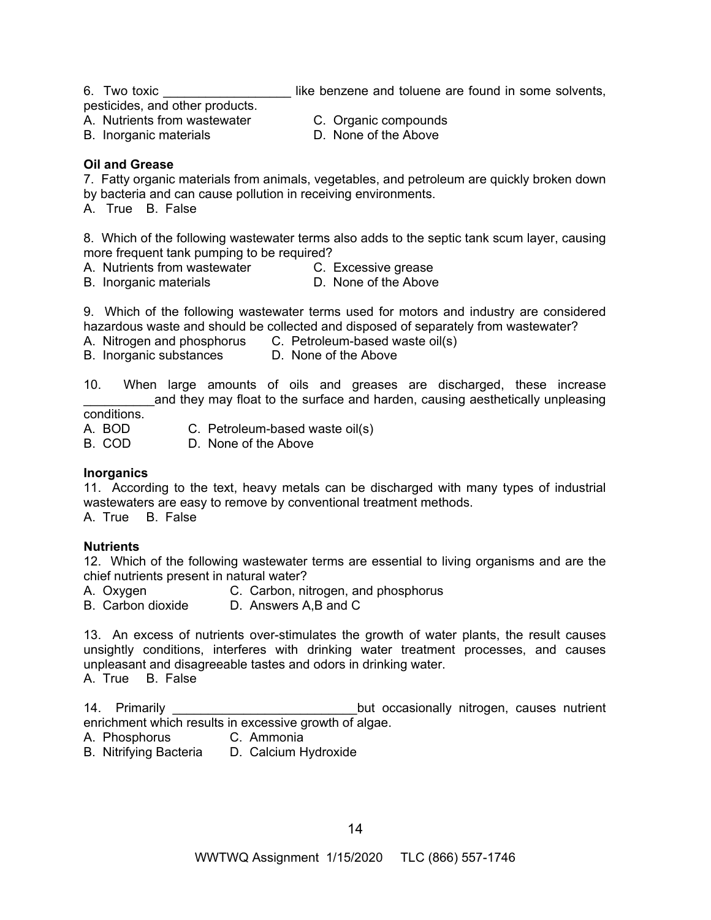6. Two toxic __________________ like benzene and toluene are found in some solvents, pesticides, and other products.
A. Nutrients from wastewater
B. Inorganic materials
C. Organic compounds
D. None of the Above

**Oil and Grease**

7. Fatty organic materials from animals, vegetables, and petroleum are quickly broken down by bacteria and can cause pollution in receiving environments.
A. True B. False

8. Which of the following wastewater terms also adds to the septic tank scum layer, causing more frequent tank pumping to be required?
A. Nutrients from wastewater
B. Inorganic materials
C. Excessive grease
D. None of the Above

9. Which of the following wastewater terms used for motors and industry are considered hazardous waste and should be collected and disposed of separately from wastewater?
A. Nitrogen and phosphorus
B. Inorganic substances
C. Petroleum-based waste oil(s)
D. None of the Above

10. When large amounts of oils and greases are discharged, these increase __________and they may float to the surface and harden, causing aesthetically unpleasing conditions.
A. BOD
B. COD
C. Petroleum-based waste oil(s)
D. None of the Above

**Inorganics**

11. According to the text, heavy metals can be discharged with many types of industrial wastewaters are easy to remove by conventional treatment methods.
A. True B. False

**Nutrients**

12. Which of the following wastewater terms are essential to living organisms and are the chief nutrients present in natural water?
A. Oxygen
B. Carbon dioxide
C. Carbon, nitrogen, and phosphorus
D. Answers A,B and C

13. An excess of nutrients over-stimulates the growth of water plants, the result causes unsightly conditions, interferes with drinking water treatment processes, and causes unpleasant and disagreeable tastes and odors in drinking water.
A. True B. False

14. Primarily __________________________but occasionally nitrogen, causes nutrient enrichment which results in excessive growth of algae.
A. Phosphorus
B. Nitrifying Bacteria
C. Ammonia
D. Calcium Hydroxide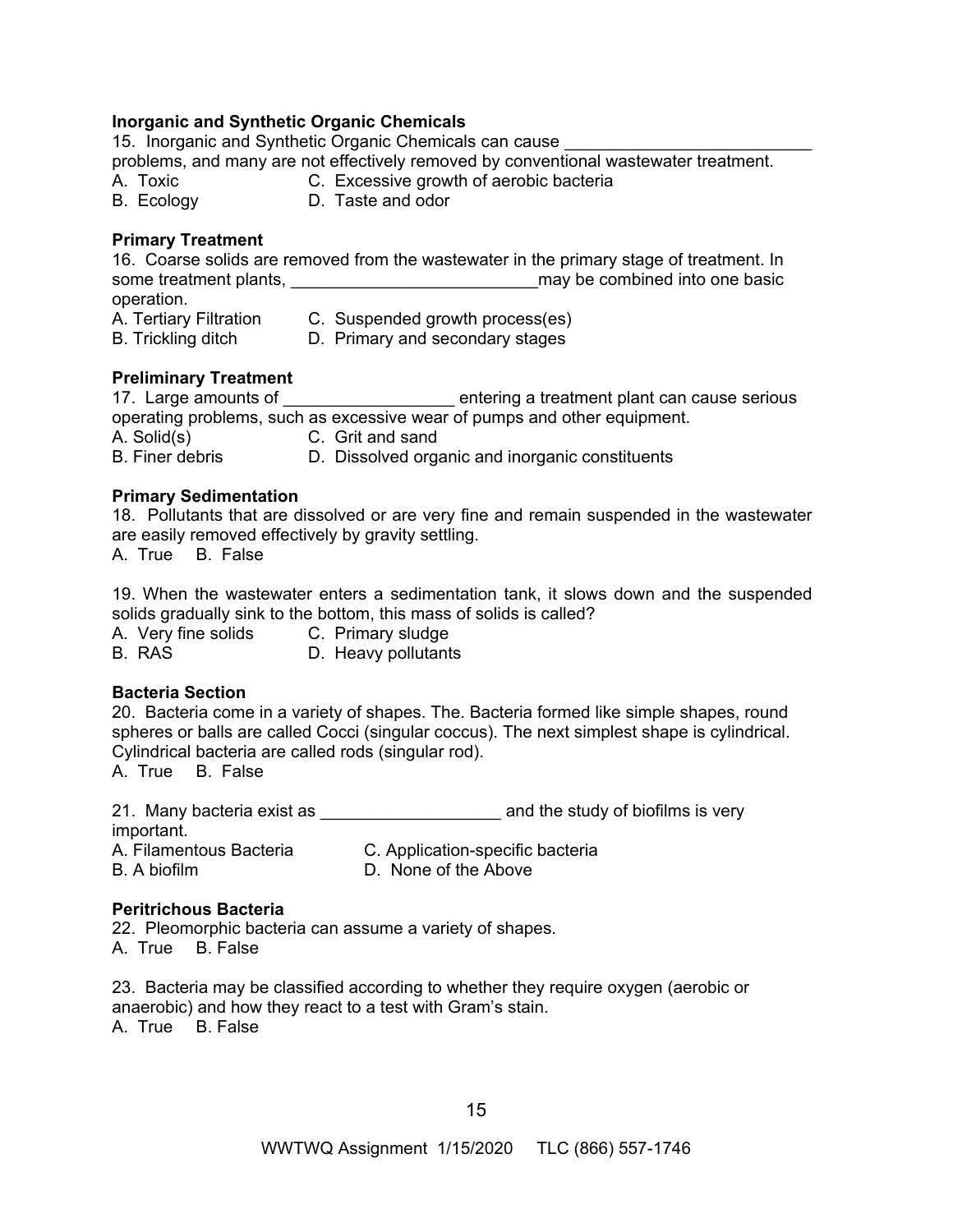**Inorganic and Synthetic Organic Chemicals**

15. Inorganic and Synthetic Organic Chemicals can cause __________________________ problems, and many are not effectively removed by conventional wastewater treatment.

A. Toxic  
B. Ecology  
C. Excessive growth of aerobic bacteria  
D. Taste and odor

**Primary Treatment**

16. Coarse solids are removed from the wastewater in the primary stage of treatment. In some treatment plants, __________________________may be combined into one basic operation.

A. Tertiary Filtration  
B. Trickling ditch  
C. Suspended growth process(es)  
D. Primary and secondary stages

**Preliminary Treatment**

17. Large amounts of __________________ entering a treatment plant can cause serious operating problems, such as excessive wear of pumps and other equipment.

A. Solid(s)  
B. Finer debris  
C. Grit and sand  
D. Dissolved organic and inorganic constituents

**Primary Sedimentation**

18. Pollutants that are dissolved or are very fine and remain suspended in the wastewater are easily removed effectively by gravity settling.

A. True B. False

19. When the wastewater enters a sedimentation tank, it slows down and the suspended solids gradually sink to the bottom, this mass of solids is called?

A. Very fine solids  
B. RAS  
C. Primary sludge  
D. Heavy pollutants

**Bacteria Section**

20. Bacteria come in a variety of shapes. The. Bacteria formed like simple shapes, round spheres or balls are called Cocci (singular coccus). The next simplest shape is cylindrical. Cylindrical bacteria are called rods (singular rod).

A. True B. False

21. Many bacteria exist as ___________________ and the study of biofilms is very important.

A. Filamentous Bacteria  
B. A biofilm  
C. Application-specific bacteria  
D. None of the Above

**Peritrichous Bacteria**

22. Pleomorphic bacteria can assume a variety of shapes.

A. True B. False

23. Bacteria may be classified according to whether they require oxygen (aerobic or anaerobic) and how they react to a test with Gram's stain.

A. True B. False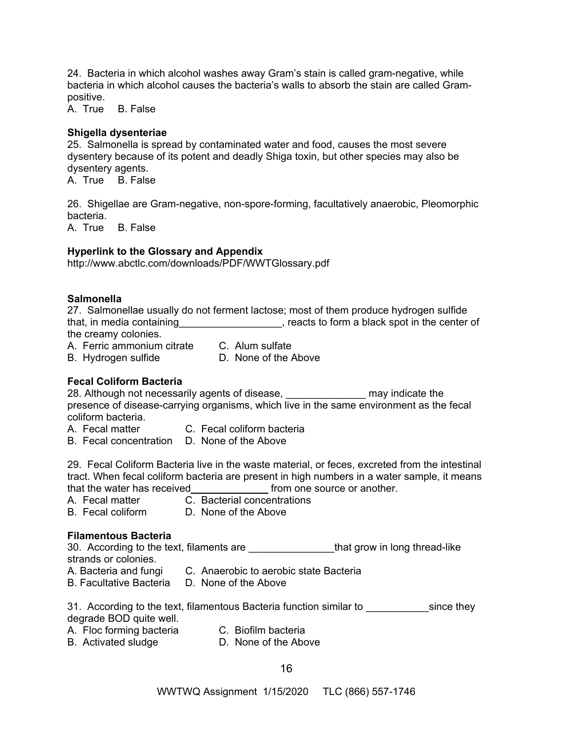24. Bacteria in which alcohol washes away Gram's stain is called gram-negative, while bacteria in which alcohol causes the bacteria's walls to absorb the stain are called Gram-positive.  
A. True B. False

**Shigella dysenteriae**  
25. Salmonella is spread by contaminated water and food, causes the most severe dysentery because of its potent and deadly Shiga toxin, but other species may also be dysentery agents.  
A. True B. False

26. Shigellae are Gram-negative, non-spore-forming, facultatively anaerobic, Pleomorphic bacteria.  
A. True B. False

**Hyperlink to the Glossary and Appendix**  
http://www.abctlc.com/downloads/PDF/WWTGlossary.pdf

**Salmonella**  
27. Salmonellae usually do not ferment lactose; most of them produce hydrogen sulfide that, in media containing__________________, reacts to form a black spot in the center of the creamy colonies.  
A. Ferric ammonium citrate C. Alum sulfate  
B. Hydrogen sulfide D. None of the Above

**Fecal Coliform Bacteria**  
28. Although not necessarily agents of disease, ______________ may indicate the presence of disease-carrying organisms, which live in the same environment as the fecal coliform bacteria.  
A. Fecal matter C. Fecal coliform bacteria  
B. Fecal concentration D. None of the Above

29. Fecal Coliform Bacteria live in the waste material, or feces, excreted from the intestinal tract. When fecal coliform bacteria are present in high numbers in a water sample, it means that the water has received______________ from one source or another.  
A. Fecal matter C. Bacterial concentrations  
B. Fecal coliform D. None of the Above

**Filamentous Bacteria**  
30. According to the text, filaments are _______________that grow in long thread-like strands or colonies.  
A. Bacteria and fungi C. Anaerobic to aerobic state Bacteria  
B. Facultative Bacteria D. None of the Above

31. According to the text, filamentous Bacteria function similar to ___________since they degrade BOD quite well.  
A. Floc forming bacteria C. Biofilm bacteria  
B. Activated sludge D. None of the Above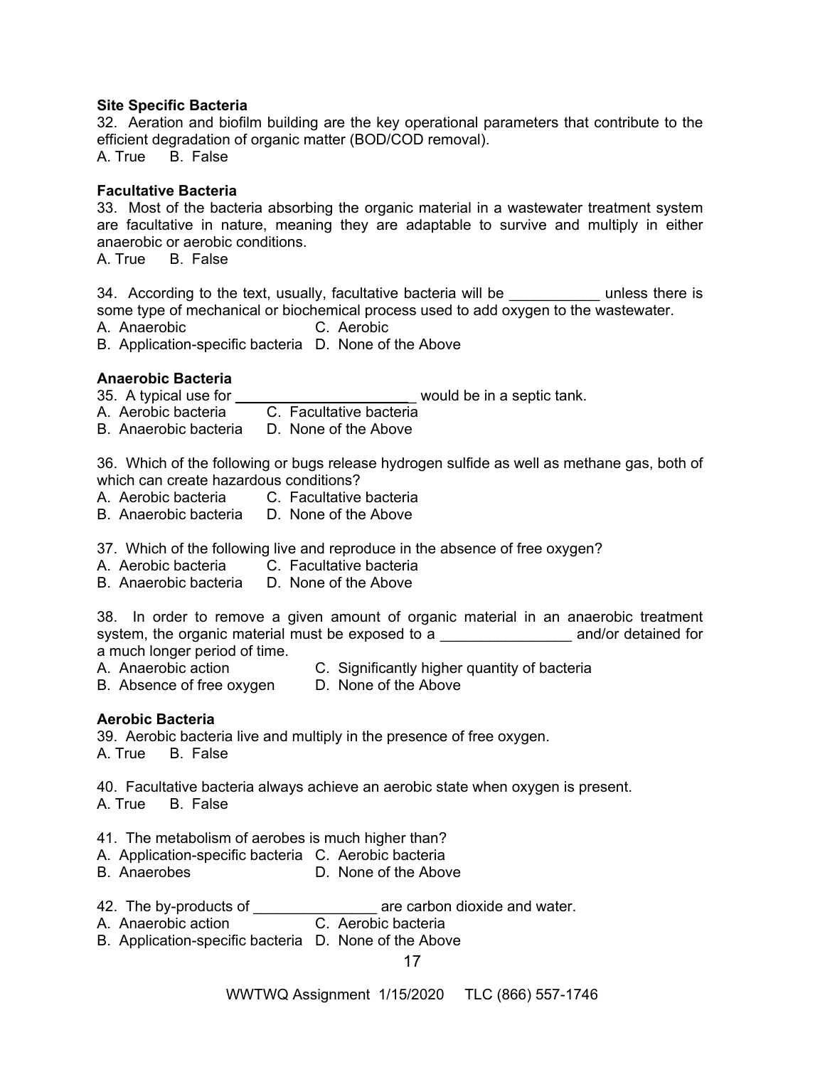**Site Specific Bacteria**

32. Aeration and biofilm building are the key operational parameters that contribute to the efficient degradation of organic matter (BOD/COD removal).
A. True B. False

**Facultative Bacteria**

33. Most of the bacteria absorbing the organic material in a wastewater treatment system are facultative in nature, meaning they are adaptable to survive and multiply in either anaerobic or aerobic conditions.
A. True B. False

34. According to the text, usually, facultative bacteria will be ___________ unless there is some type of mechanical or biochemical process used to add oxygen to the wastewater.
A. Anaerobic C. Aerobic
B. Application-specific bacteria D. None of the Above

**Anaerobic Bacteria**

35. A typical use for ______________________ would be in a septic tank.
A. Aerobic bacteria C. Facultative bacteria
B. Anaerobic bacteria D. None of the Above

36. Which of the following or bugs release hydrogen sulfide as well as methane gas, both of which can create hazardous conditions?
A. Aerobic bacteria C. Facultative bacteria
B. Anaerobic bacteria D. None of the Above

37. Which of the following live and reproduce in the absence of free oxygen?
A. Aerobic bacteria C. Facultative bacteria
B. Anaerobic bacteria D. None of the Above

38. In order to remove a given amount of organic material in an anaerobic treatment system, the organic material must be exposed to a ________________ and/or detained for a much longer period of time.
A. Anaerobic action C. Significantly higher quantity of bacteria
B. Absence of free oxygen D. None of the Above

**Aerobic Bacteria**

39. Aerobic bacteria live and multiply in the presence of free oxygen.
A. True B. False

40. Facultative bacteria always achieve an aerobic state when oxygen is present.
A. True B. False

41. The metabolism of aerobes is much higher than?
A. Application-specific bacteria C. Aerobic bacteria
B. Anaerobes D. None of the Above

42. The by-products of _______________ are carbon dioxide and water.
A. Anaerobic action C. Aerobic bacteria
B. Application-specific bacteria D. None of the Above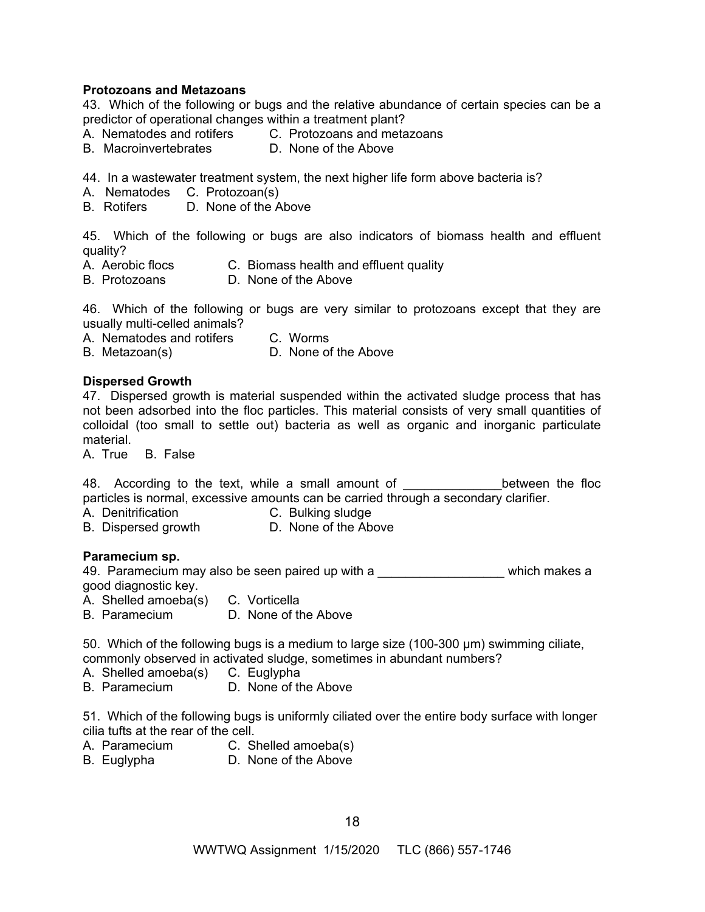**Protozoans and Metazoans**

43. Which of the following or bugs and the relative abundance of certain species can be a predictor of operational changes within a treatment plant?

A. Nematodes and rotifers C. Protozoans and metazoans
B. Macroinvertebrates D. None of the Above

44. In a wastewater treatment system, the next higher life form above bacteria is?

A. Nematodes C. Protozoan(s)
B. Rotifers D. None of the Above

45. Which of the following or bugs are also indicators of biomass health and effluent quality?

A. Aerobic flocs C. Biomass health and effluent quality
B. Protozoans D. None of the Above

46. Which of the following or bugs are very similar to protozoans except that they are usually multi-celled animals?

A. Nematodes and rotifers C. Worms
B. Metazoan(s) D. None of the Above

**Dispersed Growth**

47. Dispersed growth is material suspended within the activated sludge process that has not been adsorbed into the floc particles. This material consists of very small quantities of colloidal (too small to settle out) bacteria as well as organic and inorganic particulate material.

A. True B. False

48. According to the text, while a small amount of ______________between the floc particles is normal, excessive amounts can be carried through a secondary clarifier.

A. Denitrification C. Bulking sludge
B. Dispersed growth D. None of the Above

**Paramecium sp.**

49. Paramecium may also be seen paired up with a __________________ which makes a good diagnostic key.

A. Shelled amoeba(s) C. Vorticella
B. Paramecium D. None of the Above

50. Which of the following bugs is a medium to large size (100-300 µm) swimming ciliate, commonly observed in activated sludge, sometimes in abundant numbers?

A. Shelled amoeba(s) C. Euglypha
B. Paramecium D. None of the Above

51. Which of the following bugs is uniformly ciliated over the entire body surface with longer cilia tufts at the rear of the cell.

A. Paramecium C. Shelled amoeba(s)
B. Euglypha D. None of the Above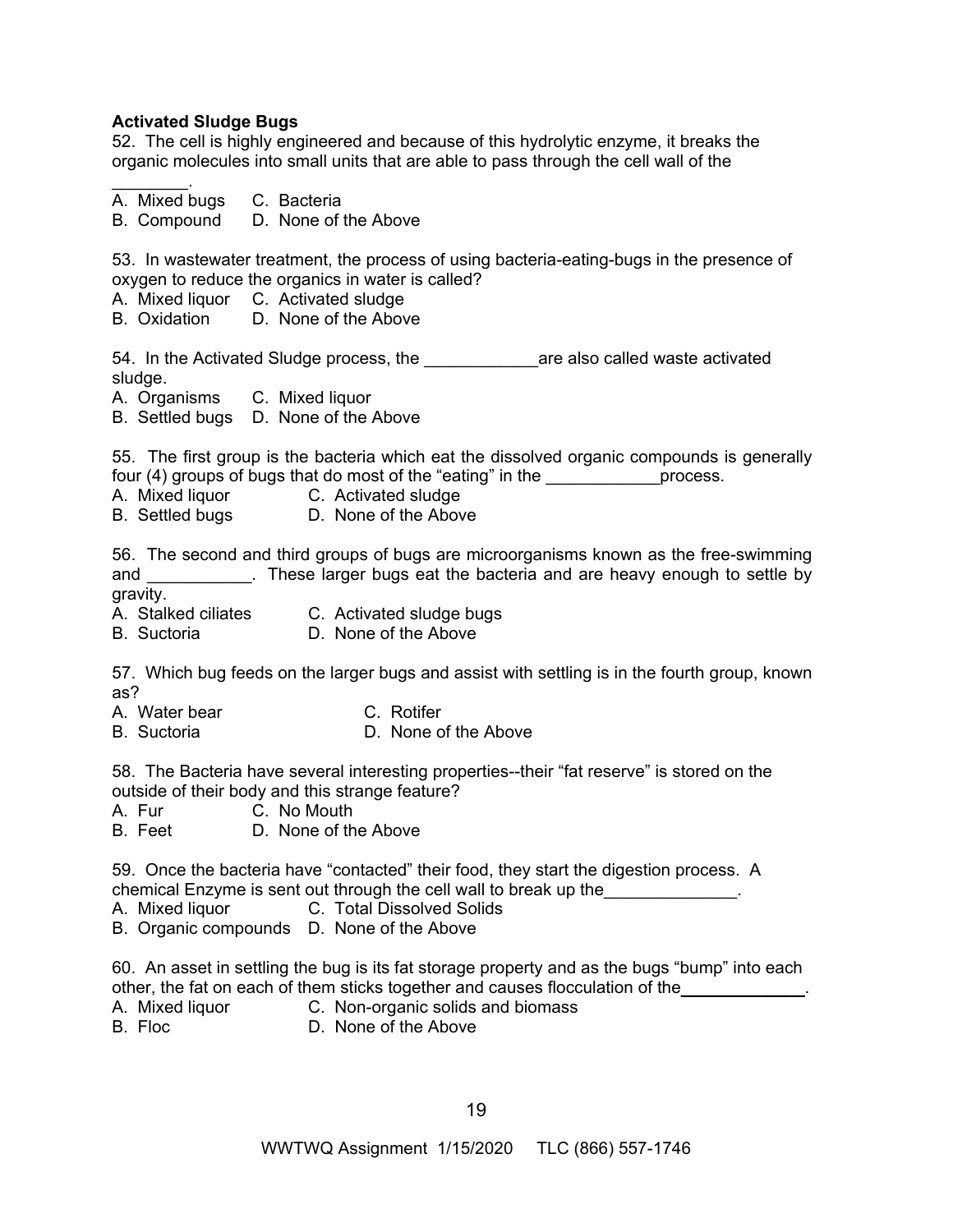**Activated Sludge Bugs**

52. The cell is highly engineered and because of this hydrolytic enzyme, it breaks the organic molecules into small units that are able to pass through the cell wall of the ________.

A. Mixed bugs C. Bacteria
B. Compound D. None of the Above

53. In wastewater treatment, the process of using bacteria-eating-bugs in the presence of oxygen to reduce the organics in water is called?

A. Mixed liquor C. Activated sludge
B. Oxidation D. None of the Above

54. In the Activated Sludge process, the ____________are also called waste activated sludge.

A. Organisms C. Mixed liquor
B. Settled bugs D. None of the Above

55. The first group is the bacteria which eat the dissolved organic compounds is generally four (4) groups of bugs that do most of the "eating" in the ____________process.

A. Mixed liquor C. Activated sludge
B. Settled bugs D. None of the Above

56. The second and third groups of bugs are microorganisms known as the free-swimming and ___________. These larger bugs eat the bacteria and are heavy enough to settle by gravity.

A. Stalked ciliates C. Activated sludge bugs
B. Suctoria D. None of the Above

57. Which bug feeds on the larger bugs and assist with settling is in the fourth group, known as?

A. Water bear C. Rotifer
B. Suctoria D. None of the Above

58. The Bacteria have several interesting properties--their "fat reserve" is stored on the outside of their body and this strange feature?

A. Fur C. No Mouth
B. Feet D. None of the Above

59. Once the bacteria have "contacted" their food, they start the digestion process. A chemical Enzyme is sent out through the cell wall to break up the______________.

A. Mixed liquor C. Total Dissolved Solids
B. Organic compounds D. None of the Above

60. An asset in settling the bug is its fat storage property and as the bugs "bump" into each other, the fat on each of them sticks together and causes flocculation of the_____________.

A. Mixed liquor C. Non-organic solids and biomass
B. Floc D. None of the Above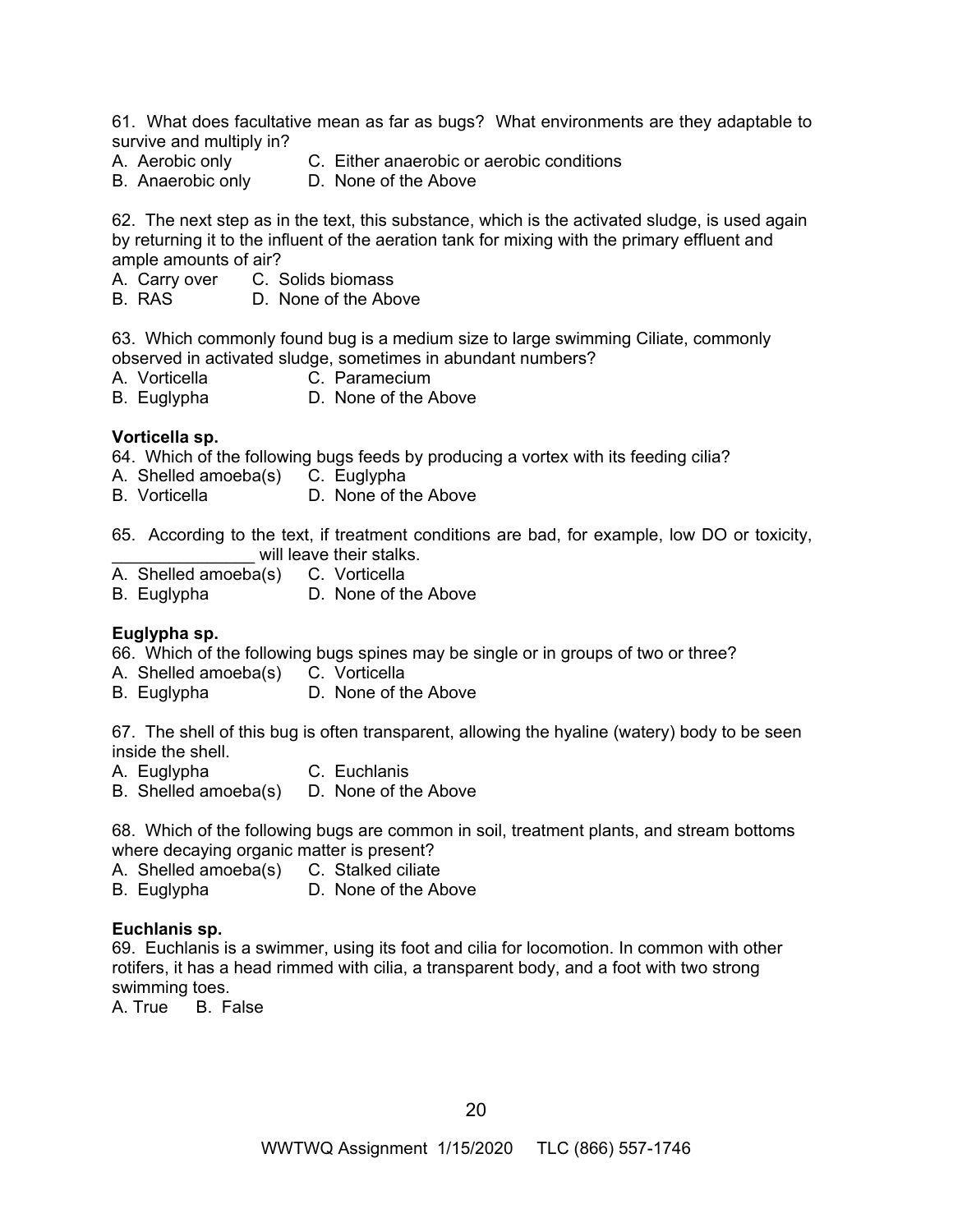61. What does facultative mean as far as bugs? What environments are they adaptable to survive and multiply in?

A. Aerobic only  C. Either anaerobic or aerobic conditions
B. Anaerobic only  D. None of the Above

62. The next step as in the text, this substance, which is the activated sludge, is used again by returning it to the influent of the aeration tank for mixing with the primary effluent and ample amounts of air?

A. Carry over  C. Solids biomass
B. RAS  D. None of the Above

63. Which commonly found bug is a medium size to large swimming Ciliate, commonly observed in activated sludge, sometimes in abundant numbers?

A. Vorticella  C. Paramecium
B. Euglypha  D. None of the Above

**Vorticella sp.**

64. Which of the following bugs feeds by producing a vortex with its feeding cilia?

A. Shelled amoeba(s)  C. Euglypha
B. Vorticella  D. None of the Above

65. According to the text, if treatment conditions are bad, for example, low DO or toxicity, _______________ will leave their stalks.

A. Shelled amoeba(s)  C. Vorticella
B. Euglypha  D. None of the Above

**Euglypha sp.**

66. Which of the following bugs spines may be single or in groups of two or three?

A. Shelled amoeba(s)  C. Vorticella
B. Euglypha  D. None of the Above

67. The shell of this bug is often transparent, allowing the hyaline (watery) body to be seen inside the shell.

A. Euglypha  C. Euchlanis
B. Shelled amoeba(s)  D. None of the Above

68. Which of the following bugs are common in soil, treatment plants, and stream bottoms where decaying organic matter is present?

A. Shelled amoeba(s)  C. Stalked ciliate
B. Euglypha  D. None of the Above

**Euchlanis sp.**

69. Euchlanis is a swimmer, using its foot and cilia for locomotion. In common with other rotifers, it has a head rimmed with cilia, a transparent body, and a foot with two strong swimming toes.

A. True  B. False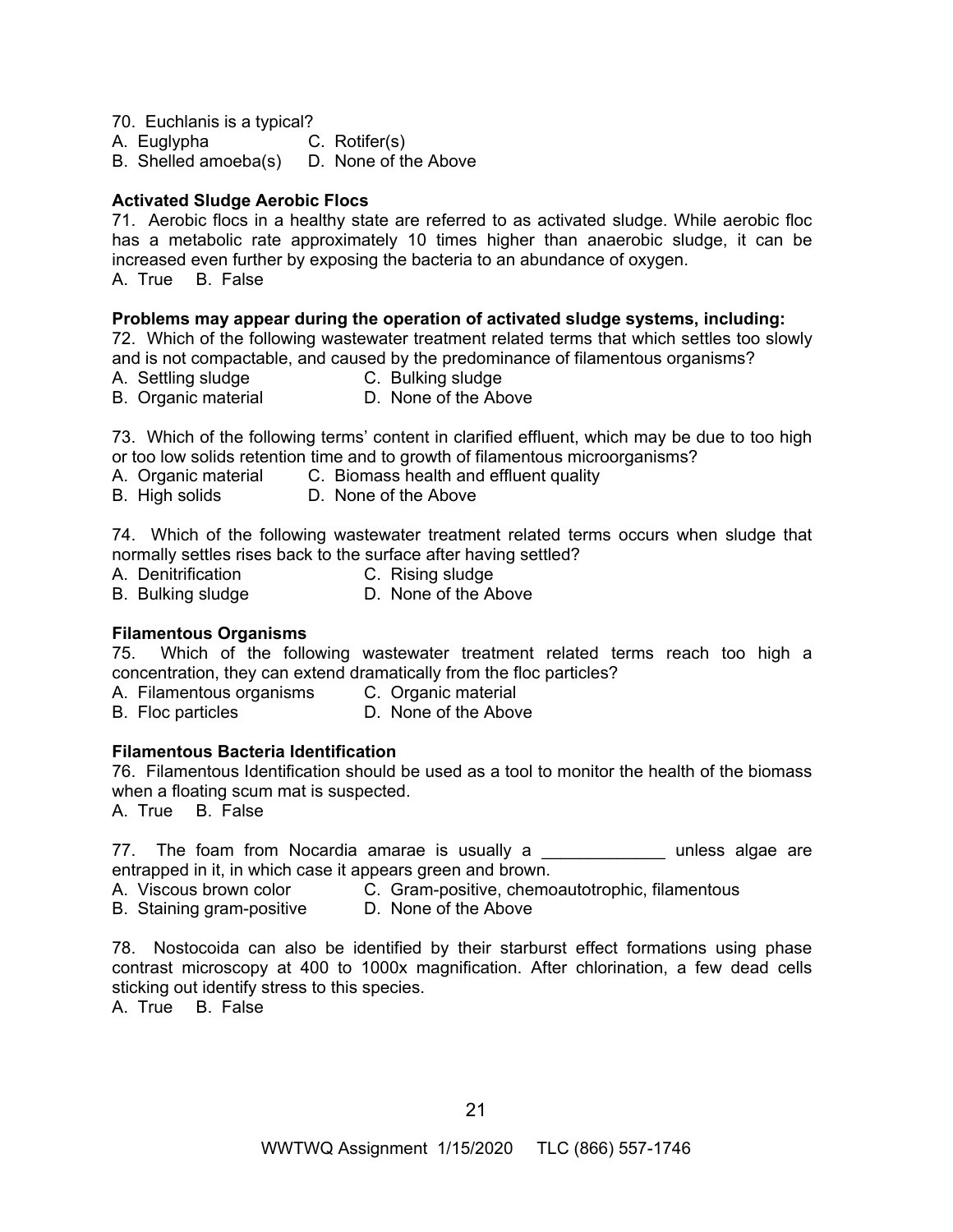70. Euchlanis is a typical?
A. Euglypha C. Rotifer(s)
B. Shelled amoeba(s) D. None of the Above

**Activated Sludge Aerobic Flocs**

71. Aerobic flocs in a healthy state are referred to as activated sludge. While aerobic floc has a metabolic rate approximately 10 times higher than anaerobic sludge, it can be increased even further by exposing the bacteria to an abundance of oxygen.
A. True B. False

**Problems may appear during the operation of activated sludge systems, including:**

72. Which of the following wastewater treatment related terms that which settles too slowly and is not compactable, and caused by the predominance of filamentous organisms?
A. Settling sludge C. Bulking sludge
B. Organic material D. None of the Above

73. Which of the following terms' content in clarified effluent, which may be due to too high or too low solids retention time and to growth of filamentous microorganisms?
A. Organic material C. Biomass health and effluent quality
B. High solids D. None of the Above

74. Which of the following wastewater treatment related terms occurs when sludge that normally settles rises back to the surface after having settled?
A. Denitrification C. Rising sludge
B. Bulking sludge D. None of the Above

**Filamentous Organisms**

75. Which of the following wastewater treatment related terms reach too high a concentration, they can extend dramatically from the floc particles?
A. Filamentous organisms C. Organic material
B. Floc particles D. None of the Above

**Filamentous Bacteria Identification**

76. Filamentous Identification should be used as a tool to monitor the health of the biomass when a floating scum mat is suspected.
A. True B. False

77. The foam from Nocardia amarae is usually a _____________ unless algae are entrapped in it, in which case it appears green and brown.
A. Viscous brown color C. Gram-positive, chemoautotrophic, filamentous
B. Staining gram-positive D. None of the Above

78. Nostocoida can also be identified by their starburst effect formations using phase contrast microscopy at 400 to 1000x magnification. After chlorination, a few dead cells sticking out identify stress to this species.
A. True B. False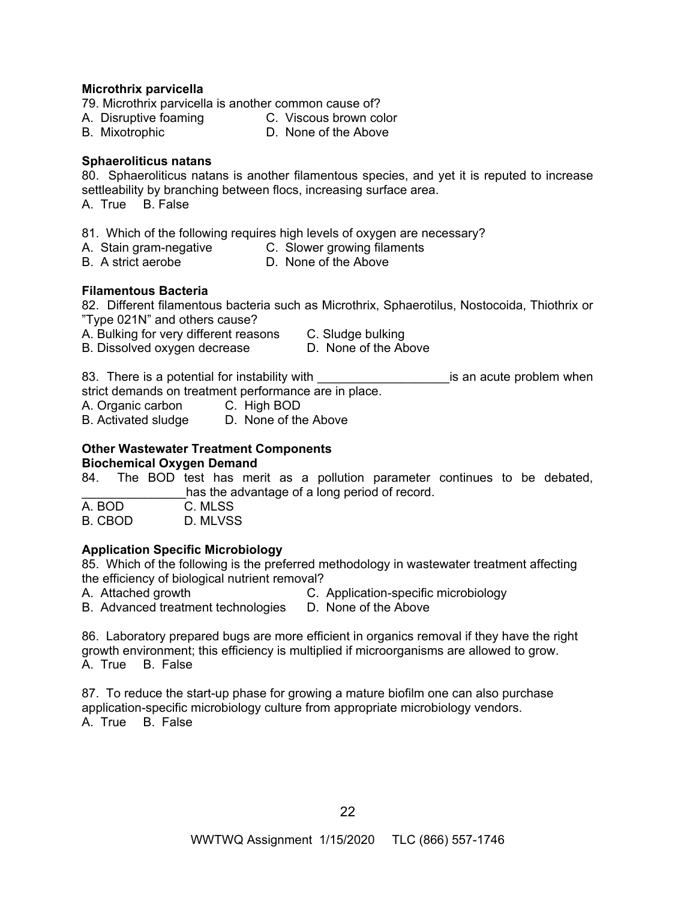**Microthrix parvicella**

79. Microthrix parvicella is another common cause of?

A. Disruptive foaming  
B. Mixotrophic  
C. Viscous brown color  
D. None of the Above

**Sphaeroliticus natans**

80. Sphaeroliticus natans is another filamentous species, and yet it is reputed to increase settleability by branching between flocs, increasing surface area.

A. True B. False

81. Which of the following requires high levels of oxygen are necessary?

A. Stain gram-negative  
B. A strict aerobe  
C. Slower growing filaments  
D. None of the Above

**Filamentous Bacteria**

82. Different filamentous bacteria such as Microthrix, Sphaerotilus, Nostocoida, Thiothrix or "Type 021N" and others cause?

A. Bulking for very different reasons  
B. Dissolved oxygen decrease  
C. Sludge bulking  
D. None of the Above

83. There is a potential for instability with ___________________is an acute problem when strict demands on treatment performance are in place.

A. Organic carbon  
B. Activated sludge  
C. High BOD  
D. None of the Above

**Other Wastewater Treatment Components**

**Biochemical Oxygen Demand**

84. The BOD test has merit as a pollution parameter continues to be debated, _______________has the advantage of a long period of record.

A. BOD  
B. CBOD  
C. MLSS  
D. MLVSS

**Application Specific Microbiology**

85. Which of the following is the preferred methodology in wastewater treatment affecting the efficiency of biological nutrient removal?

A. Attached growth  
B. Advanced treatment technologies  
C. Application-specific microbiology  
D. None of the Above

86. Laboratory prepared bugs are more efficient in organics removal if they have the right growth environment; this efficiency is multiplied if microorganisms are allowed to grow.

A. True B. False

87. To reduce the start-up phase for growing a mature biofilm one can also purchase application-specific microbiology culture from appropriate microbiology vendors.

A. True B. False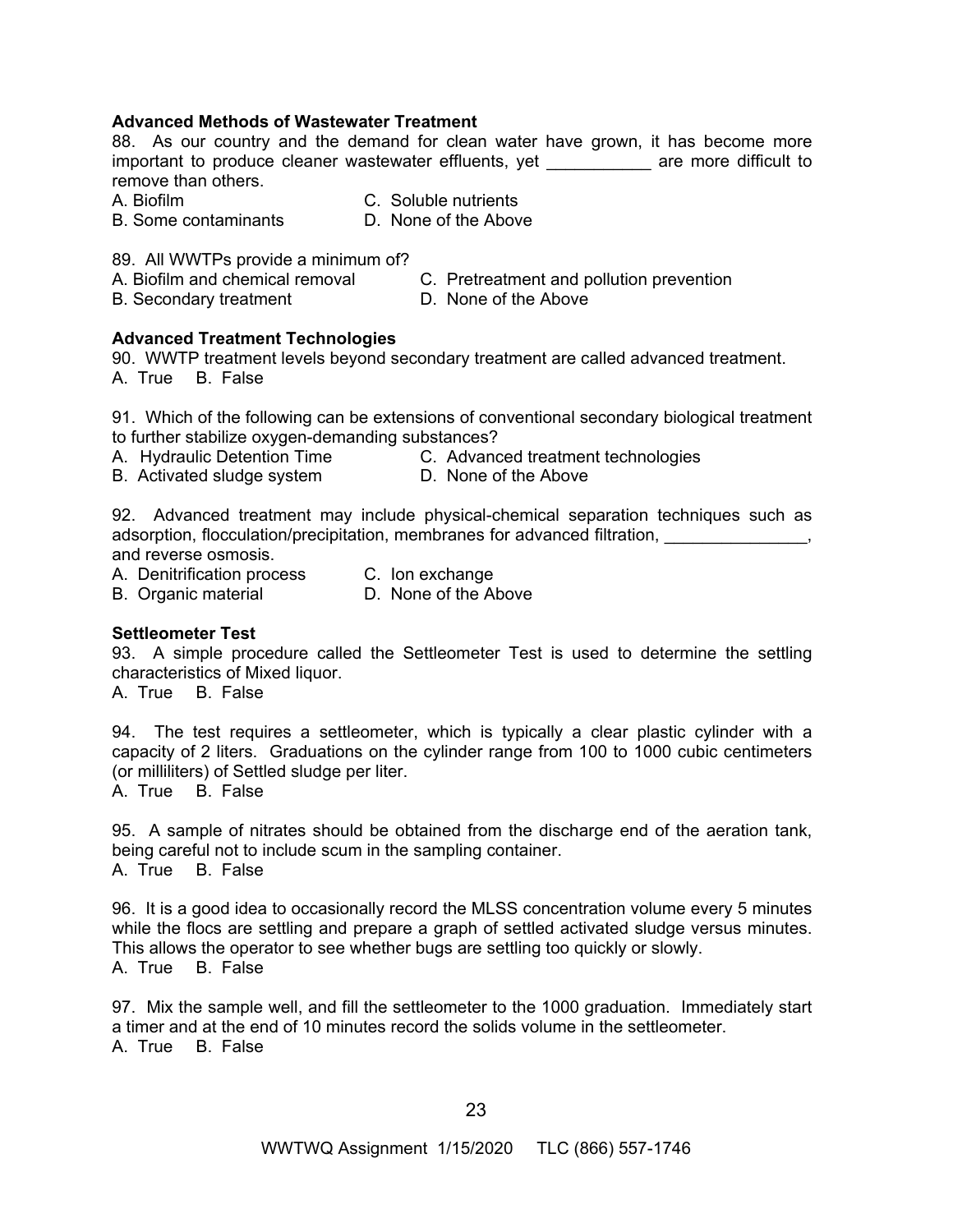**Advanced Methods of Wastewater Treatment**

88. As our country and the demand for clean water have grown, it has become more important to produce cleaner wastewater effluents, yet ___________ are more difficult to remove than others.

A. Biofilm  
B. Some contaminants  
C. Soluble nutrients  
D. None of the Above

89. All WWTPs provide a minimum of?

A. Biofilm and chemical removal  
B. Secondary treatment  
C. Pretreatment and pollution prevention  
D. None of the Above

**Advanced Treatment Technologies**

90. WWTP treatment levels beyond secondary treatment are called advanced treatment.  
A. True B. False

91. Which of the following can be extensions of conventional secondary biological treatment to further stabilize oxygen-demanding substances?

A. Hydraulic Detention Time  
B. Activated sludge system  
C. Advanced treatment technologies  
D. None of the Above

92. Advanced treatment may include physical-chemical separation techniques such as adsorption, flocculation/precipitation, membranes for advanced filtration, _______________, and reverse osmosis.

A. Denitrification process  
B. Organic material  
C. Ion exchange  
D. None of the Above

**Settleometer Test**

93. A simple procedure called the Settleometer Test is used to determine the settling characteristics of Mixed liquor.  
A. True B. False

94. The test requires a settleometer, which is typically a clear plastic cylinder with a capacity of 2 liters. Graduations on the cylinder range from 100 to 1000 cubic centimeters (or milliliters) of Settled sludge per liter.  
A. True B. False

95. A sample of nitrates should be obtained from the discharge end of the aeration tank, being careful not to include scum in the sampling container.  
A. True B. False

96. It is a good idea to occasionally record the MLSS concentration volume every 5 minutes while the flocs are settling and prepare a graph of settled activated sludge versus minutes. This allows the operator to see whether bugs are settling too quickly or slowly.  
A. True B. False

97. Mix the sample well, and fill the settleometer to the 1000 graduation. Immediately start a timer and at the end of 10 minutes record the solids volume in the settleometer.  
A. True B. False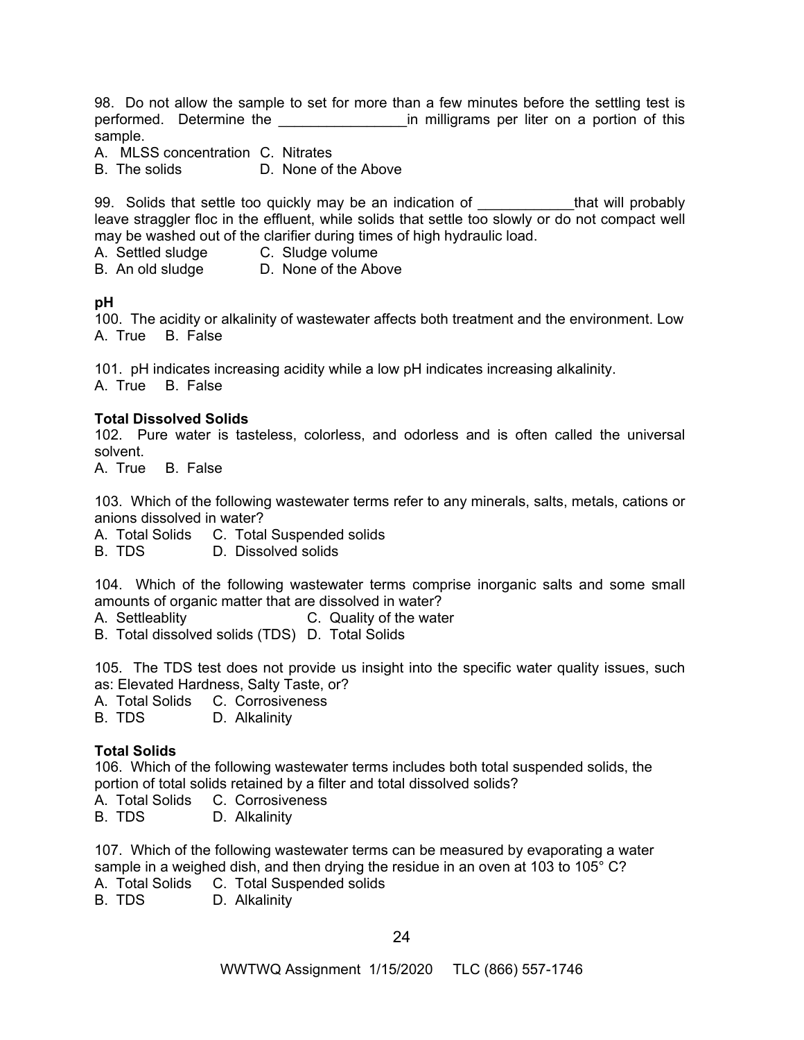98. Do not allow the sample to set for more than a few minutes before the settling test is performed. Determine the ________________in milligrams per liter on a portion of this sample.
A. MLSS concentration C. Nitrates
B. The solids D. None of the Above

99. Solids that settle too quickly may be an indication of ____________that will probably leave straggler floc in the effluent, while solids that settle too slowly or do not compact well may be washed out of the clarifier during times of high hydraulic load.
A. Settled sludge C. Sludge volume
B. An old sludge D. None of the Above

**pH**

100. The acidity or alkalinity of wastewater affects both treatment and the environment. Low
A. True B. False

101. pH indicates increasing acidity while a low pH indicates increasing alkalinity.
A. True B. False

**Total Dissolved Solids**

102. Pure water is tasteless, colorless, and odorless and is often called the universal solvent.
A. True B. False

103. Which of the following wastewater terms refer to any minerals, salts, metals, cations or anions dissolved in water?
A. Total Solids C. Total Suspended solids
B. TDS D. Dissolved solids

104. Which of the following wastewater terms comprise inorganic salts and some small amounts of organic matter that are dissolved in water?
A. Settleablity C. Quality of the water
B. Total dissolved solids (TDS) D. Total Solids

105. The TDS test does not provide us insight into the specific water quality issues, such as: Elevated Hardness, Salty Taste, or?
A. Total Solids C. Corrosiveness
B. TDS D. Alkalinity

**Total Solids**

106. Which of the following wastewater terms includes both total suspended solids, the portion of total solids retained by a filter and total dissolved solids?
A. Total Solids C. Corrosiveness
B. TDS D. Alkalinity

107. Which of the following wastewater terms can be measured by evaporating a water sample in a weighed dish, and then drying the residue in an oven at 103 to 105° C?
A. Total Solids C. Total Suspended solids
B. TDS D. Alkalinity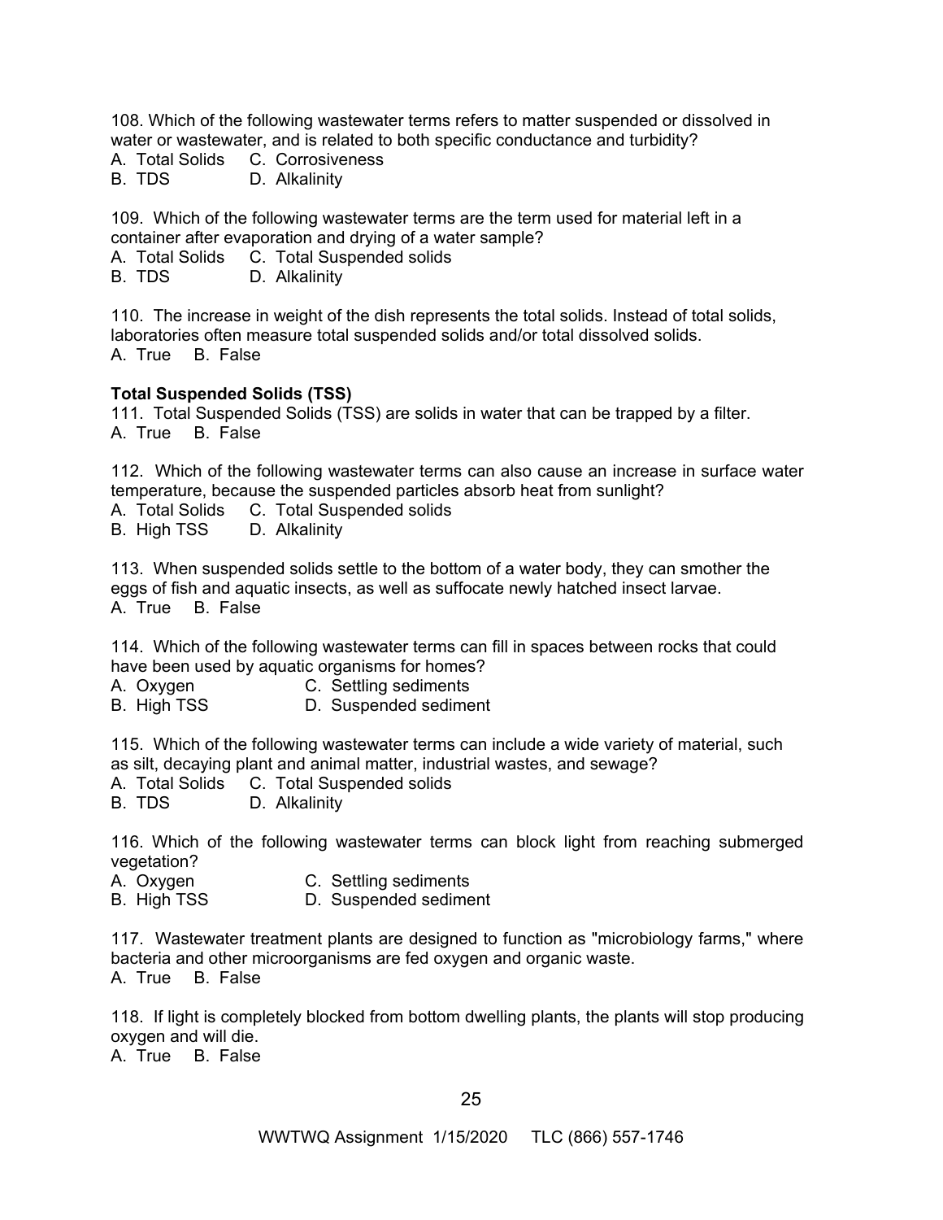108. Which of the following wastewater terms refers to matter suspended or dissolved in water or wastewater, and is related to both specific conductance and turbidity?
A. Total Solids C. Corrosiveness
B. TDS D. Alkalinity

109. Which of the following wastewater terms are the term used for material left in a container after evaporation and drying of a water sample?
A. Total Solids C. Total Suspended solids
B. TDS D. Alkalinity

110. The increase in weight of the dish represents the total solids. Instead of total solids, laboratories often measure total suspended solids and/or total dissolved solids.
A. True B. False

**Total Suspended Solids (TSS)**

111. Total Suspended Solids (TSS) are solids in water that can be trapped by a filter.
A. True B. False

112. Which of the following wastewater terms can also cause an increase in surface water temperature, because the suspended particles absorb heat from sunlight?
A. Total Solids C. Total Suspended solids
B. High TSS D. Alkalinity

113. When suspended solids settle to the bottom of a water body, they can smother the eggs of fish and aquatic insects, as well as suffocate newly hatched insect larvae.
A. True B. False

114. Which of the following wastewater terms can fill in spaces between rocks that could have been used by aquatic organisms for homes?
A. Oxygen C. Settling sediments
B. High TSS D. Suspended sediment

115. Which of the following wastewater terms can include a wide variety of material, such as silt, decaying plant and animal matter, industrial wastes, and sewage?
A. Total Solids C. Total Suspended solids
B. TDS D. Alkalinity

116. Which of the following wastewater terms can block light from reaching submerged vegetation?
A. Oxygen C. Settling sediments
B. High TSS D. Suspended sediment

117. Wastewater treatment plants are designed to function as "microbiology farms," where bacteria and other microorganisms are fed oxygen and organic waste.
A. True B. False

118. If light is completely blocked from bottom dwelling plants, the plants will stop producing oxygen and will die.
A. True B. False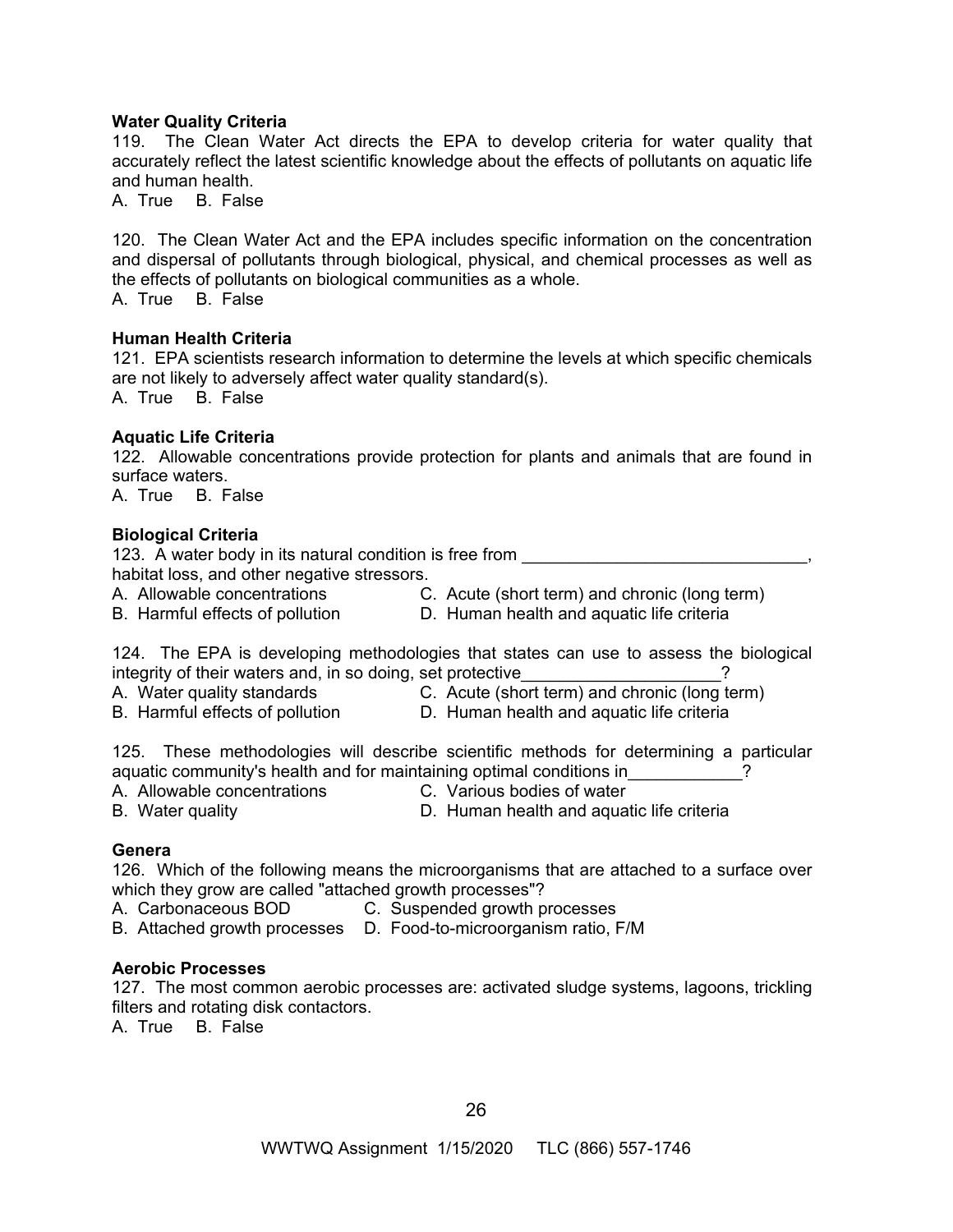**Water Quality Criteria**

119. The Clean Water Act directs the EPA to develop criteria for water quality that accurately reflect the latest scientific knowledge about the effects of pollutants on aquatic life and human health.

A. True B. False

120. The Clean Water Act and the EPA includes specific information on the concentration and dispersal of pollutants through biological, physical, and chemical processes as well as the effects of pollutants on biological communities as a whole.

A. True B. False

**Human Health Criteria**

121. EPA scientists research information to determine the levels at which specific chemicals are not likely to adversely affect water quality standard(s).

A. True B. False

**Aquatic Life Criteria**

122. Allowable concentrations provide protection for plants and animals that are found in surface waters.

A. True B. False

**Biological Criteria**

123. A water body in its natural condition is free from ______________________________, habitat loss, and other negative stressors.

A. Allowable concentrations
B. Harmful effects of pollution
C. Acute (short term) and chronic (long term)
D. Human health and aquatic life criteria

124. The EPA is developing methodologies that states can use to assess the biological integrity of their waters and, in so doing, set protective____________________?

A. Water quality standards
B. Harmful effects of pollution
C. Acute (short term) and chronic (long term)
D. Human health and aquatic life criteria

125. These methodologies will describe scientific methods for determining a particular aquatic community's health and for maintaining optimal conditions in____________?

A. Allowable concentrations
B. Water quality
C. Various bodies of water
D. Human health and aquatic life criteria

**Genera**

126. Which of the following means the microorganisms that are attached to a surface over which they grow are called "attached growth processes"?

A. Carbonaceous BOD
B. Attached growth processes
C. Suspended growth processes
D. Food-to-microorganism ratio, F/M

**Aerobic Processes**

127. The most common aerobic processes are: activated sludge systems, lagoons, trickling filters and rotating disk contactors.

A. True B. False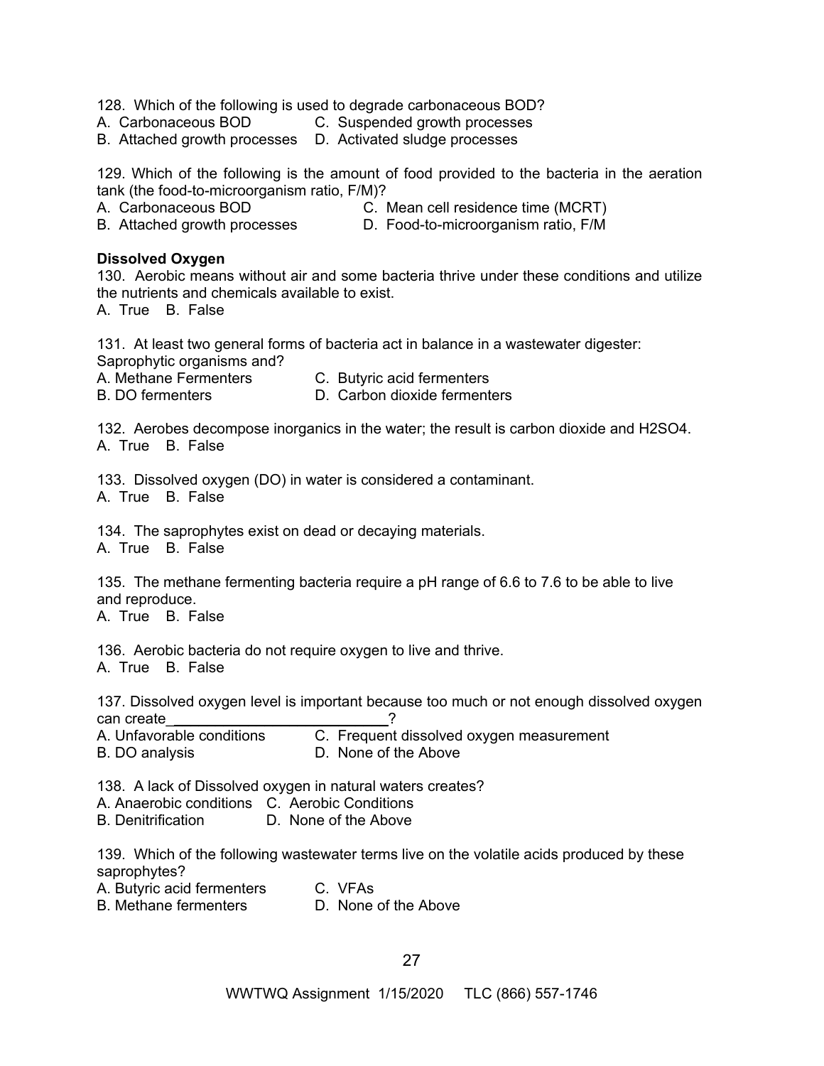128. Which of the following is used to degrade carbonaceous BOD?
A. Carbonaceous BOD C. Suspended growth processes
B. Attached growth processes D. Activated sludge processes

129. Which of the following is the amount of food provided to the bacteria in the aeration tank (the food-to-microorganism ratio, F/M)?
A. Carbonaceous BOD C. Mean cell residence time (MCRT)
B. Attached growth processes D. Food-to-microorganism ratio, F/M

**Dissolved Oxygen**

130. Aerobic means without air and some bacteria thrive under these conditions and utilize the nutrients and chemicals available to exist.
A. True B. False

131. At least two general forms of bacteria act in balance in a wastewater digester: Saprophytic organisms and?
A. Methane Fermenters C. Butyric acid fermenters
B. DO fermenters D. Carbon dioxide fermenters

132. Aerobes decompose inorganics in the water; the result is carbon dioxide and $H_2SO_4$.
A. True B. False

133. Dissolved oxygen (DO) in water is considered a contaminant.
A. True B. False

134. The saprophytes exist on dead or decaying materials.
A. True B. False

135. The methane fermenting bacteria require a pH range of 6.6 to 7.6 to be able to live and reproduce.
A. True B. False

136. Aerobic bacteria do not require oxygen to live and thrive.
A. True B. False

137. Dissolved oxygen level is important because too much or not enough dissolved oxygen can create___________________________?
A. Unfavorable conditions C. Frequent dissolved oxygen measurement
B. DO analysis D. None of the Above

138. A lack of Dissolved oxygen in natural waters creates?
A. Anaerobic conditions C. Aerobic Conditions
B. Denitrification D. None of the Above

139. Which of the following wastewater terms live on the volatile acids produced by these saprophytes?
A. Butyric acid fermenters C. VFAs
B. Methane fermenters D. None of the Above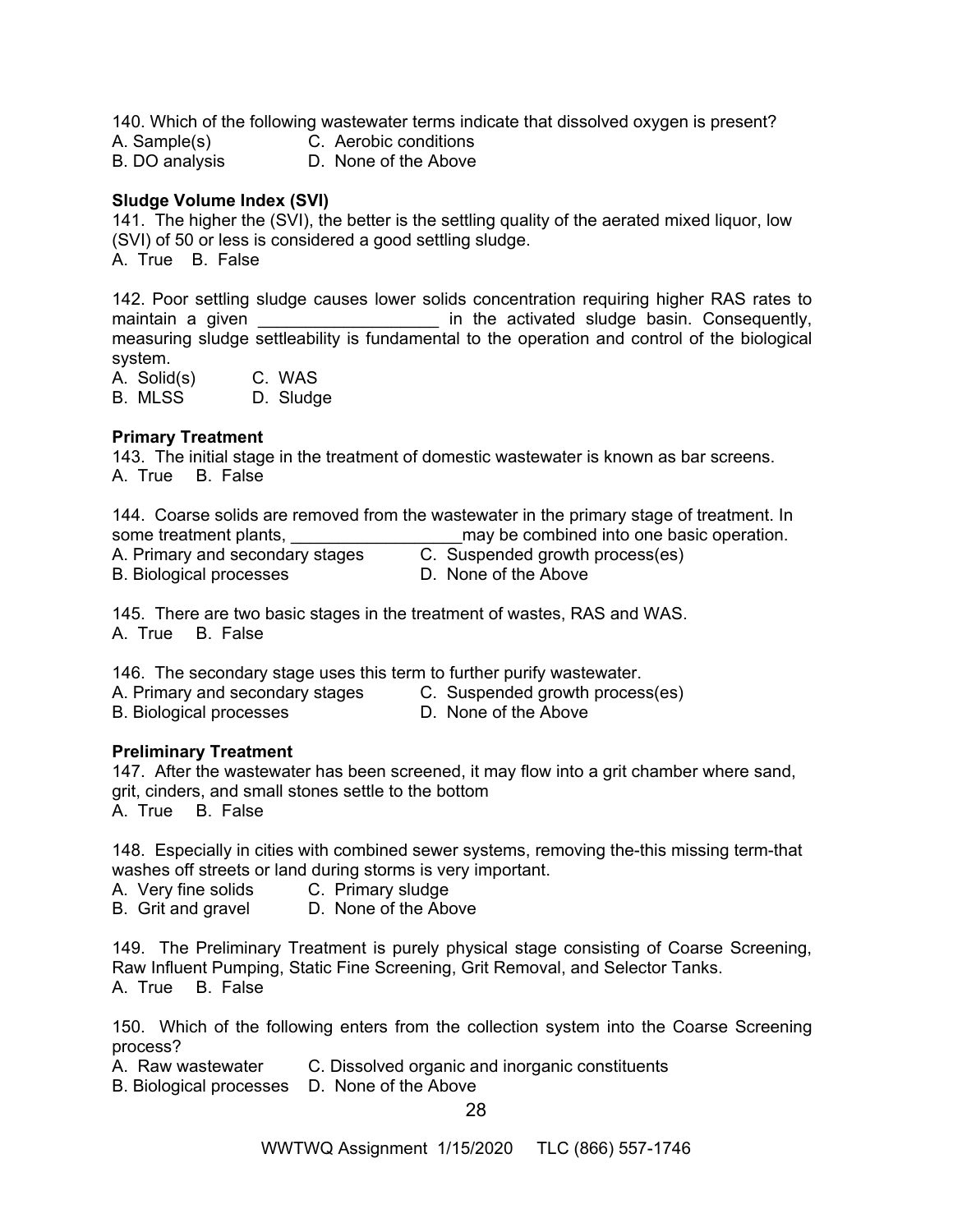140. Which of the following wastewater terms indicate that dissolved oxygen is present?
A. Sample(s)  C. Aerobic conditions
B. DO analysis  D. None of the Above

**Sludge Volume Index (SVI)**
141. The higher the (SVI), the better is the settling quality of the aerated mixed liquor, low (SVI) of 50 or less is considered a good settling sludge.
A. True  B. False

142. Poor settling sludge causes lower solids concentration requiring higher RAS rates to maintain a given ___________________ in the activated sludge basin. Consequently, measuring sludge settleability is fundamental to the operation and control of the biological system.
A. Solid(s)  C. WAS
B. MLSS  D. Sludge

**Primary Treatment**
143. The initial stage in the treatment of domestic wastewater is known as bar screens.
A. True  B. False

144. Coarse solids are removed from the wastewater in the primary stage of treatment. In some treatment plants, __________________may be combined into one basic operation.
A. Primary and secondary stages  C. Suspended growth process(es)
B. Biological processes  D. None of the Above

145. There are two basic stages in the treatment of wastes, RAS and WAS.
A. True  B. False

146. The secondary stage uses this term to further purify wastewater.
A. Primary and secondary stages  C. Suspended growth process(es)
B. Biological processes  D. None of the Above

**Preliminary Treatment**
147. After the wastewater has been screened, it may flow into a grit chamber where sand, grit, cinders, and small stones settle to the bottom
A. True  B. False

148. Especially in cities with combined sewer systems, removing the-this missing term-that washes off streets or land during storms is very important.
A. Very fine solids  C. Primary sludge
B. Grit and gravel  D. None of the Above

149. The Preliminary Treatment is purely physical stage consisting of Coarse Screening, Raw Influent Pumping, Static Fine Screening, Grit Removal, and Selector Tanks.
A. True  B. False

150. Which of the following enters from the collection system into the Coarse Screening process?
A. Raw wastewater  C. Dissolved organic and inorganic constituents
B. Biological processes  D. None of the Above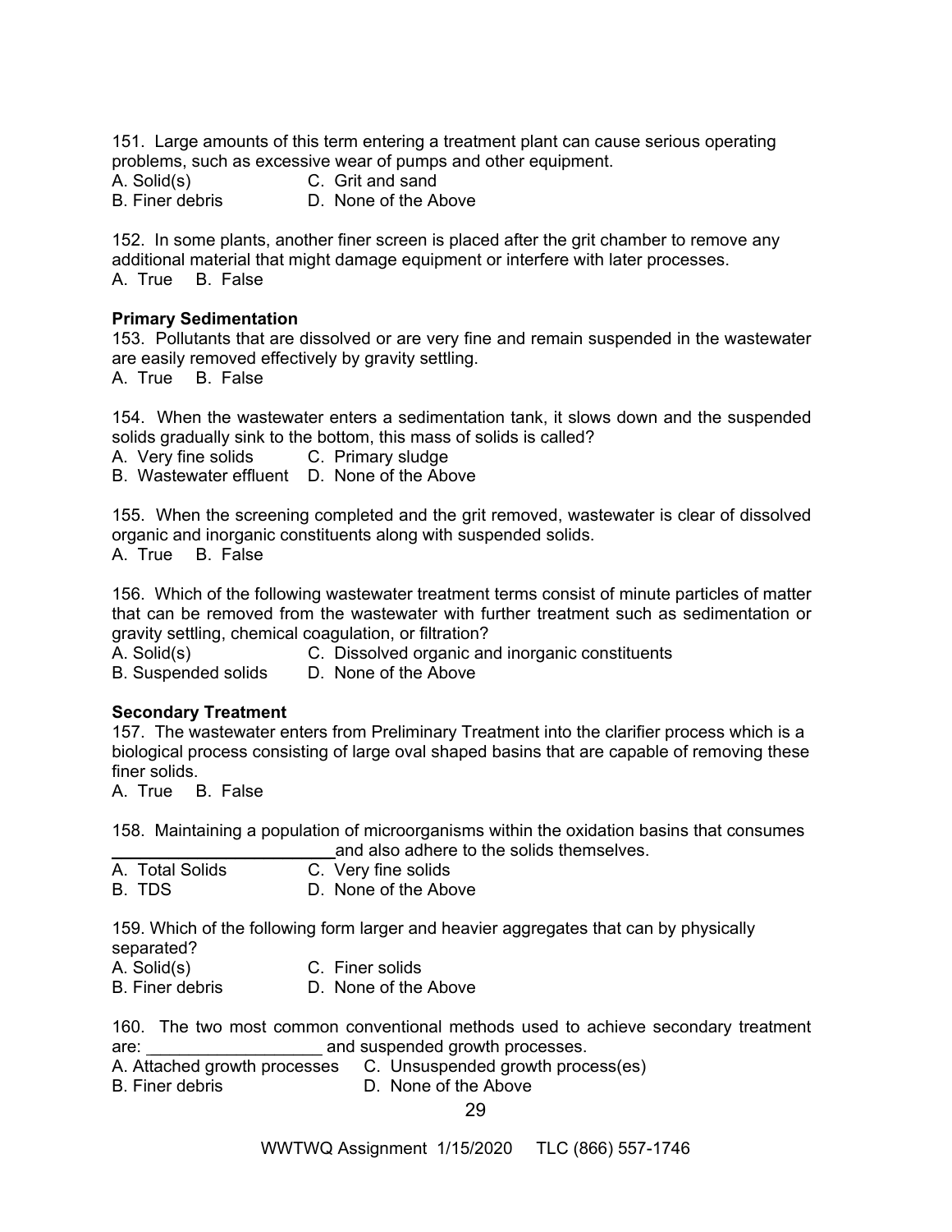151. Large amounts of this term entering a treatment plant can cause serious operating problems, such as excessive wear of pumps and other equipment.
A. Solid(s) C. Grit and sand
B. Finer debris D. None of the Above

152. In some plants, another finer screen is placed after the grit chamber to remove any additional material that might damage equipment or interfere with later processes.
A. True B. False

**Primary Sedimentation**

153. Pollutants that are dissolved or are very fine and remain suspended in the wastewater are easily removed effectively by gravity settling.
A. True B. False

154. When the wastewater enters a sedimentation tank, it slows down and the suspended solids gradually sink to the bottom, this mass of solids is called?
A. Very fine solids C. Primary sludge
B. Wastewater effluent D. None of the Above

155. When the screening completed and the grit removed, wastewater is clear of dissolved organic and inorganic constituents along with suspended solids.
A. True B. False

156. Which of the following wastewater treatment terms consist of minute particles of matter that can be removed from the wastewater with further treatment such as sedimentation or gravity settling, chemical coagulation, or filtration?
A. Solid(s) C. Dissolved organic and inorganic constituents
B. Suspended solids D. None of the Above

**Secondary Treatment**

157. The wastewater enters from Preliminary Treatment into the clarifier process which is a biological process consisting of large oval shaped basins that are capable of removing these finer solids.
A. True B. False

158. Maintaining a population of microorganisms within the oxidation basins that consumes ________________________ and also adhere to the solids themselves.
A. Total Solids C. Very fine solids
B. TDS D. None of the Above

159. Which of the following form larger and heavier aggregates that can by physically separated?
A. Solid(s) C. Finer solids
B. Finer debris D. None of the Above

160. The two most common conventional methods used to achieve secondary treatment are: __________________ and suspended growth processes.
A. Attached growth processes C. Unsuspended growth process(es)
B. Finer debris D. None of the Above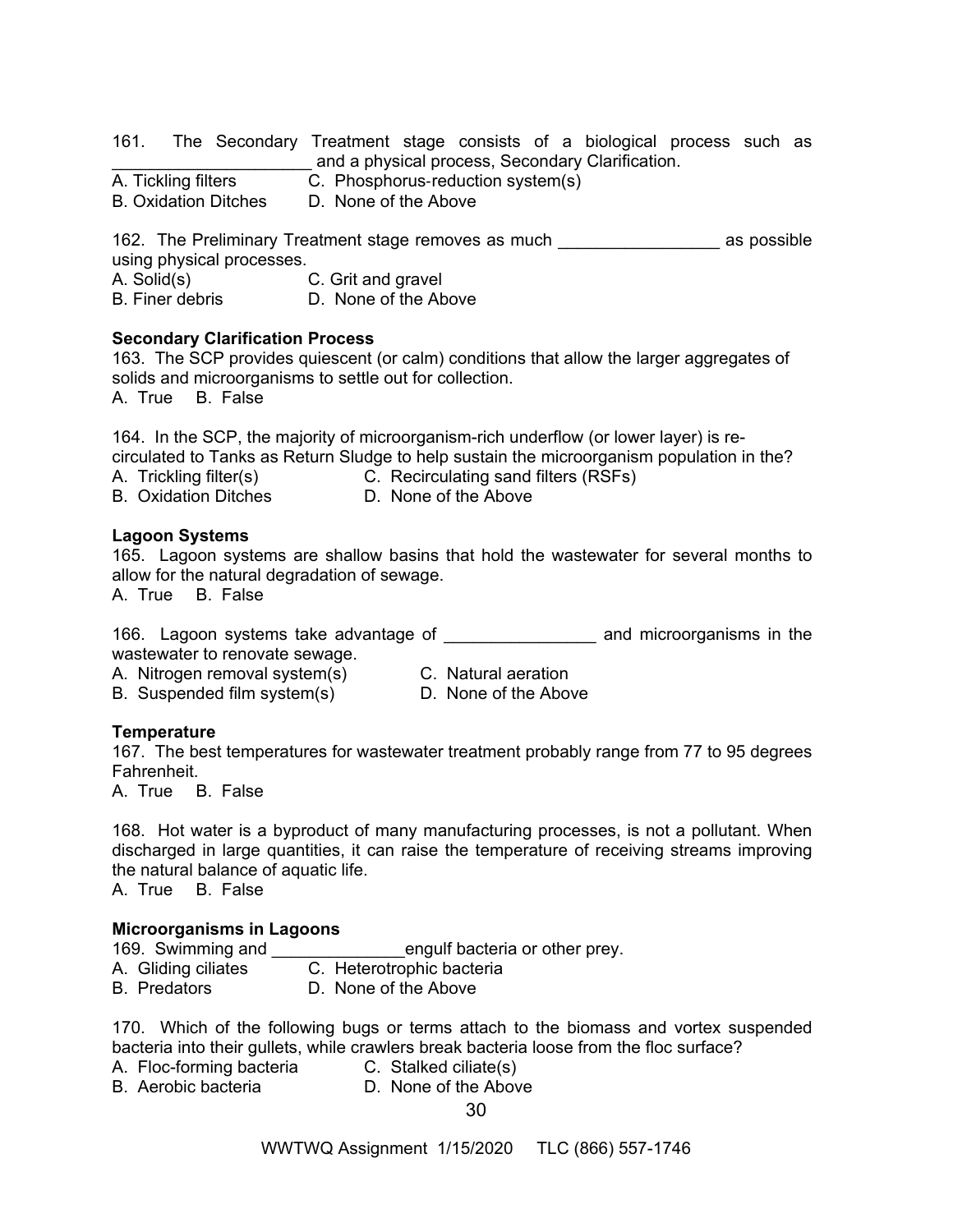161. The Secondary Treatment stage consists of a biological process such as ______________________ and a physical process, Secondary Clarification.

A. Tickling filters  C. Phosphorus-reduction system(s)
B. Oxidation Ditches  D. None of the Above

162. The Preliminary Treatment stage removes as much _________________ as possible using physical processes.

A. Solid(s)  C. Grit and gravel
B. Finer debris  D. None of the Above

**Secondary Clarification Process**

163. The SCP provides quiescent (or calm) conditions that allow the larger aggregates of solids and microorganisms to settle out for collection.

A. True  B. False

164. In the SCP, the majority of microorganism-rich underflow (or lower layer) is re-circulated to Tanks as Return Sludge to help sustain the microorganism population in the?

A. Trickling filter(s)  C. Recirculating sand filters (RSFs)
B. Oxidation Ditches  D. None of the Above

**Lagoon Systems**

165. Lagoon systems are shallow basins that hold the wastewater for several months to allow for the natural degradation of sewage.

A. True  B. False

166. Lagoon systems take advantage of ________________ and microorganisms in the wastewater to renovate sewage.

A. Nitrogen removal system(s)  C. Natural aeration
B. Suspended film system(s)  D. None of the Above

**Temperature**

167. The best temperatures for wastewater treatment probably range from 77 to 95 degrees Fahrenheit.

A. True  B. False

168. Hot water is a byproduct of many manufacturing processes, is not a pollutant. When discharged in large quantities, it can raise the temperature of receiving streams improving the natural balance of aquatic life.

A. True  B. False

**Microorganisms in Lagoons**

169. Swimming and _______________engulf bacteria or other prey.

A. Gliding ciliates  C. Heterotrophic bacteria
B. Predators  D. None of the Above

170. Which of the following bugs or terms attach to the biomass and vortex suspended bacteria into their gullets, while crawlers break bacteria loose from the floc surface?

A. Floc-forming bacteria  C. Stalked ciliate(s)
B. Aerobic bacteria  D. None of the Above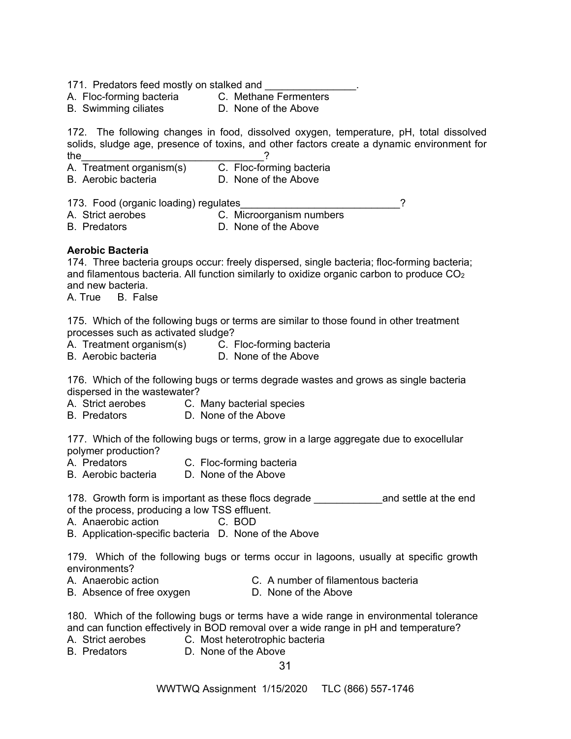171. Predators feed mostly on stalked and ________________.
A. Floc-forming bacteria C. Methane Fermenters
B. Swimming ciliates D. None of the Above

172. The following changes in food, dissolved oxygen, temperature, pH, total dissolved solids, sludge age, presence of toxins, and other factors create a dynamic environment for the________________________________?
A. Treatment organism(s) C. Floc-forming bacteria
B. Aerobic bacteria D. None of the Above

173. Food (organic loading) regulates____________________________?
A. Strict aerobes C. Microorganism numbers
B. Predators D. None of the Above

**Aerobic Bacteria**

174. Three bacteria groups occur: freely dispersed, single bacteria; floc-forming bacteria; and filamentous bacteria. All function similarly to oxidize organic carbon to produce $CO_2$ and new bacteria.
A. True B. False

175. Which of the following bugs or terms are similar to those found in other treatment processes such as activated sludge?
A. Treatment organism(s) C. Floc-forming bacteria
B. Aerobic bacteria D. None of the Above

176. Which of the following bugs or terms degrade wastes and grows as single bacteria dispersed in the wastewater?
A. Strict aerobes C. Many bacterial species
B. Predators D. None of the Above

177. Which of the following bugs or terms, grow in a large aggregate due to exocellular polymer production?
A. Predators C. Floc-forming bacteria
B. Aerobic bacteria D. None of the Above

178. Growth form is important as these flocs degrade ____________and settle at the end of the process, producing a low TSS effluent.
A. Anaerobic action C. BOD
B. Application-specific bacteria D. None of the Above

179. Which of the following bugs or terms occur in lagoons, usually at specific growth environments?
A. Anaerobic action C. A number of filamentous bacteria
B. Absence of free oxygen D. None of the Above

180. Which of the following bugs or terms have a wide range in environmental tolerance and can function effectively in BOD removal over a wide range in pH and temperature?
A. Strict aerobes C. Most heterotrophic bacteria
B. Predators D. None of the Above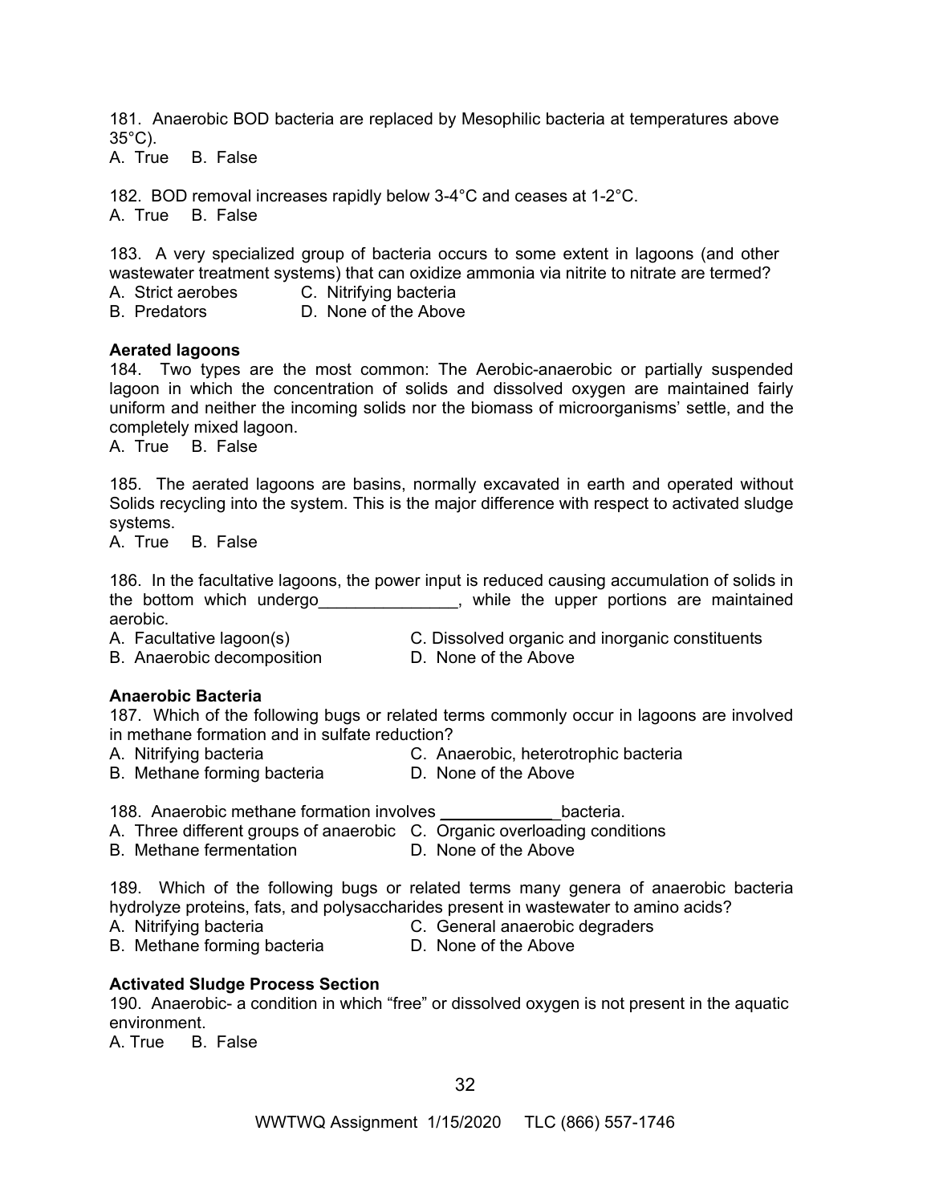181. Anaerobic BOD bacteria are replaced by Mesophilic bacteria at temperatures above 35°C).
A. True B. False

182. BOD removal increases rapidly below 3-4°C and ceases at 1-2°C.
A. True B. False

183. A very specialized group of bacteria occurs to some extent in lagoons (and other wastewater treatment systems) that can oxidize ammonia via nitrite to nitrate are termed?
A. Strict aerobes C. Nitrifying bacteria
B. Predators D. None of the Above

**Aerated lagoons**

184. Two types are the most common: The Aerobic-anaerobic or partially suspended lagoon in which the concentration of solids and dissolved oxygen are maintained fairly uniform and neither the incoming solids nor the biomass of microorganisms' settle, and the completely mixed lagoon.
A. True B. False

185. The aerated lagoons are basins, normally excavated in earth and operated without Solids recycling into the system. This is the major difference with respect to activated sludge systems.
A. True B. False

186. In the facultative lagoons, the power input is reduced causing accumulation of solids in the bottom which undergo_______________, while the upper portions are maintained aerobic.
A. Facultative lagoon(s) C. Dissolved organic and inorganic constituents
B. Anaerobic decomposition D. None of the Above

**Anaerobic Bacteria**

187. Which of the following bugs or related terms commonly occur in lagoons are involved in methane formation and in sulfate reduction?
A. Nitrifying bacteria C. Anaerobic, heterotrophic bacteria
B. Methane forming bacteria D. None of the Above

188. Anaerobic methane formation involves _____________ bacteria.
A. Three different groups of anaerobic C. Organic overloading conditions
B. Methane fermentation D. None of the Above

189. Which of the following bugs or related terms many genera of anaerobic bacteria hydrolyze proteins, fats, and polysaccharides present in wastewater to amino acids?
A. Nitrifying bacteria C. General anaerobic degraders
B. Methane forming bacteria D. None of the Above

**Activated Sludge Process Section**

190. Anaerobic- a condition in which "free" or dissolved oxygen is not present in the aquatic environment.
A. True B. False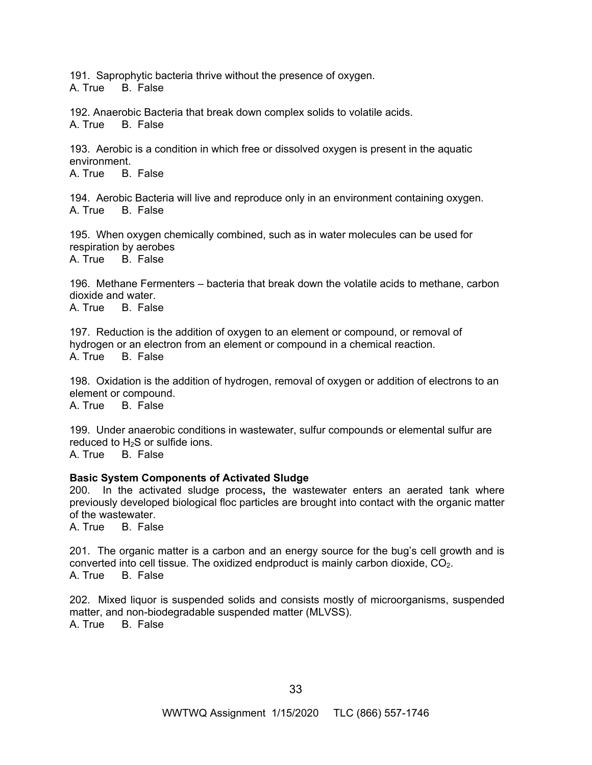191. Saprophytic bacteria thrive without the presence of oxygen.
A. True B. False

192. Anaerobic Bacteria that break down complex solids to volatile acids.
A. True B. False

193. Aerobic is a condition in which free or dissolved oxygen is present in the aquatic environment.
A. True B. False

194. Aerobic Bacteria will live and reproduce only in an environment containing oxygen.
A. True B. False

195. When oxygen chemically combined, such as in water molecules can be used for respiration by aerobes
A. True B. False

196. Methane Fermenters – bacteria that break down the volatile acids to methane, carbon dioxide and water.
A. True B. False

197. Reduction is the addition of oxygen to an element or compound, or removal of hydrogen or an electron from an element or compound in a chemical reaction.
A. True B. False

198. Oxidation is the addition of hydrogen, removal of oxygen or addition of electrons to an element or compound.
A. True B. False

199. Under anaerobic conditions in wastewater, sulfur compounds or elemental sulfur are reduced to $H_2S$ or sulfide ions.
A. True B. False

**Basic System Components of Activated Sludge**

200. In the activated sludge process**,** the wastewater enters an aerated tank where previously developed biological floc particles are brought into contact with the organic matter of the wastewater.
A. True B. False

201. The organic matter is a carbon and an energy source for the bug's cell growth and is converted into cell tissue. The oxidized endproduct is mainly carbon dioxide, $CO_2$.
A. True B. False

202. Mixed liquor is suspended solids and consists mostly of microorganisms, suspended matter, and non-biodegradable suspended matter (MLVSS).
A. True B. False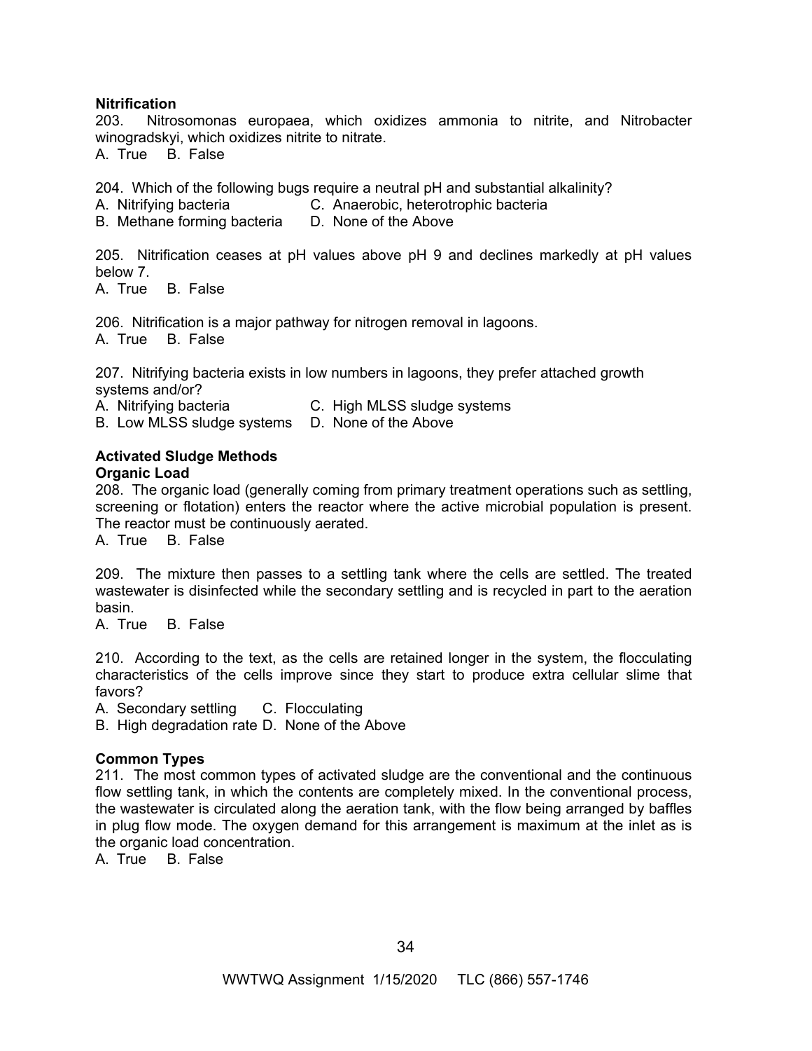**Nitrification**

203. Nitrosomonas europaea, which oxidizes ammonia to nitrite, and Nitrobacter winogradskyi, which oxidizes nitrite to nitrate.
A. True B. False

204. Which of the following bugs require a neutral pH and substantial alkalinity?
A. Nitrifying bacteria C. Anaerobic, heterotrophic bacteria
B. Methane forming bacteria D. None of the Above

205. Nitrification ceases at pH values above pH 9 and declines markedly at pH values below 7.
A. True B. False

206. Nitrification is a major pathway for nitrogen removal in lagoons.
A. True B. False

207. Nitrifying bacteria exists in low numbers in lagoons, they prefer attached growth systems and/or?
A. Nitrifying bacteria C. High MLSS sludge systems
B. Low MLSS sludge systems D. None of the Above

**Activated Sludge Methods**

**Organic Load**

208. The organic load (generally coming from primary treatment operations such as settling, screening or flotation) enters the reactor where the active microbial population is present. The reactor must be continuously aerated.
A. True B. False

209. The mixture then passes to a settling tank where the cells are settled. The treated wastewater is disinfected while the secondary settling and is recycled in part to the aeration basin.
A. True B. False

210. According to the text, as the cells are retained longer in the system, the flocculating characteristics of the cells improve since they start to produce extra cellular slime that favors?
A. Secondary settling C. Flocculating
B. High degradation rate D. None of the Above

**Common Types**

211. The most common types of activated sludge are the conventional and the continuous flow settling tank, in which the contents are completely mixed. In the conventional process, the wastewater is circulated along the aeration tank, with the flow being arranged by baffles in plug flow mode. The oxygen demand for this arrangement is maximum at the inlet as is the organic load concentration.
A. True B. False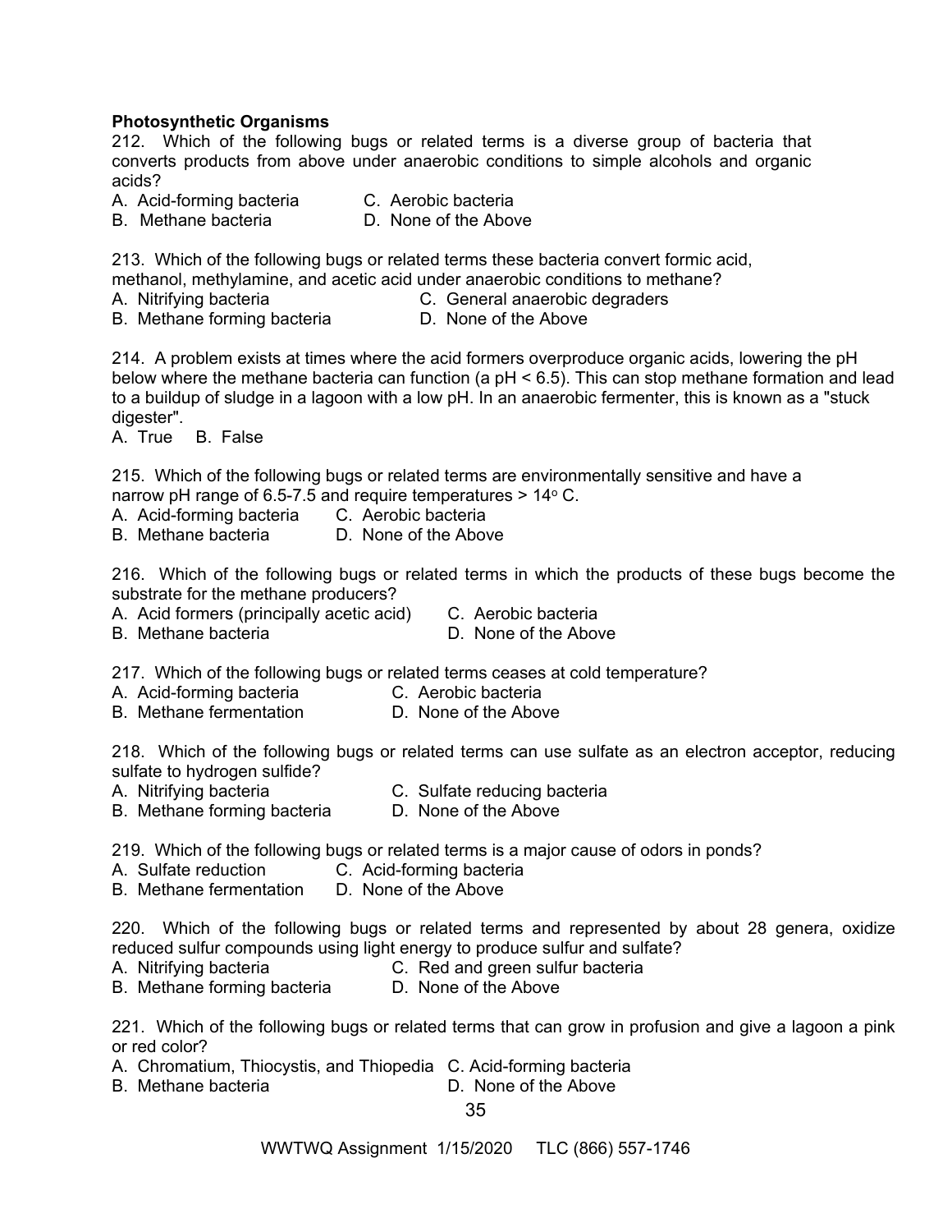**Photosynthetic Organisms**

212. Which of the following bugs or related terms is a diverse group of bacteria that converts products from above under anaerobic conditions to simple alcohols and organic acids?

A. Acid-forming bacteria
B. Methane bacteria
C. Aerobic bacteria
D. None of the Above

213. Which of the following bugs or related terms these bacteria convert formic acid, methanol, methylamine, and acetic acid under anaerobic conditions to methane?

A. Nitrifying bacteria
B. Methane forming bacteria
C. General anaerobic degraders
D. None of the Above

214. A problem exists at times where the acid formers overproduce organic acids, lowering the pH below where the methane bacteria can function (a pH < 6.5). This can stop methane formation and lead to a buildup of sludge in a lagoon with a low pH. In an anaerobic fermenter, this is known as a "stuck digester".

A. True B. False

215. Which of the following bugs or related terms are environmentally sensitive and have a narrow pH range of 6.5-7.5 and require temperatures > $14^{o}$ C.

A. Acid-forming bacteria
B. Methane bacteria
C. Aerobic bacteria
D. None of the Above

216. Which of the following bugs or related terms in which the products of these bugs become the substrate for the methane producers?

A. Acid formers (principally acetic acid)
B. Methane bacteria
C. Aerobic bacteria
D. None of the Above

217. Which of the following bugs or related terms ceases at cold temperature?

A. Acid-forming bacteria
B. Methane fermentation
C. Aerobic bacteria
D. None of the Above

218. Which of the following bugs or related terms can use sulfate as an electron acceptor, reducing sulfate to hydrogen sulfide?

A. Nitrifying bacteria
B. Methane forming bacteria
C. Sulfate reducing bacteria
D. None of the Above

219. Which of the following bugs or related terms is a major cause of odors in ponds?

A. Sulfate reduction
B. Methane fermentation
C. Acid-forming bacteria
D. None of the Above

220. Which of the following bugs or related terms and represented by about 28 genera, oxidize reduced sulfur compounds using light energy to produce sulfur and sulfate?

A. Nitrifying bacteria
B. Methane forming bacteria
C. Red and green sulfur bacteria
D. None of the Above

221. Which of the following bugs or related terms that can grow in profusion and give a lagoon a pink or red color?

A. Chromatium, Thiocystis, and Thiopedia
B. Methane bacteria
C. Acid-forming bacteria
D. None of the Above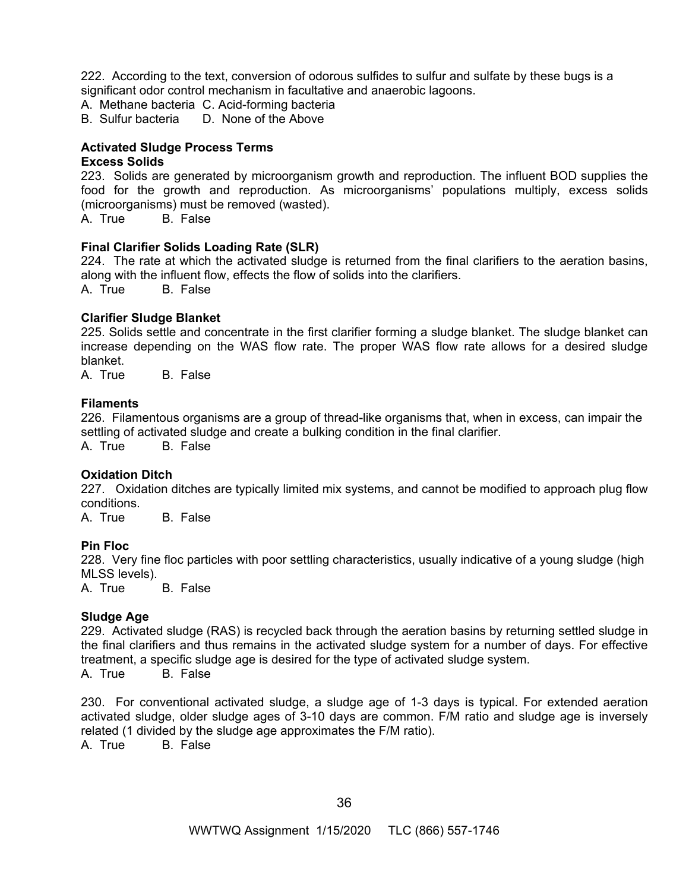222. According to the text, conversion of odorous sulfides to sulfur and sulfate by these bugs is a significant odor control mechanism in facultative and anaerobic lagoons.

A. Methane bacteria C. Acid-forming bacteria
B. Sulfur bacteria D. None of the Above

**Activated Sludge Process Terms**

**Excess Solids**

223. Solids are generated by microorganism growth and reproduction. The influent BOD supplies the food for the growth and reproduction. As microorganisms' populations multiply, excess solids (microorganisms) must be removed (wasted).

A. True B. False

**Final Clarifier Solids Loading Rate (SLR)**

224. The rate at which the activated sludge is returned from the final clarifiers to the aeration basins, along with the influent flow, effects the flow of solids into the clarifiers.

A. True B. False

**Clarifier Sludge Blanket**

225. Solids settle and concentrate in the first clarifier forming a sludge blanket. The sludge blanket can increase depending on the WAS flow rate. The proper WAS flow rate allows for a desired sludge blanket.

A. True B. False

**Filaments**

226. Filamentous organisms are a group of thread-like organisms that, when in excess, can impair the settling of activated sludge and create a bulking condition in the final clarifier.

A. True B. False

**Oxidation Ditch**

227. Oxidation ditches are typically limited mix systems, and cannot be modified to approach plug flow conditions.

A. True B. False

**Pin Floc**

228. Very fine floc particles with poor settling characteristics, usually indicative of a young sludge (high MLSS levels).

A. True B. False

**Sludge Age**

229. Activated sludge (RAS) is recycled back through the aeration basins by returning settled sludge in the final clarifiers and thus remains in the activated sludge system for a number of days. For effective treatment, a specific sludge age is desired for the type of activated sludge system.

A. True B. False

230. For conventional activated sludge, a sludge age of 1-3 days is typical. For extended aeration activated sludge, older sludge ages of 3-10 days are common. F/M ratio and sludge age is inversely related (1 divided by the sludge age approximates the F/M ratio).

A. True B. False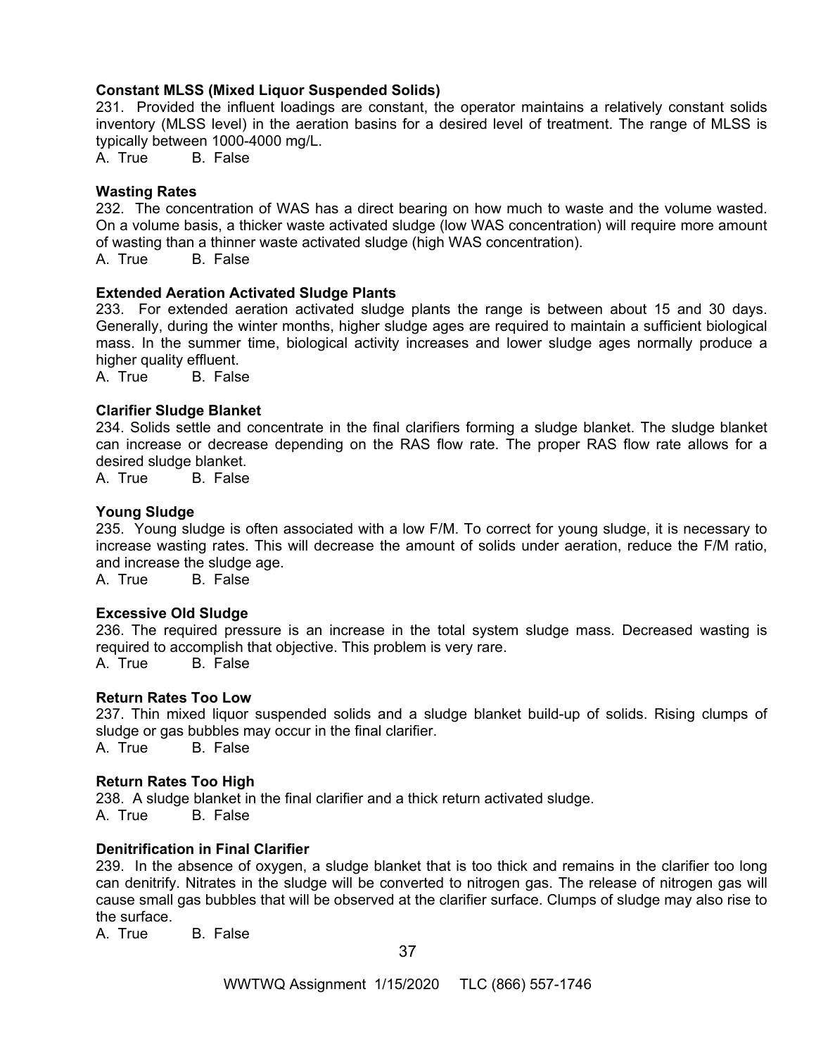**Constant MLSS (Mixed Liquor Suspended Solids)**

231. Provided the influent loadings are constant, the operator maintains a relatively constant solids inventory (MLSS level) in the aeration basins for a desired level of treatment. The range of MLSS is typically between 1000-4000 mg/L.

A. True B. False

**Wasting Rates**

232. The concentration of WAS has a direct bearing on how much to waste and the volume wasted. On a volume basis, a thicker waste activated sludge (low WAS concentration) will require more amount of wasting than a thinner waste activated sludge (high WAS concentration).

A. True B. False

**Extended Aeration Activated Sludge Plants**

233. For extended aeration activated sludge plants the range is between about 15 and 30 days. Generally, during the winter months, higher sludge ages are required to maintain a sufficient biological mass. In the summer time, biological activity increases and lower sludge ages normally produce a higher quality effluent.

A. True B. False

**Clarifier Sludge Blanket**

234. Solids settle and concentrate in the final clarifiers forming a sludge blanket. The sludge blanket can increase or decrease depending on the RAS flow rate. The proper RAS flow rate allows for a desired sludge blanket.

A. True B. False

**Young Sludge**

235. Young sludge is often associated with a low F/M. To correct for young sludge, it is necessary to increase wasting rates. This will decrease the amount of solids under aeration, reduce the F/M ratio, and increase the sludge age.

A. True B. False

**Excessive Old Sludge**

236. The required pressure is an increase in the total system sludge mass. Decreased wasting is required to accomplish that objective. This problem is very rare.

A. True B. False

**Return Rates Too Low**

237. Thin mixed liquor suspended solids and a sludge blanket build-up of solids. Rising clumps of sludge or gas bubbles may occur in the final clarifier.

A. True B. False

**Return Rates Too High**

238. A sludge blanket in the final clarifier and a thick return activated sludge.

A. True B. False

**Denitrification in Final Clarifier**

239. In the absence of oxygen, a sludge blanket that is too thick and remains in the clarifier too long can denitrify. Nitrates in the sludge will be converted to nitrogen gas. The release of nitrogen gas will cause small gas bubbles that will be observed at the clarifier surface. Clumps of sludge may also rise to the surface.

A. True B. False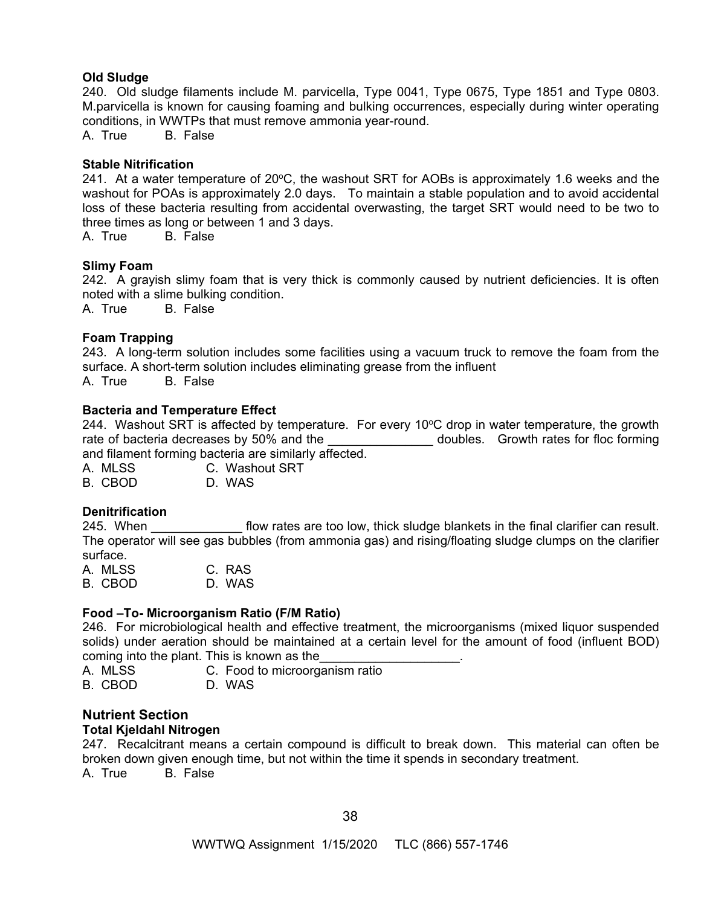**Old Sludge**

240. Old sludge filaments include M. parvicella, Type 0041, Type 0675, Type 1851 and Type 0803. M.parvicella is known for causing foaming and bulking occurrences, especially during winter operating conditions, in WWTPs that must remove ammonia year-round.

A. True B. False

**Stable Nitrification**

241. At a water temperature of 20$^oC$, the washout SRT for AOBs is approximately 1.6 weeks and the washout for POAs is approximately 2.0 days. To maintain a stable population and to avoid accidental loss of these bacteria resulting from accidental overwasting, the target SRT would need to be two to three times as long or between 1 and 3 days.

A. True B. False

**Slimy Foam**

242. A grayish slimy foam that is very thick is commonly caused by nutrient deficiencies. It is often noted with a slime bulking condition.

A. True B. False

**Foam Trapping**

243. A long-term solution includes some facilities using a vacuum truck to remove the foam from the surface. A short-term solution includes eliminating grease from the influent

A. True B. False

**Bacteria and Temperature Effect**

244. Washout SRT is affected by temperature. For every 10$^oC$ drop in water temperature, the growth rate of bacteria decreases by 50% and the _______________ doubles. Growth rates for floc forming and filament forming bacteria are similarly affected.

A. MLSS C. Washout SRT
B. CBOD D. WAS

**Denitrification**

245. When _____________ flow rates are too low, thick sludge blankets in the final clarifier can result. The operator will see gas bubbles (from ammonia gas) and rising/floating sludge clumps on the clarifier surface.

A. MLSS C. RAS
B. CBOD D. WAS

**Food –To- Microorganism Ratio (F/M Ratio)**

246. For microbiological health and effective treatment, the microorganisms (mixed liquor suspended solids) under aeration should be maintained at a certain level for the amount of food (influent BOD) coming into the plant. This is known as the____________________.

A. MLSS C. Food to microorganism ratio
B. CBOD D. WAS

## Nutrient Section

**Total Kjeldahl Nitrogen**

247. Recalcitrant means a certain compound is difficult to break down. This material can often be broken down given enough time, but not within the time it spends in secondary treatment.

A. True B. False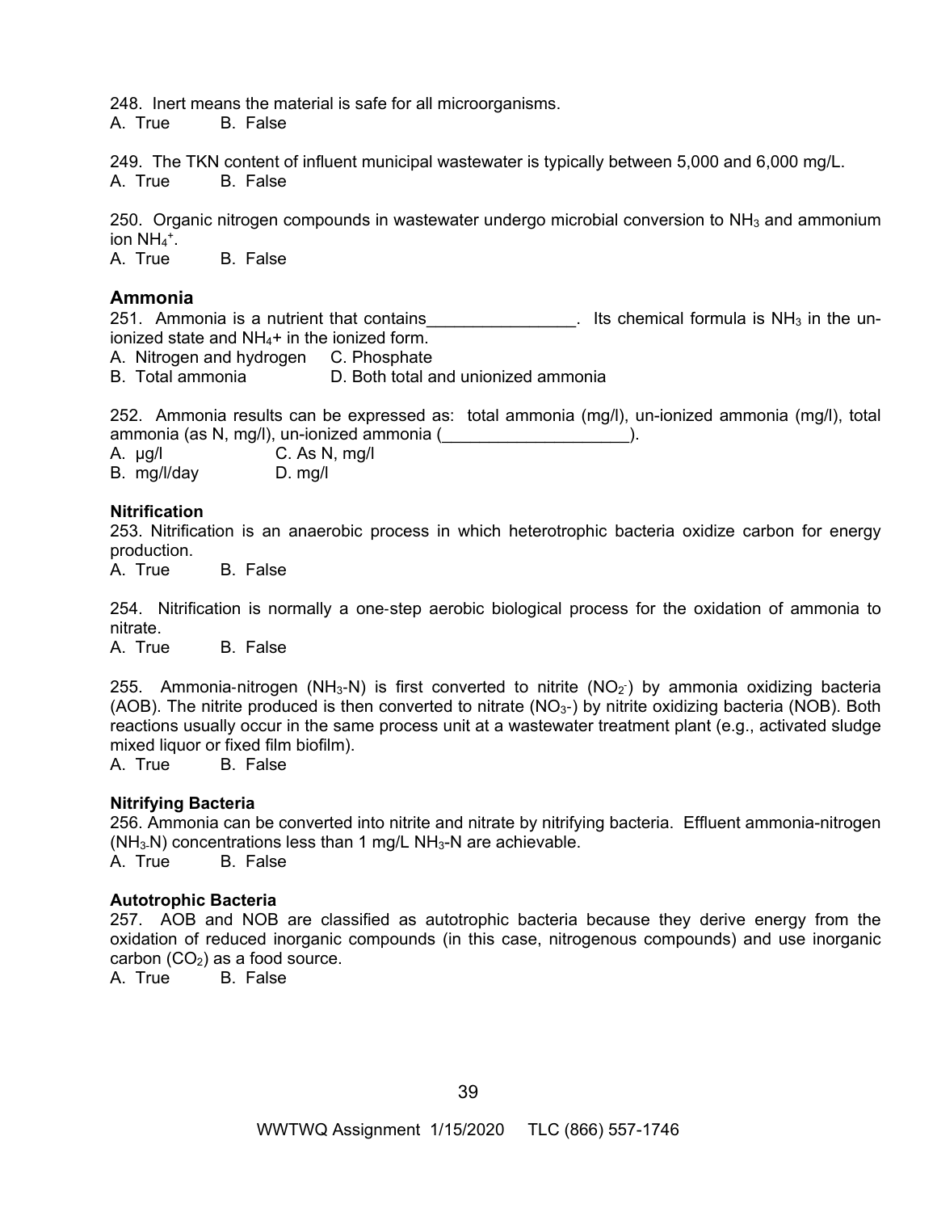248. Inert means the material is safe for all microorganisms.
A. True B. False

249. The TKN content of influent municipal wastewater is typically between 5,000 and 6,000 mg/L.
A. True B. False

250. Organic nitrogen compounds in wastewater undergo microbial conversion to $NH_3$ and ammonium ion $NH_4^+$.
A. True B. False

## Ammonia

251. Ammonia is a nutrient that contains________________. Its chemical formula is $NH_3$ in the un-ionized state and $NH_4$+ in the ionized form.
A. Nitrogen and hydrogen C. Phosphate
B. Total ammonia D. Both total and unionized ammonia

252. Ammonia results can be expressed as: total ammonia (mg/l), un-ionized ammonia (mg/l), total ammonia (as N, mg/l), un-ionized ammonia (____________________).
A. µg/l C. As N, mg/l
B. mg/l/day D. mg/l

**Nitrification**

253. Nitrification is an anaerobic process in which heterotrophic bacteria oxidize carbon for energy production.
A. True B. False

254. Nitrification is normally a one-step aerobic biological process for the oxidation of ammonia to nitrate.
A. True B. False

255. Ammonia-nitrogen ($NH_3$-N) is first converted to nitrite ($NO_2^-$) by ammonia oxidizing bacteria (AOB). The nitrite produced is then converted to nitrate ($NO_3$-) by nitrite oxidizing bacteria (NOB). Both reactions usually occur in the same process unit at a wastewater treatment plant (e.g., activated sludge mixed liquor or fixed film biofilm).
A. True B. False

**Nitrifying Bacteria**

256. Ammonia can be converted into nitrite and nitrate by nitrifying bacteria. Effluent ammonia-nitrogen ($NH_3$-N) concentrations less than 1 mg/L $NH_3$-N are achievable.
A. True B. False

**Autotrophic Bacteria**

257. AOB and NOB are classified as autotrophic bacteria because they derive energy from the oxidation of reduced inorganic compounds (in this case, nitrogenous compounds) and use inorganic carbon ($CO_2$) as a food source.
A. True B. False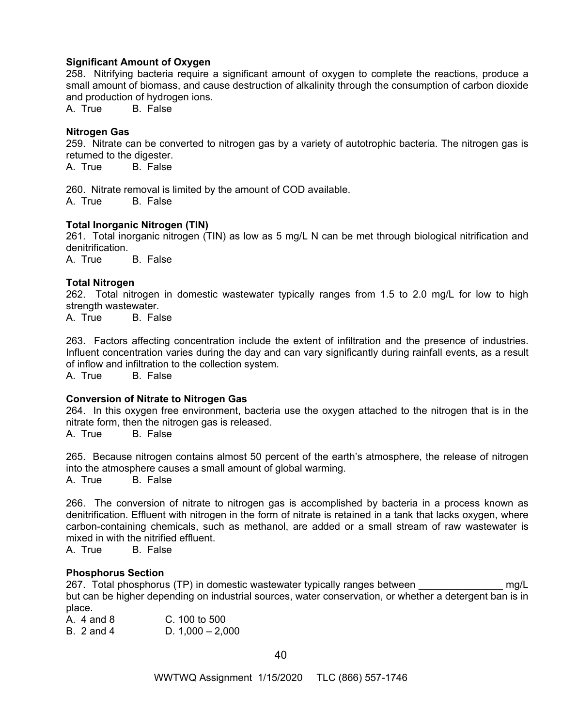**Significant Amount of Oxygen**

258. Nitrifying bacteria require a significant amount of oxygen to complete the reactions, produce a small amount of biomass, and cause destruction of alkalinity through the consumption of carbon dioxide and production of hydrogen ions.

A. True B. False

**Nitrogen Gas**

259. Nitrate can be converted to nitrogen gas by a variety of autotrophic bacteria. The nitrogen gas is returned to the digester.

A. True B. False

260. Nitrate removal is limited by the amount of COD available.

A. True B. False

**Total Inorganic Nitrogen (TIN)**

261. Total inorganic nitrogen (TIN) as low as 5 mg/L N can be met through biological nitrification and denitrification.

A. True B. False

**Total Nitrogen**

262. Total nitrogen in domestic wastewater typically ranges from 1.5 to 2.0 mg/L for low to high strength wastewater.

A. True B. False

263. Factors affecting concentration include the extent of infiltration and the presence of industries. Influent concentration varies during the day and can vary significantly during rainfall events, as a result of inflow and infiltration to the collection system.

A. True B. False

**Conversion of Nitrate to Nitrogen Gas**

264. In this oxygen free environment, bacteria use the oxygen attached to the nitrogen that is in the nitrate form, then the nitrogen gas is released.

A. True B. False

265. Because nitrogen contains almost 50 percent of the earth's atmosphere, the release of nitrogen into the atmosphere causes a small amount of global warming.

A. True B. False

266. The conversion of nitrate to nitrogen gas is accomplished by bacteria in a process known as denitrification. Effluent with nitrogen in the form of nitrate is retained in a tank that lacks oxygen, where carbon-containing chemicals, such as methanol, are added or a small stream of raw wastewater is mixed in with the nitrified effluent.

A. True B. False

**Phosphorus Section**

267. Total phosphorus (TP) in domestic wastewater typically ranges between _______________ mg/L but can be higher depending on industrial sources, water conservation, or whether a detergent ban is in place.

A. 4 and 8
B. 2 and 4
C. 100 to 500
D. 1,000 – 2,000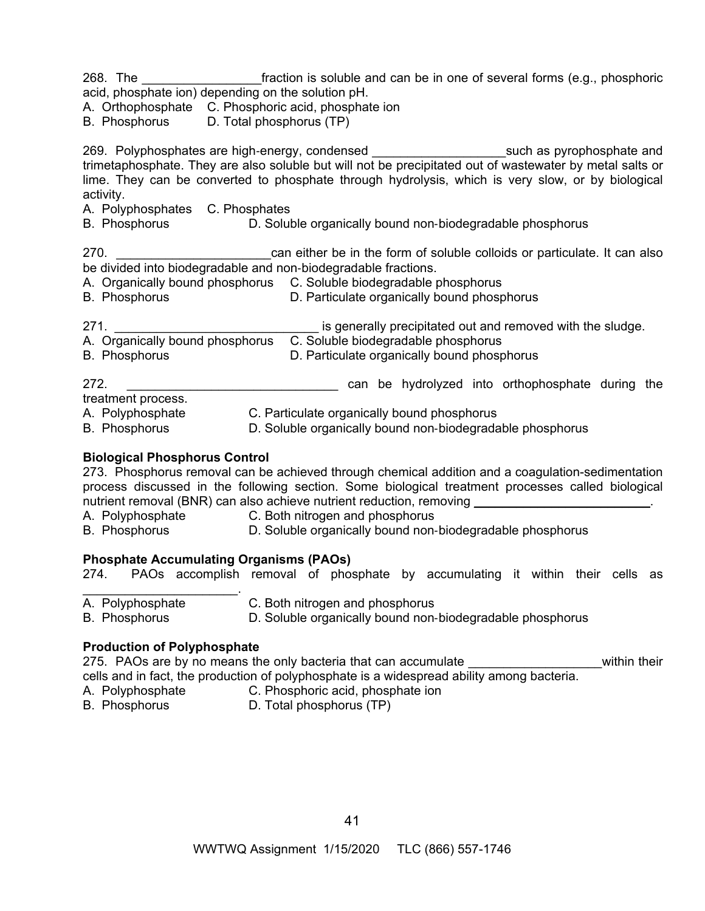268. The \_\_\_\_\_\_\_\_\_\_\_\_\_\_\_\_\_fraction is soluble and can be in one of several forms (e.g., phosphoric acid, phosphate ion) depending on the solution pH.
A. Orthophosphate C. Phosphoric acid, phosphate ion
B. Phosphorus D. Total phosphorus (TP)

269. Polyphosphates are high-energy, condensed \_\_\_\_\_\_\_\_\_\_\_\_\_\_\_\_\_\_\_such as pyrophosphate and trimetaphosphate. They are also soluble but will not be precipitated out of wastewater by metal salts or lime. They can be converted to phosphate through hydrolysis, which is very slow, or by biological activity.
A. Polyphosphates C. Phosphates
B. Phosphorus D. Soluble organically bound non-biodegradable phosphorus

270. \_\_\_\_\_\_\_\_\_\_\_\_\_\_\_\_\_\_\_\_\_\_can either be in the form of soluble colloids or particulate. It can also be divided into biodegradable and non-biodegradable fractions.
A. Organically bound phosphorus C. Soluble biodegradable phosphorus
B. Phosphorus D. Particulate organically bound phosphorus

271. \_\_\_\_\_\_\_\_\_\_\_\_\_\_\_\_\_\_\_\_\_\_\_\_\_\_\_\_\_\_ is generally precipitated out and removed with the sludge.
A. Organically bound phosphorus C. Soluble biodegradable phosphorus
B. Phosphorus D. Particulate organically bound phosphorus

272. \_\_\_\_\_\_\_\_\_\_\_\_\_\_\_\_\_\_\_\_\_\_\_\_\_\_\_\_\_\_ can be hydrolyzed into orthophosphate during the treatment process.
A. Polyphosphate C. Particulate organically bound phosphorus
B. Phosphorus D. Soluble organically bound non-biodegradable phosphorus

**Biological Phosphorus Control**

273. Phosphorus removal can be achieved through chemical addition and a coagulation-sedimentation process discussed in the following section. Some biological treatment processes called biological nutrient removal (BNR) can also achieve nutrient reduction, removing \_\_\_\_\_\_\_\_\_\_\_\_\_\_\_\_\_\_\_\_\_\_\_\_\_\_.
A. Polyphosphate C. Both nitrogen and phosphorus
B. Phosphorus D. Soluble organically bound non-biodegradable phosphorus

**Phosphate Accumulating Organisms (PAOs)**

274. PAOs accomplish removal of phosphate by accumulating it within their cells as \_\_\_\_\_\_\_\_\_\_\_\_\_\_\_\_\_\_\_\_\_\_.
A. Polyphosphate C. Both nitrogen and phosphorus
B. Phosphorus D. Soluble organically bound non-biodegradable phosphorus

**Production of Polyphosphate**

275. PAOs are by no means the only bacteria that can accumulate \_\_\_\_\_\_\_\_\_\_\_\_\_\_\_\_\_\_\_within their cells and in fact, the production of polyphosphate is a widespread ability among bacteria.
A. Polyphosphate C. Phosphoric acid, phosphate ion
B. Phosphorus D. Total phosphorus (TP)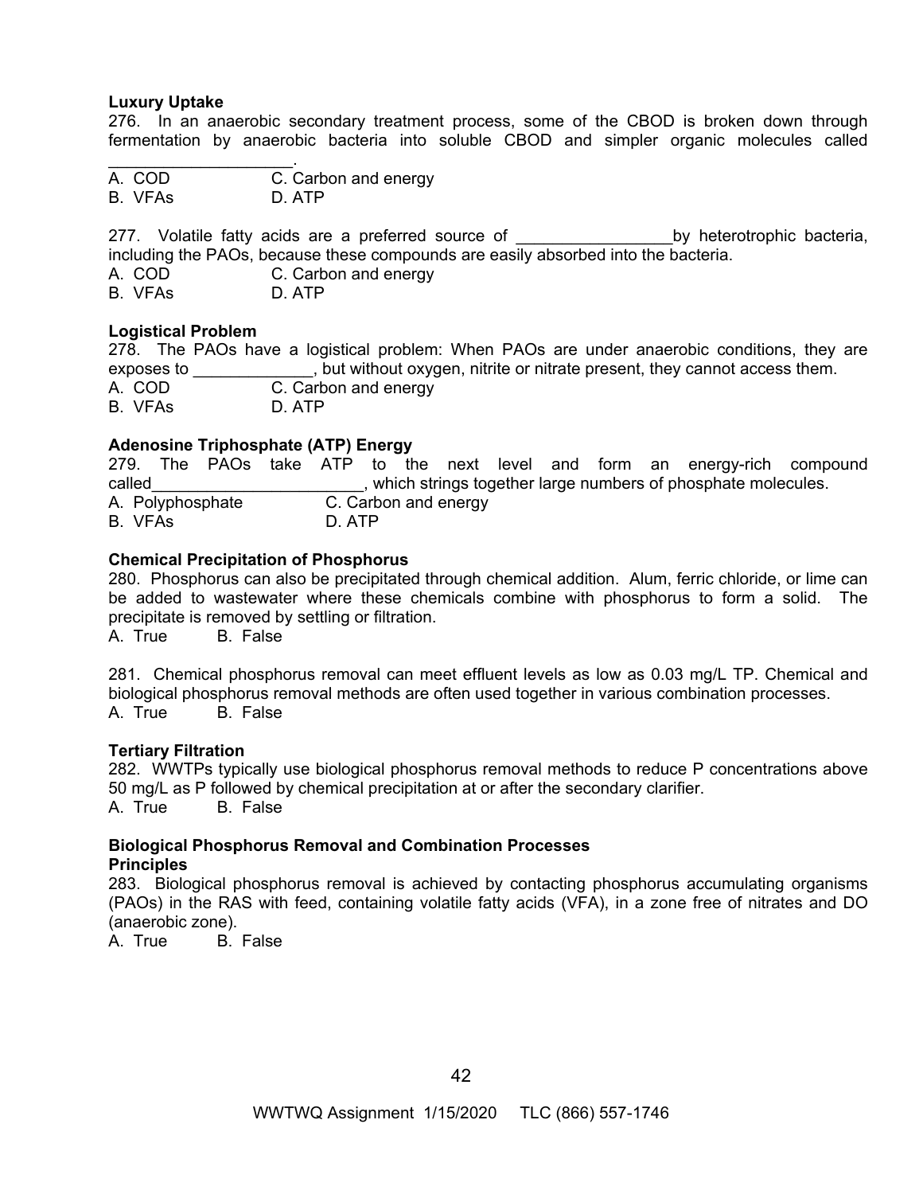**Luxury Uptake**

276. In an anaerobic secondary treatment process, some of the CBOD is broken down through fermentation by anaerobic bacteria into soluble CBOD and simpler organic molecules called ____________________.

A. COD  C. Carbon and energy
B. VFAs  D. ATP

277. Volatile fatty acids are a preferred source of _________________by heterotrophic bacteria, including the PAOs, because these compounds are easily absorbed into the bacteria.

A. COD  C. Carbon and energy
B. VFAs  D. ATP

**Logistical Problem**

278. The PAOs have a logistical problem: When PAOs are under anaerobic conditions, they are exposes to _____________, but without oxygen, nitrite or nitrate present, they cannot access them.

A. COD  C. Carbon and energy
B. VFAs  D. ATP

**Adenosine Triphosphate (ATP) Energy**

279. The PAOs take ATP to the next level and form an energy-rich compound called_______________________, which strings together large numbers of phosphate molecules.

A. Polyphosphate  C. Carbon and energy
B. VFAs  D. ATP

**Chemical Precipitation of Phosphorus**

280. Phosphorus can also be precipitated through chemical addition. Alum, ferric chloride, or lime can be added to wastewater where these chemicals combine with phosphorus to form a solid. The precipitate is removed by settling or filtration.

A. True  B. False

281. Chemical phosphorus removal can meet effluent levels as low as 0.03 mg/L TP. Chemical and biological phosphorus removal methods are often used together in various combination processes.

A. True  B. False

**Tertiary Filtration**

282. WWTPs typically use biological phosphorus removal methods to reduce P concentrations above 50 mg/L as P followed by chemical precipitation at or after the secondary clarifier.

A. True  B. False

**Biological Phosphorus Removal and Combination Processes**
**Principles**

283. Biological phosphorus removal is achieved by contacting phosphorus accumulating organisms (PAOs) in the RAS with feed, containing volatile fatty acids (VFA), in a zone free of nitrates and DO (anaerobic zone).

A. True  B. False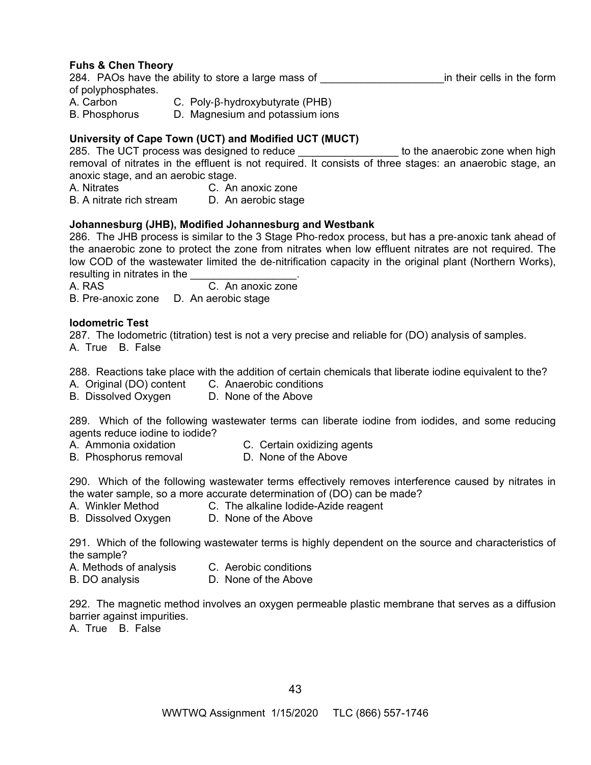**Fuhs & Chen Theory**

284. PAOs have the ability to store a large mass of _____________________in their cells in the form of polyphosphates.

A. Carbon  C. Poly-β-hydroxybutyrate (PHB)
B. Phosphorus  D. Magnesium and potassium ions

**University of Cape Town (UCT) and Modified UCT (MUCT)**

285. The UCT process was designed to reduce _________________ to the anaerobic zone when high removal of nitrates in the effluent is not required. It consists of three stages: an anaerobic stage, an anoxic stage, and an aerobic stage.

A. Nitrates  C. An anoxic zone
B. A nitrate rich stream  D. An aerobic stage

**Johannesburg (JHB), Modified Johannesburg and Westbank**

286. The JHB process is similar to the 3 Stage Pho-redox process, but has a pre-anoxic tank ahead of the anaerobic zone to protect the zone from nitrates when low effluent nitrates are not required. The low COD of the wastewater limited the de-nitrification capacity in the original plant (Northern Works), resulting in nitrates in the __________________.

A. RAS  C. An anoxic zone
B. Pre-anoxic zone  D. An aerobic stage

**Iodometric Test**

287. The Iodometric (titration) test is not a very precise and reliable for (DO) analysis of samples.

A. True  B. False

288. Reactions take place with the addition of certain chemicals that liberate iodine equivalent to the?

A. Original (DO) content  C. Anaerobic conditions
B. Dissolved Oxygen  D. None of the Above

289. Which of the following wastewater terms can liberate iodine from iodides, and some reducing agents reduce iodine to iodide?

A. Ammonia oxidation  C. Certain oxidizing agents
B. Phosphorus removal  D. None of the Above

290. Which of the following wastewater terms effectively removes interference caused by nitrates in the water sample, so a more accurate determination of (DO) can be made?

A. Winkler Method  C. The alkaline Iodide-Azide reagent
B. Dissolved Oxygen  D. None of the Above

291. Which of the following wastewater terms is highly dependent on the source and characteristics of the sample?

A. Methods of analysis  C. Aerobic conditions
B. DO analysis  D. None of the Above

292. The magnetic method involves an oxygen permeable plastic membrane that serves as a diffusion barrier against impurities.

A. True  B. False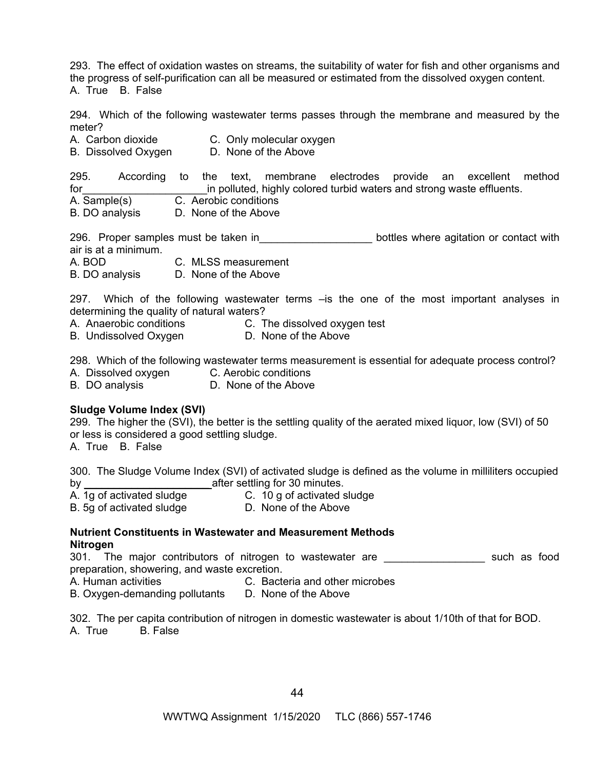293. The effect of oxidation wastes on streams, the suitability of water for fish and other organisms and the progress of self-purification can all be measured or estimated from the dissolved oxygen content.
A. True B. False

294. Which of the following wastewater terms passes through the membrane and measured by the meter?
A. Carbon dioxide C. Only molecular oxygen
B. Dissolved Oxygen D. None of the Above

295. According to the text, membrane electrodes provide an excellent method for_____________________in polluted, highly colored turbid waters and strong waste effluents.
A. Sample(s) C. Aerobic conditions
B. DO analysis D. None of the Above

296. Proper samples must be taken in___________________ bottles where agitation or contact with air is at a minimum.
A. BOD C. MLSS measurement
B. DO analysis D. None of the Above

297. Which of the following wastewater terms –is the one of the most important analyses in determining the quality of natural waters?
A. Anaerobic conditions C. The dissolved oxygen test
B. Undissolved Oxygen D. None of the Above

298. Which of the following wastewater terms measurement is essential for adequate process control?
A. Dissolved oxygen C. Aerobic conditions
B. DO analysis D. None of the Above

**Sludge Volume Index (SVI)**

299. The higher the (SVI), the better is the settling quality of the aerated mixed liquor, low (SVI) of 50 or less is considered a good settling sludge.
A. True B. False

300. The Sludge Volume Index (SVI) of activated sludge is defined as the volume in milliliters occupied by **______________________**after settling for 30 minutes.
A. 1g of activated sludge C. 10 g of activated sludge
B. 5g of activated sludge D. None of the Above

**Nutrient Constituents in Wastewater and Measurement Methods**
**Nitrogen**

301. The major contributors of nitrogen to wastewater are _________________ such as food preparation, showering, and waste excretion.
A. Human activities C. Bacteria and other microbes
B. Oxygen-demanding pollutants D. None of the Above

302. The per capita contribution of nitrogen in domestic wastewater is about 1/10th of that for BOD.
A. True B. False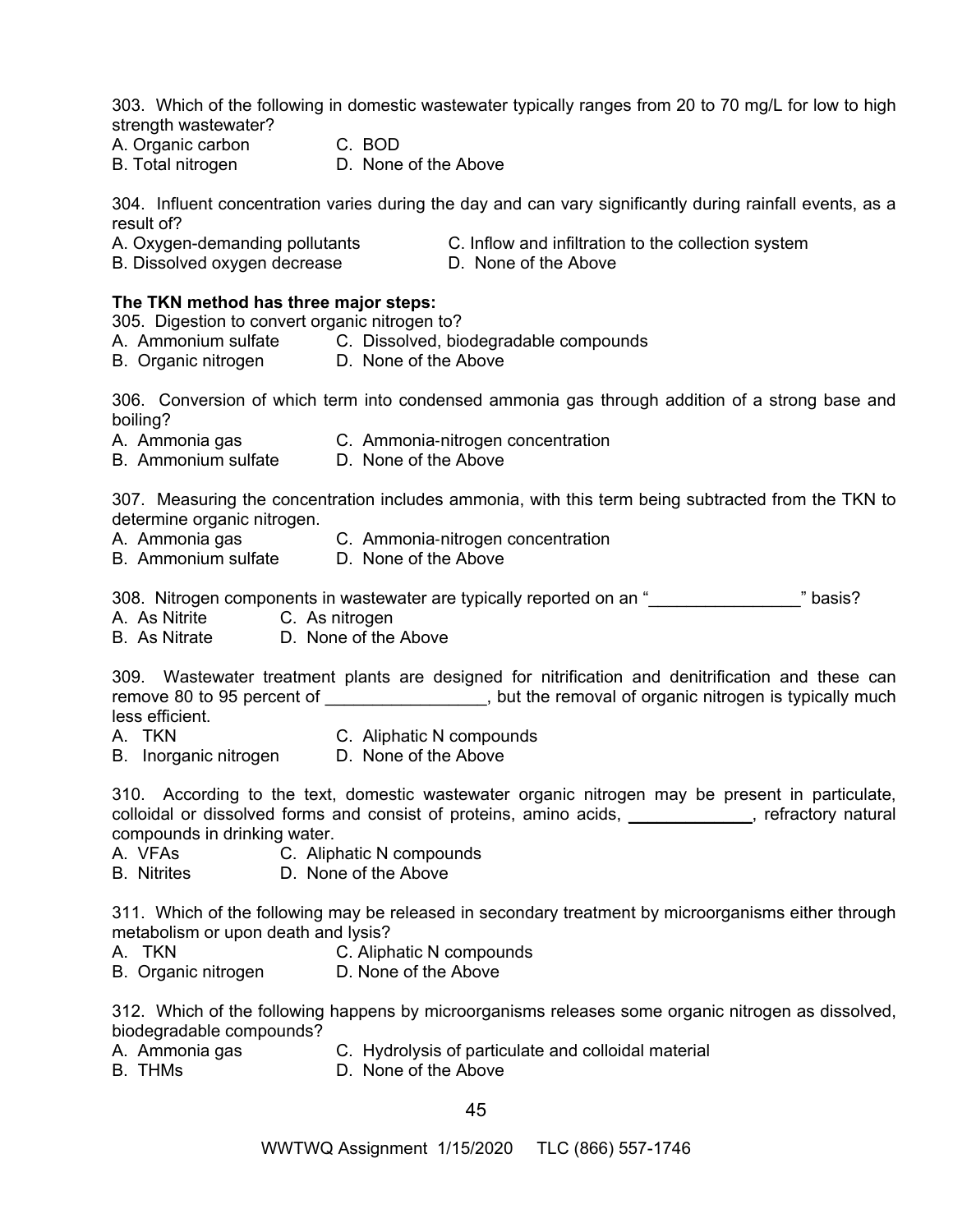303. Which of the following in domestic wastewater typically ranges from 20 to 70 mg/L for low to high strength wastewater?
A. Organic carbon C. BOD
B. Total nitrogen D. None of the Above

304. Influent concentration varies during the day and can vary significantly during rainfall events, as a result of?
A. Oxygen-demanding pollutants C. Inflow and infiltration to the collection system
B. Dissolved oxygen decrease D. None of the Above

**The TKN method has three major steps:**
305. Digestion to convert organic nitrogen to?
A. Ammonium sulfate C. Dissolved, biodegradable compounds
B. Organic nitrogen D. None of the Above

306. Conversion of which term into condensed ammonia gas through addition of a strong base and boiling?
A. Ammonia gas C. Ammonia-nitrogen concentration
B. Ammonium sulfate D. None of the Above

307. Measuring the concentration includes ammonia, with this term being subtracted from the TKN to determine organic nitrogen.
A. Ammonia gas C. Ammonia-nitrogen concentration
B. Ammonium sulfate D. None of the Above

308. Nitrogen components in wastewater are typically reported on an "________________" basis?
A. As Nitrite C. As nitrogen
B. As Nitrate D. None of the Above

309. Wastewater treatment plants are designed for nitrification and denitrification and these can remove 80 to 95 percent of _________________, but the removal of organic nitrogen is typically much less efficient.
A. TKN C. Aliphatic N compounds
B. Inorganic nitrogen D. None of the Above

310. According to the text, domestic wastewater organic nitrogen may be present in particulate, colloidal or dissolved forms and consist of proteins, amino acids, _____________, refractory natural compounds in drinking water.
A. VFAs C. Aliphatic N compounds
B. Nitrites D. None of the Above

311. Which of the following may be released in secondary treatment by microorganisms either through metabolism or upon death and lysis?
A. TKN C. Aliphatic N compounds
B. Organic nitrogen D. None of the Above

312. Which of the following happens by microorganisms releases some organic nitrogen as dissolved, biodegradable compounds?
A. Ammonia gas C. Hydrolysis of particulate and colloidal material
B. THMs D. None of the Above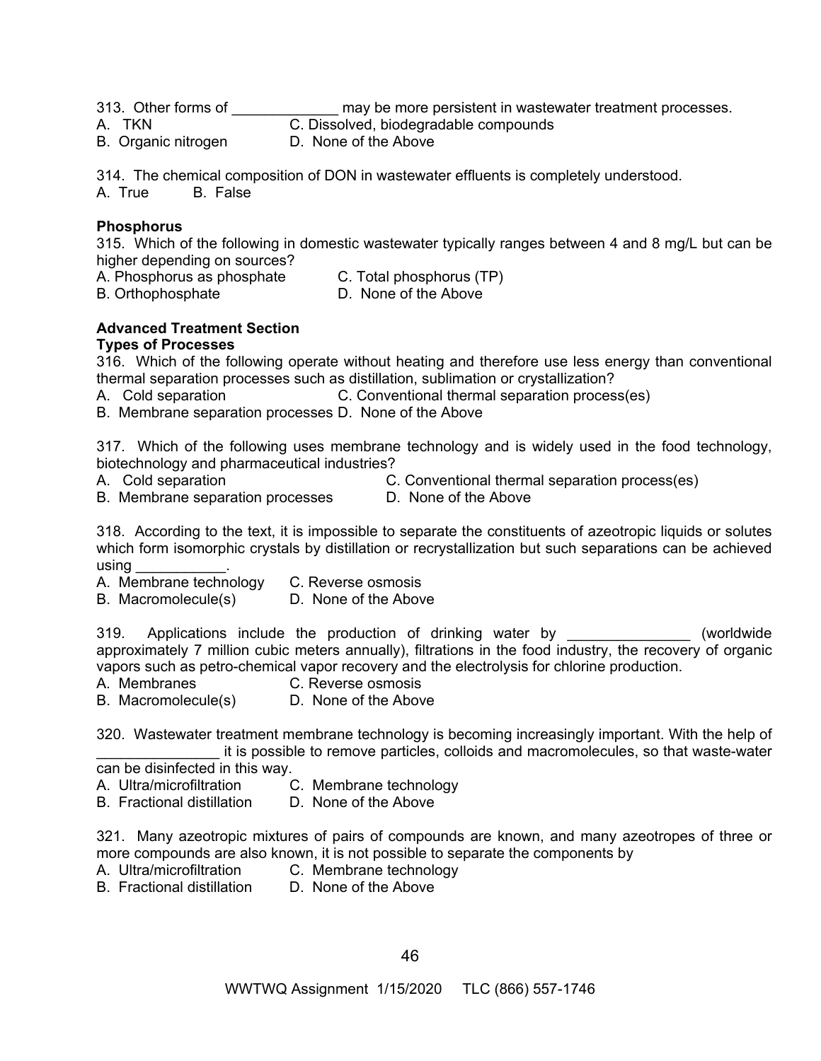313. Other forms of _____________ may be more persistent in wastewater treatment processes.
A. TKN C. Dissolved, biodegradable compounds
B. Organic nitrogen D. None of the Above

314. The chemical composition of DON in wastewater effluents is completely understood.
A. True B. False

**Phosphorus**

315. Which of the following in domestic wastewater typically ranges between 4 and 8 mg/L but can be higher depending on sources?
A. Phosphorus as phosphate C. Total phosphorus (TP)
B. Orthophosphate D. None of the Above

**Advanced Treatment Section**

**Types of Processes**

316. Which of the following operate without heating and therefore use less energy than conventional thermal separation processes such as distillation, sublimation or crystallization?
A. Cold separation C. Conventional thermal separation process(es)
B. Membrane separation processes D. None of the Above

317. Which of the following uses membrane technology and is widely used in the food technology, biotechnology and pharmaceutical industries?
A. Cold separation C. Conventional thermal separation process(es)
B. Membrane separation processes D. None of the Above

318. According to the text, it is impossible to separate the constituents of azeotropic liquids or solutes which form isomorphic crystals by distillation or recrystallization but such separations can be achieved using ___________.
A. Membrane technology C. Reverse osmosis
B. Macromolecule(s) D. None of the Above

319. Applications include the production of drinking water by _______________ (worldwide approximately 7 million cubic meters annually), filtrations in the food industry, the recovery of organic vapors such as petro-chemical vapor recovery and the electrolysis for chlorine production.
A. Membranes C. Reverse osmosis
B. Macromolecule(s) D. None of the Above

320. Wastewater treatment membrane technology is becoming increasingly important. With the help of _______________ it is possible to remove particles, colloids and macromolecules, so that waste-water can be disinfected in this way.
A. Ultra/microfiltration C. Membrane technology
B. Fractional distillation D. None of the Above

321. Many azeotropic mixtures of pairs of compounds are known, and many azeotropes of three or more compounds are also known, it is not possible to separate the components by
A. Ultra/microfiltration C. Membrane technology
B. Fractional distillation D. None of the Above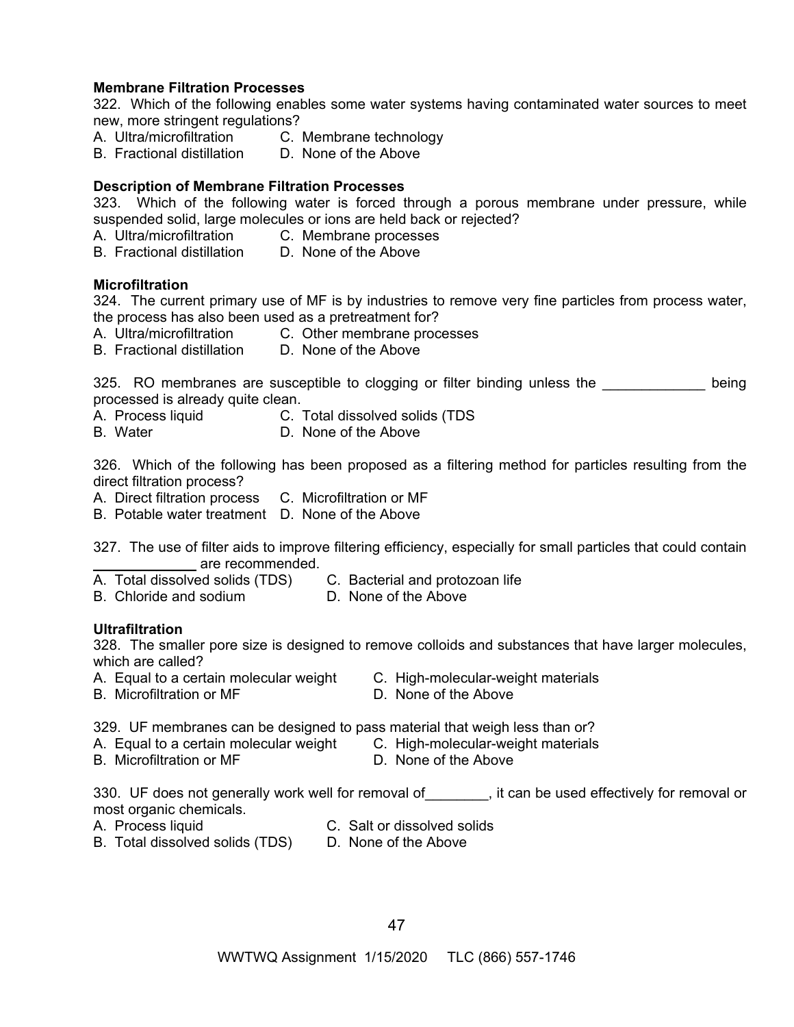**Membrane Filtration Processes**

322. Which of the following enables some water systems having contaminated water sources to meet new, more stringent regulations?
A. Ultra/microfiltration C. Membrane technology
B. Fractional distillation D. None of the Above

**Description of Membrane Filtration Processes**

323. Which of the following water is forced through a porous membrane under pressure, while suspended solid, large molecules or ions are held back or rejected?
A. Ultra/microfiltration C. Membrane processes
B. Fractional distillation D. None of the Above

**Microfiltration**

324. The current primary use of MF is by industries to remove very fine particles from process water, the process has also been used as a pretreatment for?
A. Ultra/microfiltration C. Other membrane processes
B. Fractional distillation D. None of the Above

325. RO membranes are susceptible to clogging or filter binding unless the _____________ being processed is already quite clean.
A. Process liquid C. Total dissolved solids (TDS
B. Water D. None of the Above

326. Which of the following has been proposed as a filtering method for particles resulting from the direct filtration process?
A. Direct filtration process C. Microfiltration or MF
B. Potable water treatment D. None of the Above

327. The use of filter aids to improve filtering efficiency, especially for small particles that could contain _____________ are recommended.
A. Total dissolved solids (TDS) C. Bacterial and protozoan life
B. Chloride and sodium D. None of the Above

**Ultrafiltration**

328. The smaller pore size is designed to remove colloids and substances that have larger molecules, which are called?
A. Equal to a certain molecular weight C. High-molecular-weight materials
B. Microfiltration or MF D. None of the Above

329. UF membranes can be designed to pass material that weigh less than or?
A. Equal to a certain molecular weight C. High-molecular-weight materials
B. Microfiltration or MF D. None of the Above

330. UF does not generally work well for removal of________, it can be used effectively for removal or most organic chemicals.
A. Process liquid C. Salt or dissolved solids
B. Total dissolved solids (TDS) D. None of the Above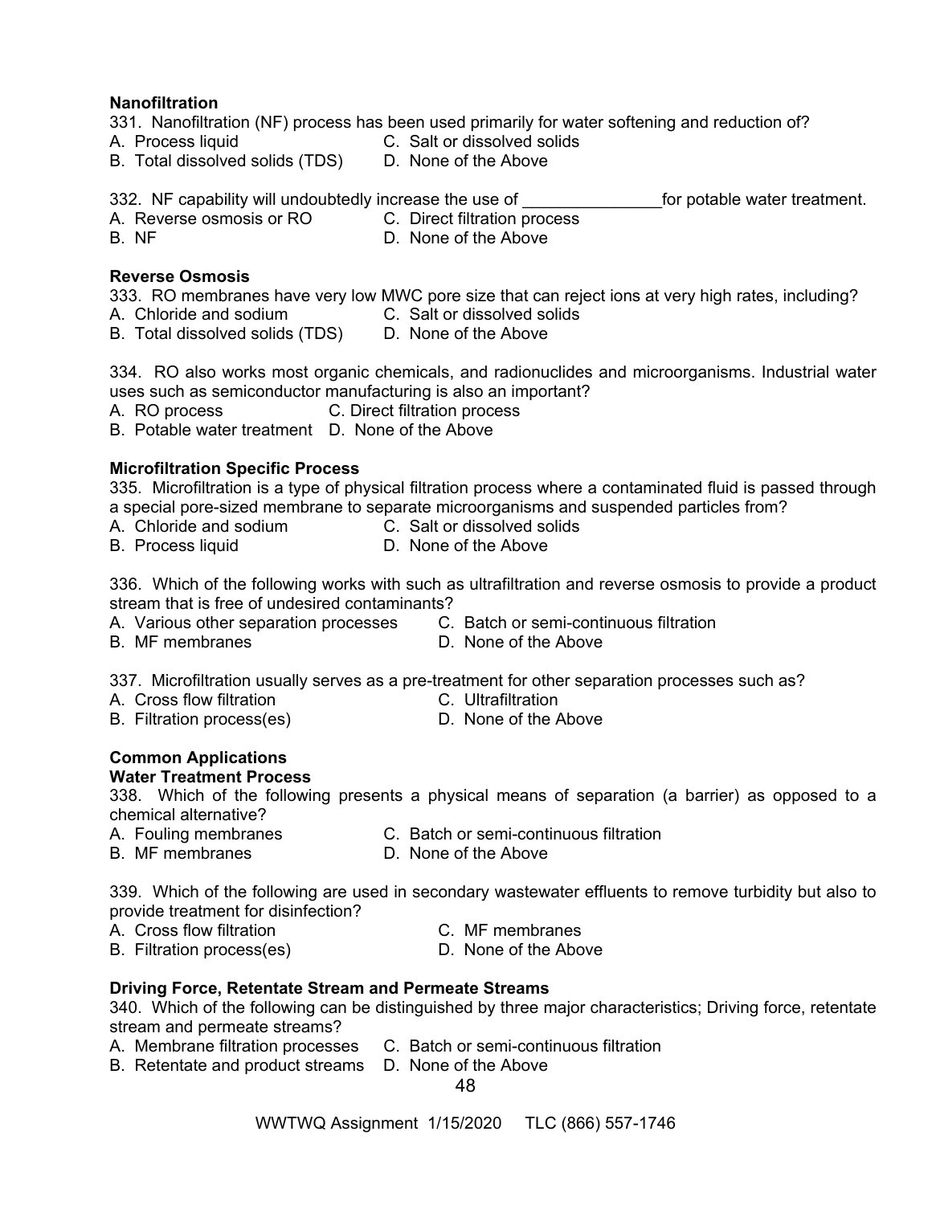**Nanofiltration**

331. Nanofiltration (NF) process has been used primarily for water softening and reduction of?
A. Process liquid  C. Salt or dissolved solids
B. Total dissolved solids (TDS)  D. None of the Above

332. NF capability will undoubtedly increase the use of _______________for potable water treatment.
A. Reverse osmosis or RO  C. Direct filtration process
B. NF  D. None of the Above

**Reverse Osmosis**

333. RO membranes have very low MWC pore size that can reject ions at very high rates, including?
A. Chloride and sodium  C. Salt or dissolved solids
B. Total dissolved solids (TDS)  D. None of the Above

334. RO also works most organic chemicals, and radionuclides and microorganisms. Industrial water uses such as semiconductor manufacturing is also an important?
A. RO process  C. Direct filtration process
B. Potable water treatment  D. None of the Above

**Microfiltration Specific Process**

335. Microfiltration is a type of physical filtration process where a contaminated fluid is passed through a special pore-sized membrane to separate microorganisms and suspended particles from?
A. Chloride and sodium  C. Salt or dissolved solids
B. Process liquid  D. None of the Above

336. Which of the following works with such as ultrafiltration and reverse osmosis to provide a product stream that is free of undesired contaminants?
A. Various other separation processes  C. Batch or semi-continuous filtration
B. MF membranes  D. None of the Above

337. Microfiltration usually serves as a pre-treatment for other separation processes such as?
A. Cross flow filtration  C. Ultrafiltration
B. Filtration process(es)  D. None of the Above

**Common Applications**
**Water Treatment Process**

338. Which of the following presents a physical means of separation (a barrier) as opposed to a chemical alternative?
A. Fouling membranes  C. Batch or semi-continuous filtration
B. MF membranes  D. None of the Above

339. Which of the following are used in secondary wastewater effluents to remove turbidity but also to provide treatment for disinfection?
A. Cross flow filtration  C. MF membranes
B. Filtration process(es)  D. None of the Above

**Driving Force, Retentate Stream and Permeate Streams**

340. Which of the following can be distinguished by three major characteristics; Driving force, retentate stream and permeate streams?
A. Membrane filtration processes  C. Batch or semi-continuous filtration
B. Retentate and product streams  D. None of the Above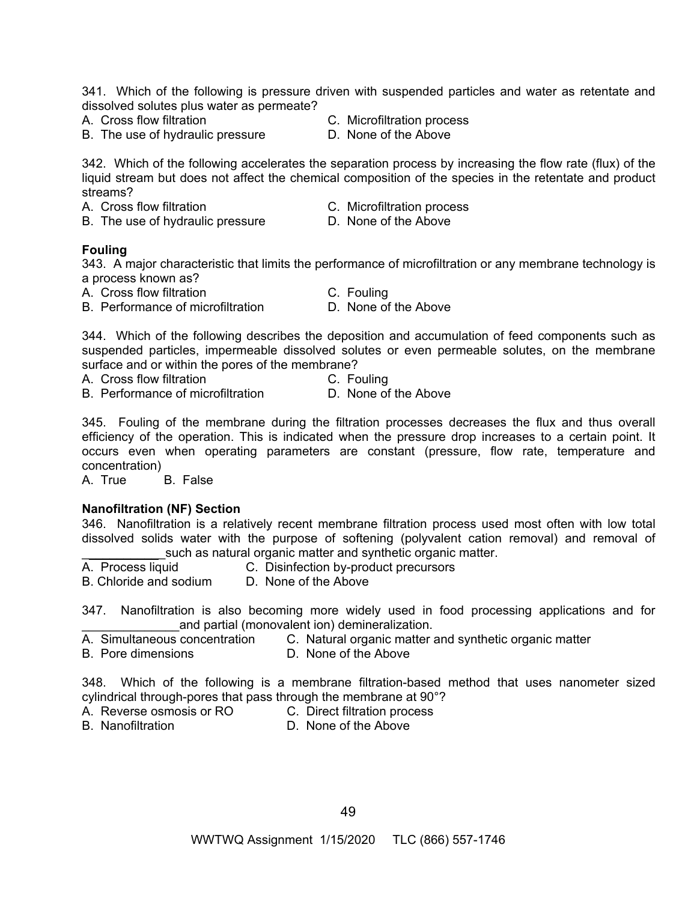341. Which of the following is pressure driven with suspended particles and water as retentate and dissolved solutes plus water as permeate?
A. Cross flow filtration
B. The use of hydraulic pressure
C. Microfiltration process
D. None of the Above

342. Which of the following accelerates the separation process by increasing the flow rate (flux) of the liquid stream but does not affect the chemical composition of the species in the retentate and product streams?
A. Cross flow filtration
B. The use of hydraulic pressure
C. Microfiltration process
D. None of the Above

**Fouling**

343. A major characteristic that limits the performance of microfiltration or any membrane technology is a process known as?
A. Cross flow filtration
B. Performance of microfiltration
C. Fouling
D. None of the Above

344. Which of the following describes the deposition and accumulation of feed components such as suspended particles, impermeable dissolved solutes or even permeable solutes, on the membrane surface and or within the pores of the membrane?
A. Cross flow filtration
B. Performance of microfiltration
C. Fouling
D. None of the Above

345. Fouling of the membrane during the filtration processes decreases the flux and thus overall efficiency of the operation. This is indicated when the pressure drop increases to a certain point. It occurs even when operating parameters are constant (pressure, flow rate, temperature and concentration)
A. True B. False

**Nanofiltration (NF) Section**

346. Nanofiltration is a relatively recent membrane filtration process used most often with low total dissolved solids water with the purpose of softening (polyvalent cation removal) and removal of ___________ such as natural organic matter and synthetic organic matter.
A. Process liquid
B. Chloride and sodium
C. Disinfection by-product precursors
D. None of the Above

347. Nanofiltration is also becoming more widely used in food processing applications and for ______________and partial (monovalent ion) demineralization.
A. Simultaneous concentration
B. Pore dimensions
C. Natural organic matter and synthetic organic matter
D. None of the Above

348. Which of the following is a membrane filtration-based method that uses nanometer sized cylindrical through-pores that pass through the membrane at 90°?
A. Reverse osmosis or RO
B. Nanofiltration
C. Direct filtration process
D. None of the Above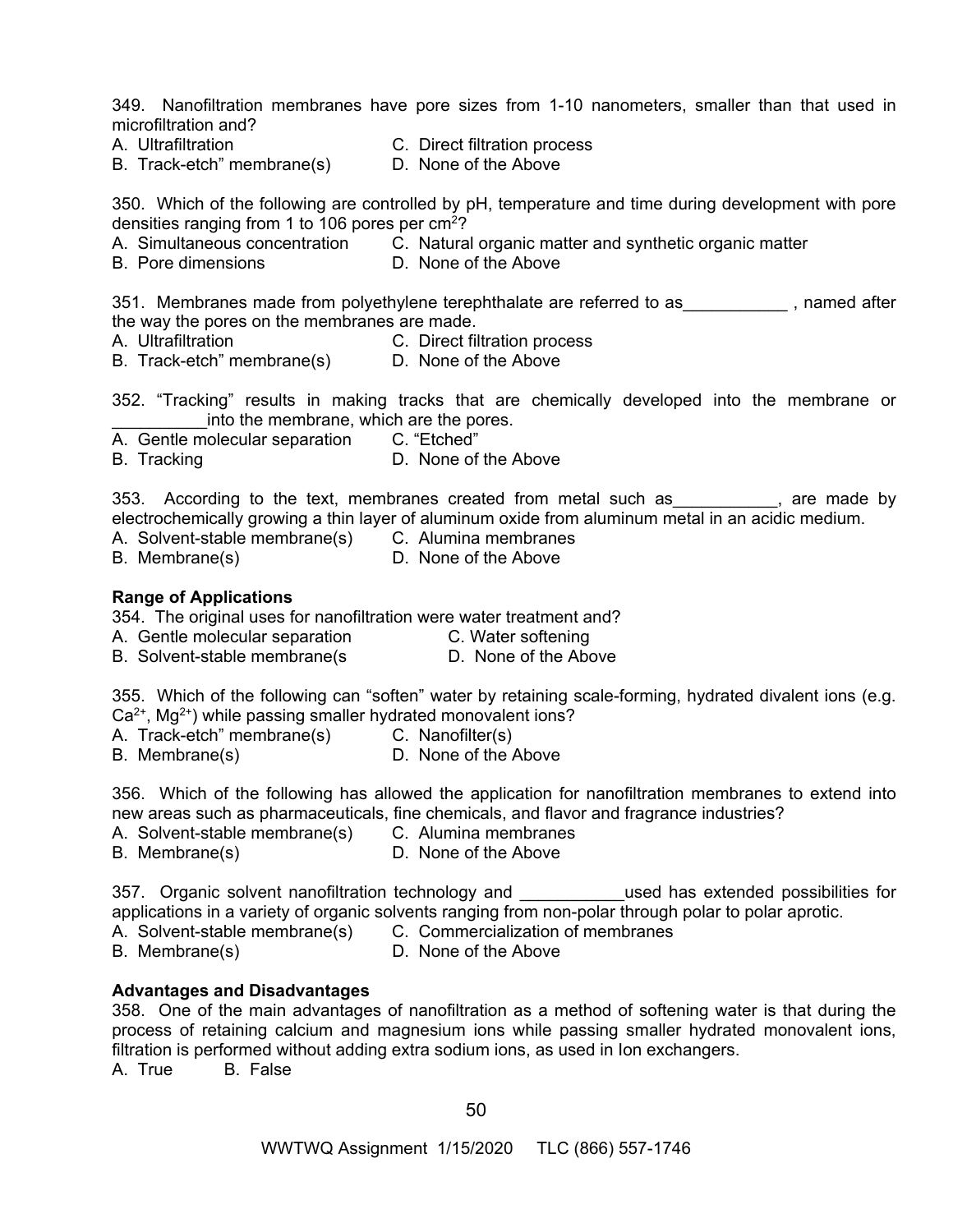349. Nanofiltration membranes have pore sizes from 1-10 nanometers, smaller than that used in microfiltration and?

A. Ultrafiltration
B. Track-etch" membrane(s)
C. Direct filtration process
D. None of the Above

350. Which of the following are controlled by pH, temperature and time during development with pore densities ranging from 1 to 106 pores per $cm^2$?

A. Simultaneous concentration
B. Pore dimensions
C. Natural organic matter and synthetic organic matter
D. None of the Above

351. Membranes made from polyethylene terephthalate are referred to as___________ , named after the way the pores on the membranes are made.

A. Ultrafiltration
B. Track-etch" membrane(s)
C. Direct filtration process
D. None of the Above

352. "Tracking" results in making tracks that are chemically developed into the membrane or __________into the membrane, which are the pores.

A. Gentle molecular separation
B. Tracking
C. "Etched"
D. None of the Above

353. According to the text, membranes created from metal such as___________, are made by electrochemically growing a thin layer of aluminum oxide from aluminum metal in an acidic medium.

A. Solvent-stable membrane(s)
B. Membrane(s)
C. Alumina membranes
D. None of the Above

**Range of Applications**

354. The original uses for nanofiltration were water treatment and?

A. Gentle molecular separation
B. Solvent-stable membrane(s
C. Water softening
D. None of the Above

355. Which of the following can "soften" water by retaining scale-forming, hydrated divalent ions (e.g. $Ca^{2+}$, $Mg^{2+}$) while passing smaller hydrated monovalent ions?

A. Track-etch" membrane(s)
B. Membrane(s)
C. Nanofilter(s)
D. None of the Above

356. Which of the following has allowed the application for nanofiltration membranes to extend into new areas such as pharmaceuticals, fine chemicals, and flavor and fragrance industries?

A. Solvent-stable membrane(s)
B. Membrane(s)
C. Alumina membranes
D. None of the Above

357. Organic solvent nanofiltration technology and ___________used has extended possibilities for applications in a variety of organic solvents ranging from non-polar through polar to polar aprotic.

A. Solvent-stable membrane(s)
B. Membrane(s)
C. Commercialization of membranes
D. None of the Above

**Advantages and Disadvantages**

358. One of the main advantages of nanofiltration as a method of softening water is that during the process of retaining calcium and magnesium ions while passing smaller hydrated monovalent ions, filtration is performed without adding extra sodium ions, as used in Ion exchangers.

A. True B. False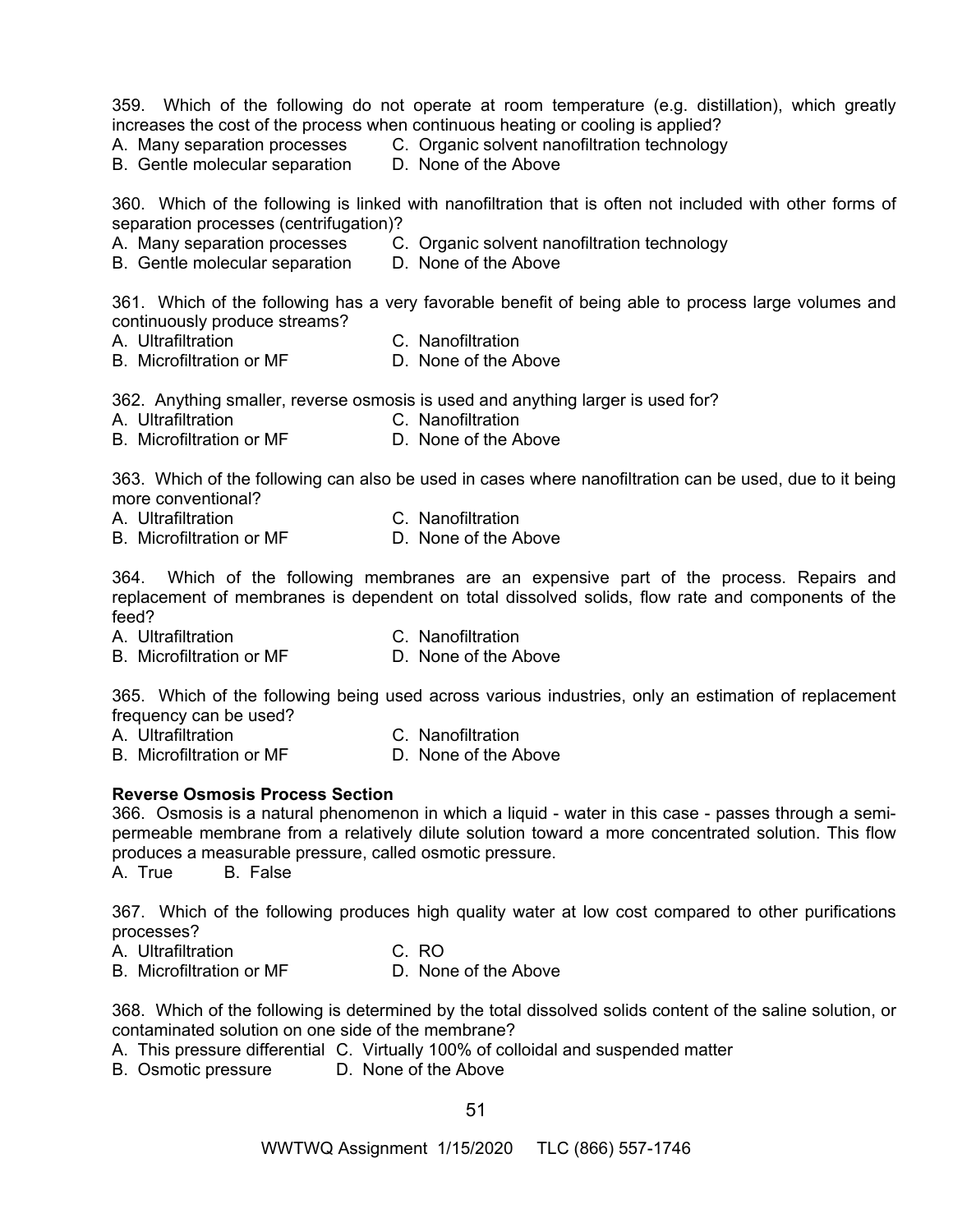359. Which of the following do not operate at room temperature (e.g. distillation), which greatly increases the cost of the process when continuous heating or cooling is applied?

A. Many separation processes  C. Organic solvent nanofiltration technology
B. Gentle molecular separation  D. None of the Above

360. Which of the following is linked with nanofiltration that is often not included with other forms of separation processes (centrifugation)?

A. Many separation processes  C. Organic solvent nanofiltration technology
B. Gentle molecular separation  D. None of the Above

361. Which of the following has a very favorable benefit of being able to process large volumes and continuously produce streams?

A. Ultrafiltration  C. Nanofiltration
B. Microfiltration or MF  D. None of the Above

362. Anything smaller, reverse osmosis is used and anything larger is used for?

A. Ultrafiltration  C. Nanofiltration
B. Microfiltration or MF  D. None of the Above

363. Which of the following can also be used in cases where nanofiltration can be used, due to it being more conventional?

A. Ultrafiltration  C. Nanofiltration
B. Microfiltration or MF  D. None of the Above

364. Which of the following membranes are an expensive part of the process. Repairs and replacement of membranes is dependent on total dissolved solids, flow rate and components of the feed?

A. Ultrafiltration  C. Nanofiltration
B. Microfiltration or MF  D. None of the Above

365. Which of the following being used across various industries, only an estimation of replacement frequency can be used?

A. Ultrafiltration  C. Nanofiltration
B. Microfiltration or MF  D. None of the Above

**Reverse Osmosis Process Section**

366. Osmosis is a natural phenomenon in which a liquid - water in this case - passes through a semi-permeable membrane from a relatively dilute solution toward a more concentrated solution. This flow produces a measurable pressure, called osmotic pressure.

A. True  B. False

367. Which of the following produces high quality water at low cost compared to other purifications processes?

A. Ultrafiltration  C. RO
B. Microfiltration or MF  D. None of the Above

368. Which of the following is determined by the total dissolved solids content of the saline solution, or contaminated solution on one side of the membrane?

A. This pressure differential  C. Virtually 100% of colloidal and suspended matter
B. Osmotic pressure  D. None of the Above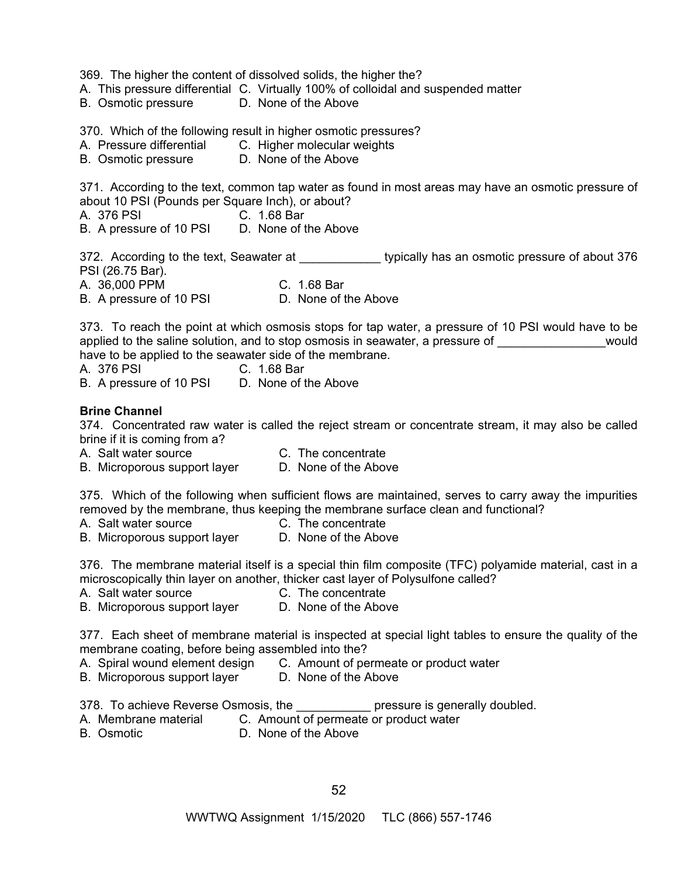369. The higher the content of dissolved solids, the higher the?
A. This pressure differential C. Virtually 100% of colloidal and suspended matter
B. Osmotic pressure D. None of the Above

370. Which of the following result in higher osmotic pressures?
A. Pressure differential C. Higher molecular weights
B. Osmotic pressure D. None of the Above

371. According to the text, common tap water as found in most areas may have an osmotic pressure of about 10 PSI (Pounds per Square Inch), or about?
A. 376 PSI C. 1.68 Bar
B. A pressure of 10 PSI D. None of the Above

372. According to the text, Seawater at ____________ typically has an osmotic pressure of about 376 PSI (26.75 Bar).
A. 36,000 PPM C. 1.68 Bar
B. A pressure of 10 PSI D. None of the Above

373. To reach the point at which osmosis stops for tap water, a pressure of 10 PSI would have to be applied to the saline solution, and to stop osmosis in seawater, a pressure of ________________would have to be applied to the seawater side of the membrane.
A. 376 PSI C. 1.68 Bar
B. A pressure of 10 PSI D. None of the Above

**Brine Channel**

374. Concentrated raw water is called the reject stream or concentrate stream, it may also be called brine if it is coming from a?
A. Salt water source C. The concentrate
B. Microporous support layer D. None of the Above

375. Which of the following when sufficient flows are maintained, serves to carry away the impurities removed by the membrane, thus keeping the membrane surface clean and functional?
A. Salt water source C. The concentrate
B. Microporous support layer D. None of the Above

376. The membrane material itself is a special thin film composite (TFC) polyamide material, cast in a microscopically thin layer on another, thicker cast layer of Polysulfone called?
A. Salt water source C. The concentrate
B. Microporous support layer D. None of the Above

377. Each sheet of membrane material is inspected at special light tables to ensure the quality of the membrane coating, before being assembled into the?
A. Spiral wound element design C. Amount of permeate or product water
B. Microporous support layer D. None of the Above

378. To achieve Reverse Osmosis, the ___________ pressure is generally doubled.
A. Membrane material C. Amount of permeate or product water
B. Osmotic D. None of the Above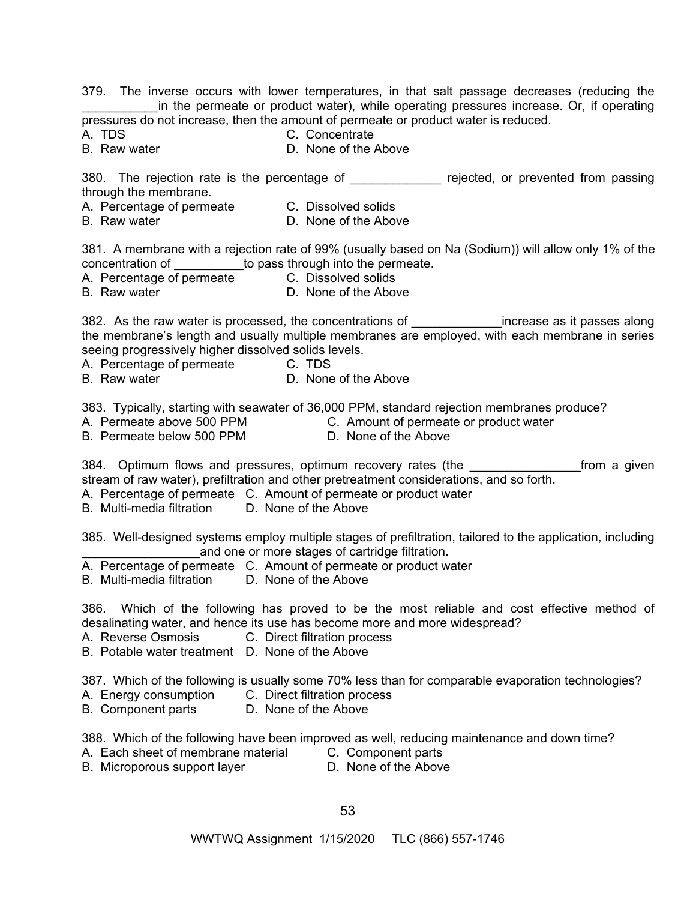379. The inverse occurs with lower temperatures, in that salt passage decreases (reducing the ___________in the permeate or product water), while operating pressures increase. Or, if operating pressures do not increase, then the amount of permeate or product water is reduced.

A. TDS
B. Raw water
C. Concentrate
D. None of the Above

380. The rejection rate is the percentage of _____________ rejected, or prevented from passing through the membrane.

A. Percentage of permeate
B. Raw water
C. Dissolved solids
D. None of the Above

381. A membrane with a rejection rate of 99% (usually based on Na (Sodium)) will allow only 1% of the concentration of __________to pass through into the permeate.

A. Percentage of permeate
B. Raw water
C. Dissolved solids
D. None of the Above

382. As the raw water is processed, the concentrations of _____________increase as it passes along the membrane's length and usually multiple membranes are employed, with each membrane in series seeing progressively higher dissolved solids levels.

A. Percentage of permeate
B. Raw water
C. TDS
D. None of the Above

383. Typically, starting with seawater of 36,000 PPM, standard rejection membranes produce?

A. Permeate above 500 PPM
B. Permeate below 500 PPM
C. Amount of permeate or product water
D. None of the Above

384. Optimum flows and pressures, optimum recovery rates (the ________________from a given stream of raw water), prefiltration and other pretreatment considerations, and so forth.

A. Percentage of permeate
B. Multi-media filtration
C. Amount of permeate or product water
D. None of the Above

385. Well-designed systems employ multiple stages of prefiltration, tailored to the application, including _________________and one or more stages of cartridge filtration.

A. Percentage of permeate
B. Multi-media filtration
C. Amount of permeate or product water
D. None of the Above

386. Which of the following has proved to be the most reliable and cost effective method of desalinating water, and hence its use has become more and more widespread?

A. Reverse Osmosis
B. Potable water treatment
C. Direct filtration process
D. None of the Above

387. Which of the following is usually some 70% less than for comparable evaporation technologies?

A. Energy consumption
B. Component parts
C. Direct filtration process
D. None of the Above

388. Which of the following have been improved as well, reducing maintenance and down time?

A. Each sheet of membrane material
B. Microporous support layer
C. Component parts
D. None of the Above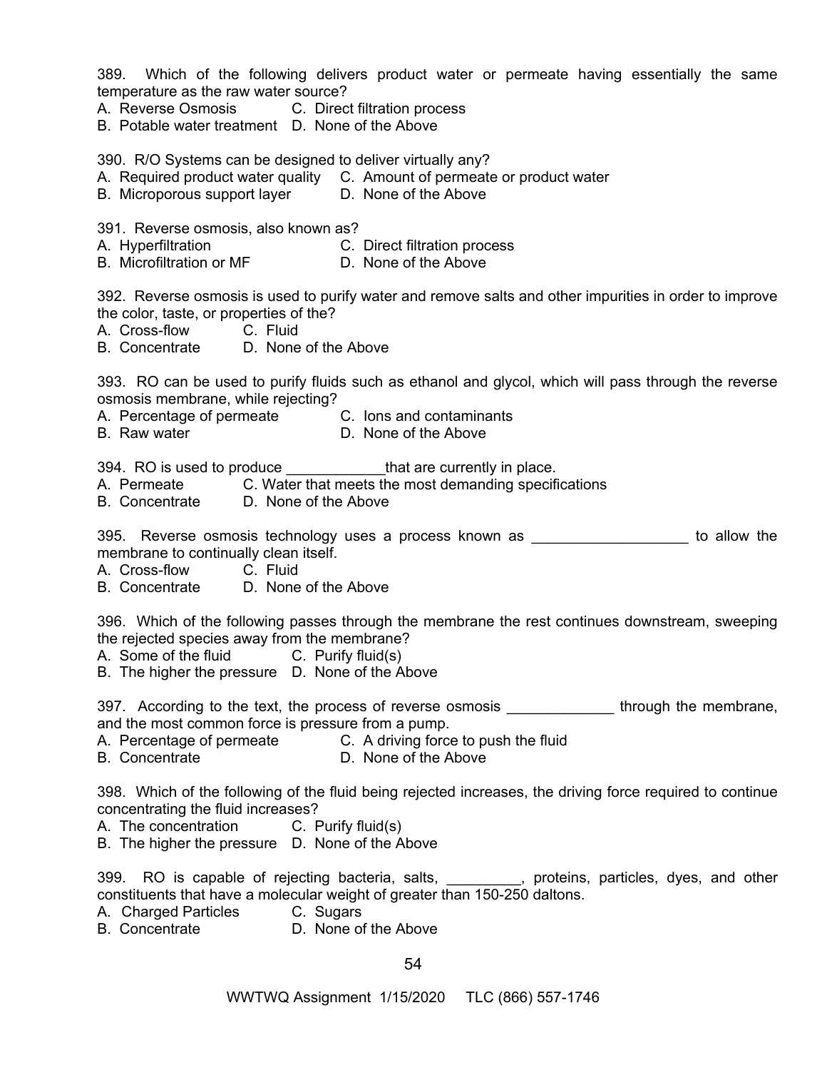389. Which of the following delivers product water or permeate having essentially the same temperature as the raw water source?
A. Reverse Osmosis C. Direct filtration process
B. Potable water treatment D. None of the Above

390. R/O Systems can be designed to deliver virtually any?
A. Required product water quality C. Amount of permeate or product water
B. Microporous support layer D. None of the Above

391. Reverse osmosis, also known as?
A. Hyperfiltration C. Direct filtration process
B. Microfiltration or MF D. None of the Above

392. Reverse osmosis is used to purify water and remove salts and other impurities in order to improve the color, taste, or properties of the?
A. Cross-flow C. Fluid
B. Concentrate D. None of the Above

393. RO can be used to purify fluids such as ethanol and glycol, which will pass through the reverse osmosis membrane, while rejecting?
A. Percentage of permeate C. Ions and contaminants
B. Raw water D. None of the Above

394. RO is used to produce ____________that are currently in place.
A. Permeate C. Water that meets the most demanding specifications
B. Concentrate D. None of the Above

395. Reverse osmosis technology uses a process known as ___________________ to allow the membrane to continually clean itself.
A. Cross-flow C. Fluid
B. Concentrate D. None of the Above

396. Which of the following passes through the membrane the rest continues downstream, sweeping the rejected species away from the membrane?
A. Some of the fluid C. Purify fluid(s)
B. The higher the pressure D. None of the Above

397. According to the text, the process of reverse osmosis _____________ through the membrane, and the most common force is pressure from a pump.
A. Percentage of permeate C. A driving force to push the fluid
B. Concentrate D. None of the Above

398. Which of the following of the fluid being rejected increases, the driving force required to continue concentrating the fluid increases?
A. The concentration C. Purify fluid(s)
B. The higher the pressure D. None of the Above

399. RO is capable of rejecting bacteria, salts, _________, proteins, particles, dyes, and other constituents that have a molecular weight of greater than 150-250 daltons.
A. Charged Particles C. Sugars
B. Concentrate D. None of the Above

WWTWQ Assignment 1/15/2020 TLC (866) 557-1746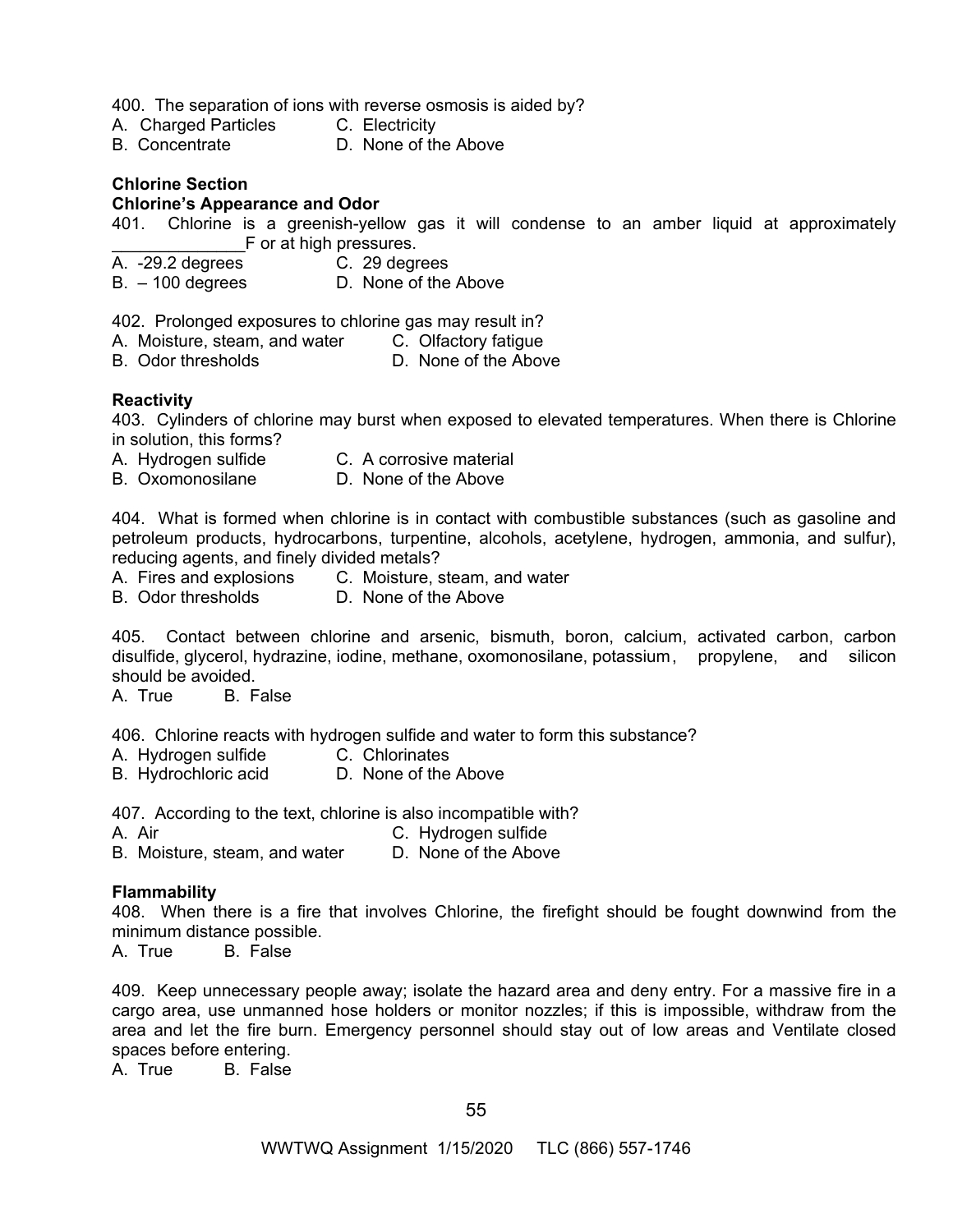400. The separation of ions with reverse osmosis is aided by?
A. Charged Particles    C. Electricity
B. Concentrate    D. None of the Above

**Chlorine Section**

**Chlorine's Appearance and Odor**

401. Chlorine is a greenish-yellow gas it will condense to an amber liquid at approximately _____________F or at high pressures.
A. -29.2 degrees    C. 29 degrees
B. – 100 degrees    D. None of the Above

402. Prolonged exposures to chlorine gas may result in?
A. Moisture, steam, and water    C. Olfactory fatigue
B. Odor thresholds    D. None of the Above

**Reactivity**

403. Cylinders of chlorine may burst when exposed to elevated temperatures. When there is Chlorine in solution, this forms?
A. Hydrogen sulfide    C. A corrosive material
B. Oxomonosilane    D. None of the Above

404. What is formed when chlorine is in contact with combustible substances (such as gasoline and petroleum products, hydrocarbons, turpentine, alcohols, acetylene, hydrogen, ammonia, and sulfur), reducing agents, and finely divided metals?
A. Fires and explosions    C. Moisture, steam, and water
B. Odor thresholds    D. None of the Above

405. Contact between chlorine and arsenic, bismuth, boron, calcium, activated carbon, carbon disulfide, glycerol, hydrazine, iodine, methane, oxomonosilane, potassium, propylene, and silicon should be avoided.
A. True    B. False

406. Chlorine reacts with hydrogen sulfide and water to form this substance?
A. Hydrogen sulfide    C. Chlorinates
B. Hydrochloric acid    D. None of the Above

407. According to the text, chlorine is also incompatible with?
A. Air    C. Hydrogen sulfide
B. Moisture, steam, and water    D. None of the Above

**Flammability**

408. When there is a fire that involves Chlorine, the firefight should be fought downwind from the minimum distance possible.
A. True    B. False

409. Keep unnecessary people away; isolate the hazard area and deny entry. For a massive fire in a cargo area, use unmanned hose holders or monitor nozzles; if this is impossible, withdraw from the area and let the fire burn. Emergency personnel should stay out of low areas and Ventilate closed spaces before entering.
A. True    B. False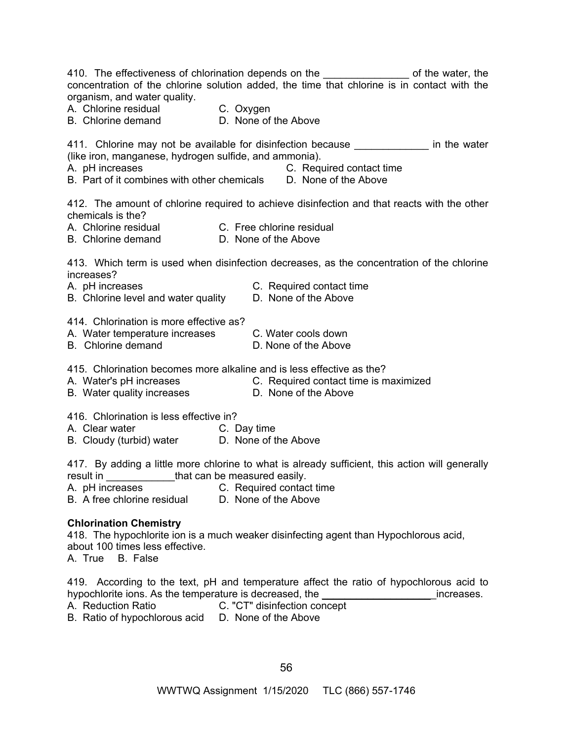410. The effectiveness of chlorination depends on the _______________ of the water, the concentration of the chlorine solution added, the time that chlorine is in contact with the organism, and water quality.

A. Chlorine residual C. Oxygen
B. Chlorine demand D. None of the Above

411. Chlorine may not be available for disinfection because _____________ in the water (like iron, manganese, hydrogen sulfide, and ammonia).

A. pH increases C. Required contact time
B. Part of it combines with other chemicals D. None of the Above

412. The amount of chlorine required to achieve disinfection and that reacts with the other chemicals is the?

A. Chlorine residual C. Free chlorine residual
B. Chlorine demand D. None of the Above

413. Which term is used when disinfection decreases, as the concentration of the chlorine increases?

A. pH increases C. Required contact time
B. Chlorine level and water quality D. None of the Above

414. Chlorination is more effective as?

A. Water temperature increases C. Water cools down
B. Chlorine demand D. None of the Above

415. Chlorination becomes more alkaline and is less effective as the?

A. Water's pH increases C. Required contact time is maximized
B. Water quality increases D. None of the Above

416. Chlorination is less effective in?

A. Clear water C. Day time
B. Cloudy (turbid) water D. None of the Above

417. By adding a little more chlorine to what is already sufficient, this action will generally result in ____________that can be measured easily.

A. pH increases C. Required contact time
B. A free chlorine residual D. None of the Above

**Chlorination Chemistry**

418. The hypochlorite ion is a much weaker disinfecting agent than Hypochlorous acid, about 100 times less effective.

A. True B. False

419. According to the text, pH and temperature affect the ratio of hypochlorous acid to hypochlorite ions. As the temperature is decreased, the ____________________increases.

A. Reduction Ratio C. "CT" disinfection concept
B. Ratio of hypochlorous acid D. None of the Above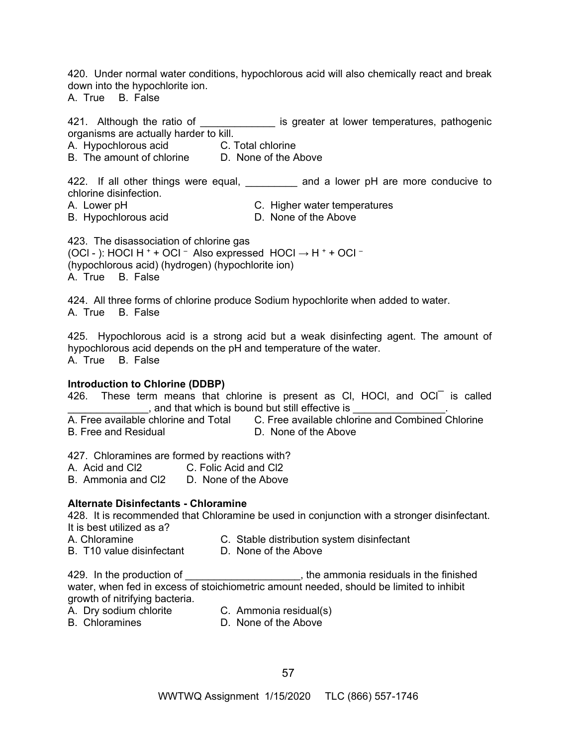420. Under normal water conditions, hypochlorous acid will also chemically react and break down into the hypochlorite ion.
A. True B. False

421. Although the ratio of _____________ is greater at lower temperatures, pathogenic organisms are actually harder to kill.
A. Hypochlorous acid  C. Total chlorine
B. The amount of chlorine  D. None of the Above

422. If all other things were equal, _________ and a lower pH are more conducive to chlorine disinfection.
A. Lower pH  C. Higher water temperatures
B. Hypochlorous acid  D. None of the Above

423. The disassociation of chlorine gas
($OCl^-$): HOCl $H^+ + OCl^-$ Also expressed $HOCl \rightarrow H^+ + OCl^-$
(hypochlorous acid) (hydrogen) (hypochlorite ion)
A. True B. False

424. All three forms of chlorine produce Sodium hypochlorite when added to water.
A. True B. False

425. Hypochlorous acid is a strong acid but a weak disinfecting agent. The amount of hypochlorous acid depends on the pH and temperature of the water.
A. True B. False

**Introduction to Chlorine (DDBP)**

426. These term means that chlorine is present as Cl, HOCl, and $OCl^-$ is called ______________, and that which is bound but still effective is ________________.
A. Free available chlorine and Total  C. Free available chlorine and Combined Chlorine
B. Free and Residual  D. None of the Above

427. Chloramines are formed by reactions with?
A. Acid and $Cl_2$  C. Folic Acid and $Cl_2$
B. Ammonia and $Cl_2$  D. None of the Above

**Alternate Disinfectants - Chloramine**

428. It is recommended that Chloramine be used in conjunction with a stronger disinfectant. It is best utilized as a?
A. Chloramine  C. Stable distribution system disinfectant
B. T10 value disinfectant  D. None of the Above

429. In the production of ____________________, the ammonia residuals in the finished water, when fed in excess of stoichiometric amount needed, should be limited to inhibit growth of nitrifying bacteria.
A. Dry sodium chlorite  C. Ammonia residual(s)
B. Chloramines  D. None of the Above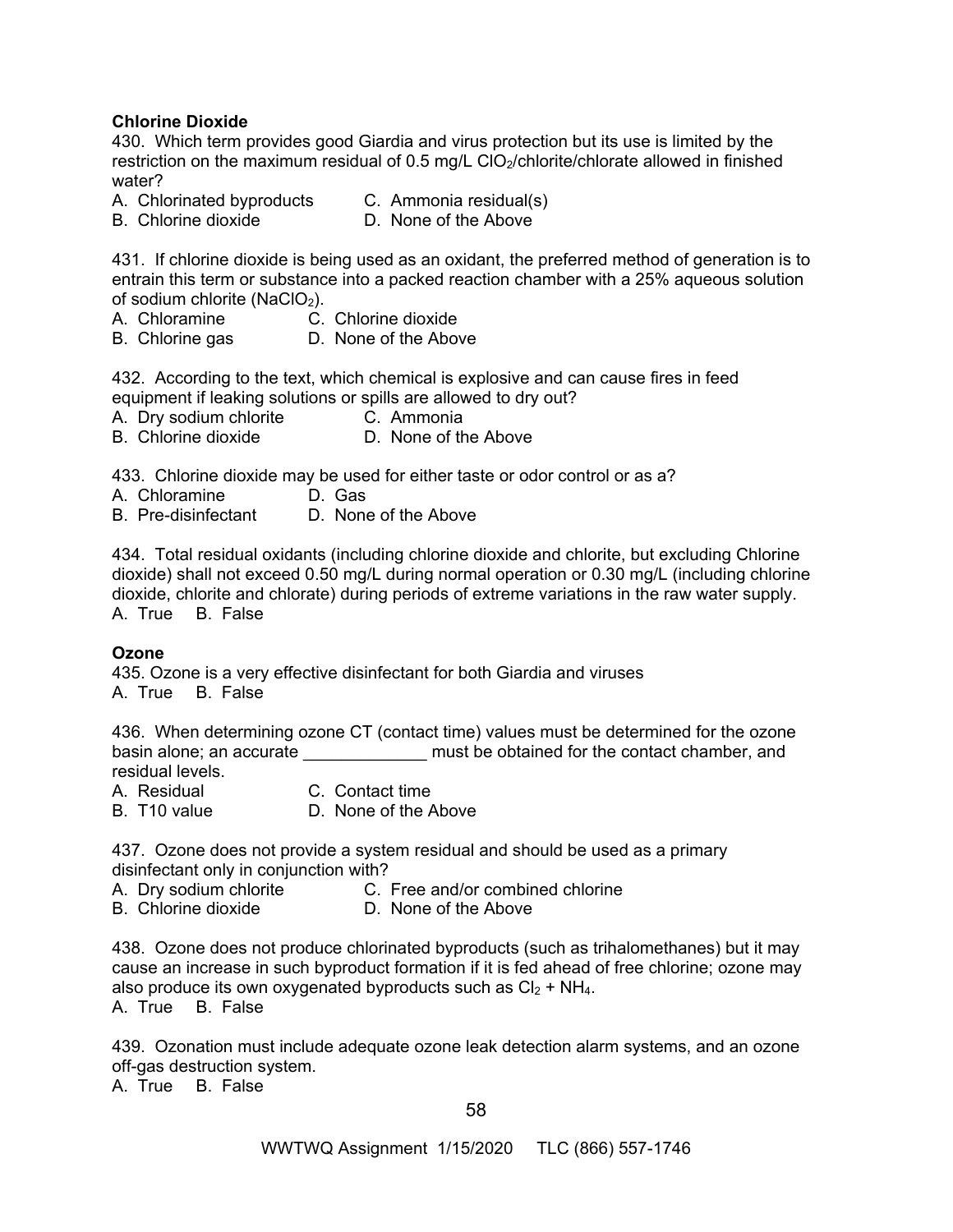**Chlorine Dioxide**

430. Which term provides good Giardia and virus protection but its use is limited by the restriction on the maximum residual of 0.5 mg/L $ClO_2$/chlorite/chlorate allowed in finished water?

A. Chlorinated byproducts  C. Ammonia residual(s)
B. Chlorine dioxide  D. None of the Above

431. If chlorine dioxide is being used as an oxidant, the preferred method of generation is to entrain this term or substance into a packed reaction chamber with a 25% aqueous solution of sodium chlorite ($NaClO_2$).

A. Chloramine  C. Chlorine dioxide
B. Chlorine gas  D. None of the Above

432. According to the text, which chemical is explosive and can cause fires in feed equipment if leaking solutions or spills are allowed to dry out?

A. Dry sodium chlorite  C. Ammonia
B. Chlorine dioxide  D. None of the Above

433. Chlorine dioxide may be used for either taste or odor control or as a?

A. Chloramine  D. Gas
B. Pre-disinfectant  D. None of the Above

434. Total residual oxidants (including chlorine dioxide and chlorite, but excluding Chlorine dioxide) shall not exceed 0.50 mg/L during normal operation or 0.30 mg/L (including chlorine dioxide, chlorite and chlorate) during periods of extreme variations in the raw water supply.

A. True  B. False

**Ozone**

435. Ozone is a very effective disinfectant for both Giardia and viruses

A. True  B. False

436. When determining ozone CT (contact time) values must be determined for the ozone basin alone; an accurate _____________ must be obtained for the contact chamber, and residual levels.

A. Residual  C. Contact time
B. T10 value  D. None of the Above

437. Ozone does not provide a system residual and should be used as a primary disinfectant only in conjunction with?

A. Dry sodium chlorite  C. Free and/or combined chlorine
B. Chlorine dioxide  D. None of the Above

438. Ozone does not produce chlorinated byproducts (such as trihalomethanes) but it may cause an increase in such byproduct formation if it is fed ahead of free chlorine; ozone may also produce its own oxygenated byproducts such as $Cl_2$ + $NH_4$.

A. True  B. False

439. Ozonation must include adequate ozone leak detection alarm systems, and an ozone off-gas destruction system.

A. True  B. False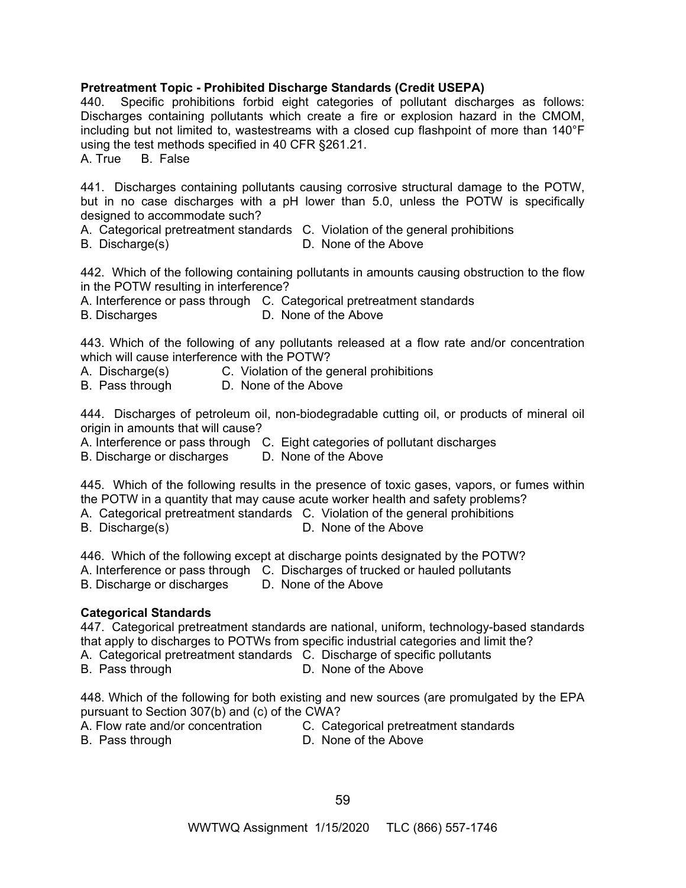**Pretreatment Topic - Prohibited Discharge Standards (Credit USEPA)**

440. Specific prohibitions forbid eight categories of pollutant discharges as follows: Discharges containing pollutants which create a fire or explosion hazard in the CMOM, including but not limited to, wastestreams with a closed cup flashpoint of more than 140°F using the test methods specified in 40 CFR §261.21.

A. True B. False

441. Discharges containing pollutants causing corrosive structural damage to the POTW, but in no case discharges with a pH lower than 5.0, unless the POTW is specifically designed to accommodate such?

A. Categorical pretreatment standards
B. Discharge(s)
C. Violation of the general prohibitions
D. None of the Above

442. Which of the following containing pollutants in amounts causing obstruction to the flow in the POTW resulting in interference?

A. Interference or pass through
B. Discharges
C. Categorical pretreatment standards
D. None of the Above

443. Which of the following of any pollutants released at a flow rate and/or concentration which will cause interference with the POTW?

A. Discharge(s)
B. Pass through
C. Violation of the general prohibitions
D. None of the Above

444. Discharges of petroleum oil, non-biodegradable cutting oil, or products of mineral oil origin in amounts that will cause?

A. Interference or pass through
B. Discharge or discharges
C. Eight categories of pollutant discharges
D. None of the Above

445. Which of the following results in the presence of toxic gases, vapors, or fumes within the POTW in a quantity that may cause acute worker health and safety problems?

A. Categorical pretreatment standards
B. Discharge(s)
C. Violation of the general prohibitions
D. None of the Above

446. Which of the following except at discharge points designated by the POTW?

A. Interference or pass through
B. Discharge or discharges
C. Discharges of trucked or hauled pollutants
D. None of the Above

**Categorical Standards**

447. Categorical pretreatment standards are national, uniform, technology-based standards that apply to discharges to POTWs from specific industrial categories and limit the?

A. Categorical pretreatment standards
B. Pass through
C. Discharge of specific pollutants
D. None of the Above

448. Which of the following for both existing and new sources (are promulgated by the EPA pursuant to Section 307(b) and (c) of the CWA?

A. Flow rate and/or concentration
B. Pass through
C. Categorical pretreatment standards
D. None of the Above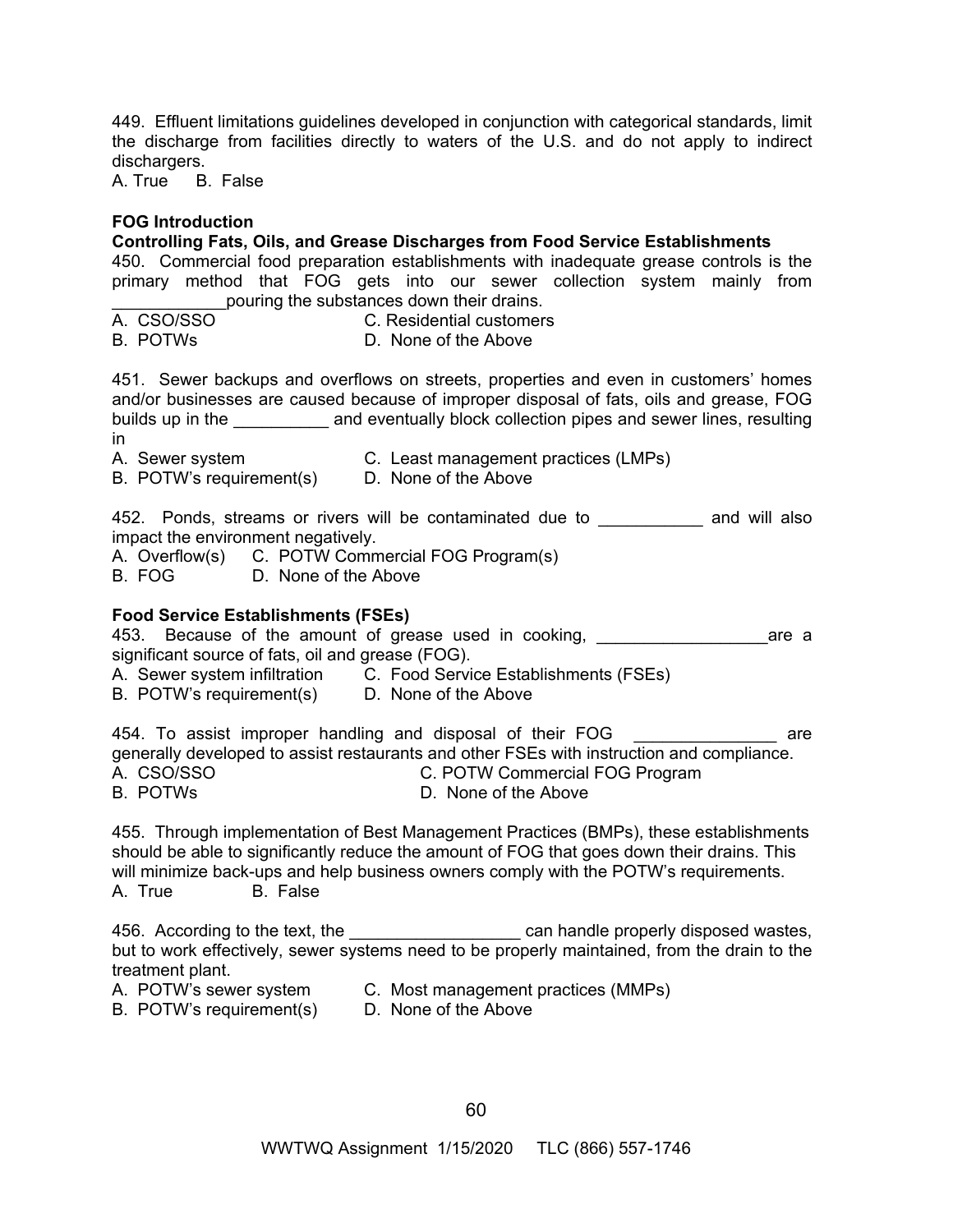449. Effluent limitations guidelines developed in conjunction with categorical standards, limit the discharge from facilities directly to waters of the U.S. and do not apply to indirect dischargers.
A. True B. False

**FOG Introduction**

**Controlling Fats, Oils, and Grease Discharges from Food Service Establishments**

450. Commercial food preparation establishments with inadequate grease controls is the primary method that FOG gets into our sewer collection system mainly from ____________pouring the substances down their drains.
A. CSO/SSO C. Residential customers
B. POTWs D. None of the Above

451. Sewer backups and overflows on streets, properties and even in customers' homes and/or businesses are caused because of improper disposal of fats, oils and grease, FOG builds up in the __________ and eventually block collection pipes and sewer lines, resulting in
A. Sewer system C. Least management practices (LMPs)
B. POTW's requirement(s) D. None of the Above

452. Ponds, streams or rivers will be contaminated due to ___________ and will also impact the environment negatively.
A. Overflow(s) C. POTW Commercial FOG Program(s)
B. FOG D. None of the Above

**Food Service Establishments (FSEs)**

453. Because of the amount of grease used in cooking, __________________are a significant source of fats, oil and grease (FOG).
A. Sewer system infiltration C. Food Service Establishments (FSEs)
B. POTW's requirement(s) D. None of the Above

454. To assist improper handling and disposal of their FOG _______________ are generally developed to assist restaurants and other FSEs with instruction and compliance.
A. CSO/SSO C. POTW Commercial FOG Program
B. POTWs D. None of the Above

455. Through implementation of Best Management Practices (BMPs), these establishments should be able to significantly reduce the amount of FOG that goes down their drains. This will minimize back-ups and help business owners comply with the POTW's requirements.
A. True B. False

456. According to the text, the __________________ can handle properly disposed wastes, but to work effectively, sewer systems need to be properly maintained, from the drain to the treatment plant.
A. POTW's sewer system C. Most management practices (MMPs)
B. POTW's requirement(s) D. None of the Above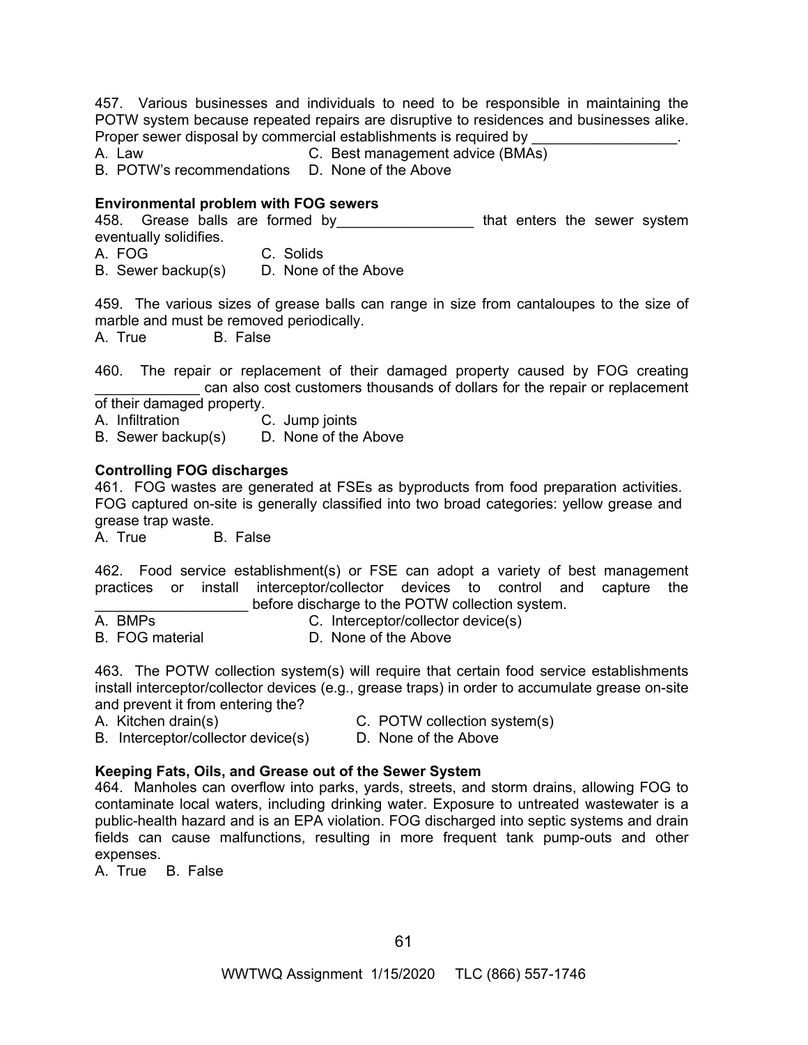457. Various businesses and individuals to need to be responsible in maintaining the POTW system because repeated repairs are disruptive to residences and businesses alike. Proper sewer disposal by commercial establishments is required by __________________.

A. Law  
B. POTW's recommendations  
C. Best management advice (BMAs)  
D. None of the Above

**Environmental problem with FOG sewers**

458. Grease balls are formed by_________________ that enters the sewer system eventually solidifies.

A. FOG  
B. Sewer backup(s)  
C. Solids  
D. None of the Above

459. The various sizes of grease balls can range in size from cantaloupes to the size of marble and must be removed periodically.

A. True  
B. False

460. The repair or replacement of their damaged property caused by FOG creating _____________ can also cost customers thousands of dollars for the repair or replacement of their damaged property.

A. Infiltration  
B. Sewer backup(s)  
C. Jump joints  
D. None of the Above

**Controlling FOG discharges**

461. FOG wastes are generated at FSEs as byproducts from food preparation activities. FOG captured on-site is generally classified into two broad categories: yellow grease and grease trap waste.

A. True  
B. False

462. Food service establishment(s) or FSE can adopt a variety of best management practices or install interceptor/collector devices to control and capture the ___________________ before discharge to the POTW collection system.

A. BMPs  
B. FOG material  
C. Interceptor/collector device(s)  
D. None of the Above

463. The POTW collection system(s) will require that certain food service establishments install interceptor/collector devices (e.g., grease traps) in order to accumulate grease on-site and prevent it from entering the?

A. Kitchen drain(s)  
B. Interceptor/collector device(s)  
C. POTW collection system(s)  
D. None of the Above

**Keeping Fats, Oils, and Grease out of the Sewer System**

464. Manholes can overflow into parks, yards, streets, and storm drains, allowing FOG to contaminate local waters, including drinking water. Exposure to untreated wastewater is a public-health hazard and is an EPA violation. FOG discharged into septic systems and drain fields can cause malfunctions, resulting in more frequent tank pump-outs and other expenses.

A. True  
B. False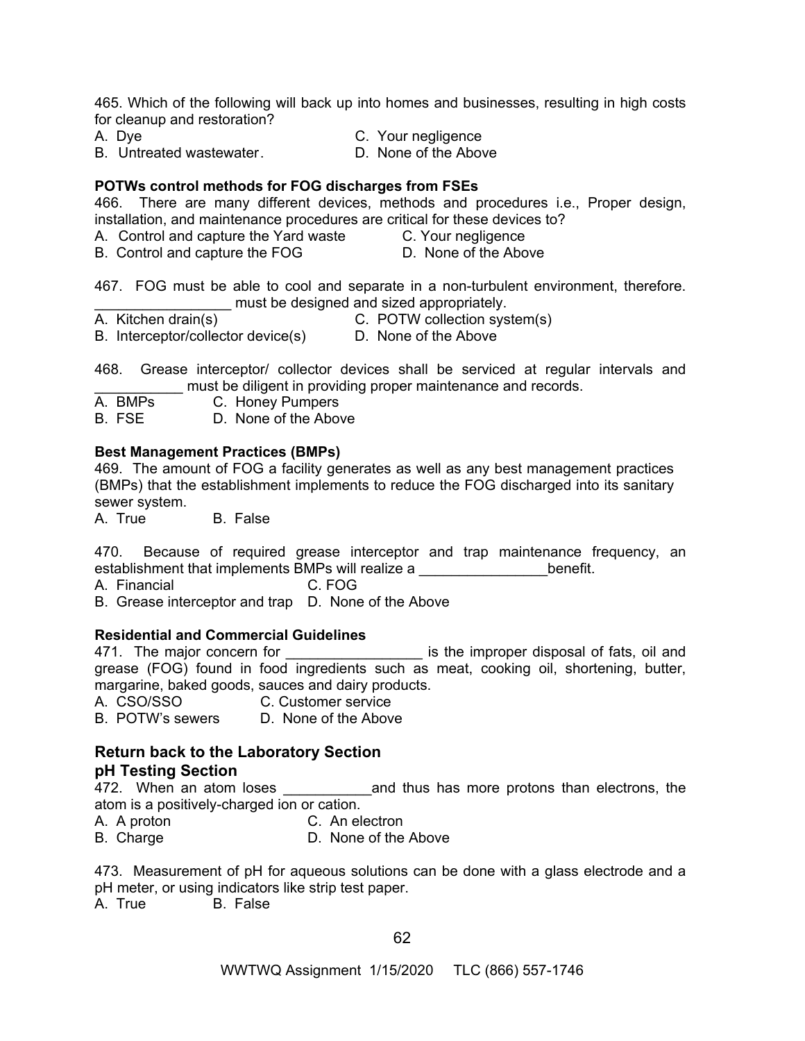465. Which of the following will back up into homes and businesses, resulting in high costs for cleanup and restoration?

A. Dye
B. Untreated wastewater.
C. Your negligence
D. None of the Above

**POTWs control methods for FOG discharges from FSEs**

466. There are many different devices, methods and procedures i.e., Proper design, installation, and maintenance procedures are critical for these devices to?

A. Control and capture the Yard waste
B. Control and capture the FOG
C. Your negligence
D. None of the Above

467. FOG must be able to cool and separate in a non-turbulent environment, therefore. _________________ must be designed and sized appropriately.

A. Kitchen drain(s)
B. Interceptor/collector device(s)
C. POTW collection system(s)
D. None of the Above

468. Grease interceptor/ collector devices shall be serviced at regular intervals and ___________ must be diligent in providing proper maintenance and records.

A. BMPs
B. FSE
C. Honey Pumpers
D. None of the Above

**Best Management Practices (BMPs)**

469. The amount of FOG a facility generates as well as any best management practices (BMPs) that the establishment implements to reduce the FOG discharged into its sanitary sewer system.

A. True
B. False

470. Because of required grease interceptor and trap maintenance frequency, an establishment that implements BMPs will realize a ________________benefit.

A. Financial
B. Grease interceptor and trap
C. FOG
D. None of the Above

**Residential and Commercial Guidelines**

471. The major concern for _________________ is the improper disposal of fats, oil and grease (FOG) found in food ingredients such as meat, cooking oil, shortening, butter, margarine, baked goods, sauces and dairy products.

A. CSO/SSO
B. POTW's sewers
C. Customer service
D. None of the Above

## Return back to the Laboratory Section

## pH Testing Section

472. When an atom loses ___________and thus has more protons than electrons, the atom is a positively-charged ion or cation.

A. A proton
B. Charge
C. An electron
D. None of the Above

473. Measurement of pH for aqueous solutions can be done with a glass electrode and a pH meter, or using indicators like strip test paper.

A. True
B. False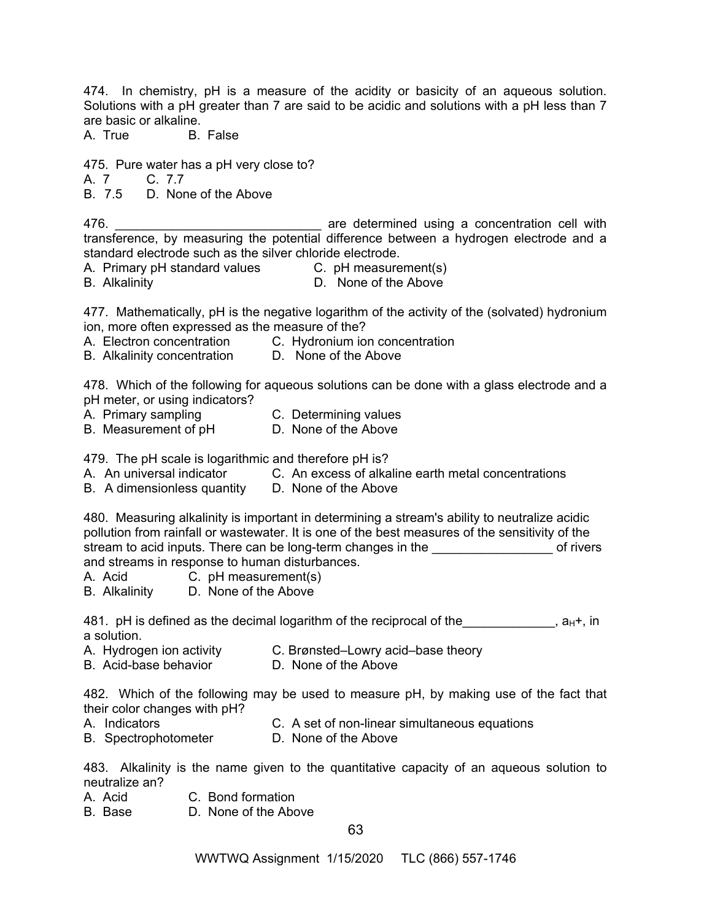474. In chemistry, pH is a measure of the acidity or basicity of an aqueous solution. Solutions with a pH greater than 7 are said to be acidic and solutions with a pH less than 7 are basic or alkaline.

A. True B. False

475. Pure water has a pH very close to?

A. 7 C. 7.7
B. 7.5 D. None of the Above

476. _____________________________ are determined using a concentration cell with transference, by measuring the potential difference between a hydrogen electrode and a standard electrode such as the silver chloride electrode.

A. Primary pH standard values C. pH measurement(s)
B. Alkalinity D. None of the Above

477. Mathematically, pH is the negative logarithm of the activity of the (solvated) hydronium ion, more often expressed as the measure of the?

A. Electron concentration C. Hydronium ion concentration
B. Alkalinity concentration D. None of the Above

478. Which of the following for aqueous solutions can be done with a glass electrode and a pH meter, or using indicators?

A. Primary sampling C. Determining values
B. Measurement of pH D. None of the Above

479. The pH scale is logarithmic and therefore pH is?

A. An universal indicator C. An excess of alkaline earth metal concentrations
B. A dimensionless quantity D. None of the Above

480. Measuring alkalinity is important in determining a stream's ability to neutralize acidic pollution from rainfall or wastewater. It is one of the best measures of the sensitivity of the stream to acid inputs. There can be long-term changes in the _________________ of rivers and streams in response to human disturbances.

A. Acid C. pH measurement(s)
B. Alkalinity D. None of the Above

481. pH is defined as the decimal logarithm of the reciprocal of the_____________, $a_H+$, in a solution.

A. Hydrogen ion activity C. Brønsted–Lowry acid–base theory
B. Acid-base behavior D. None of the Above

482. Which of the following may be used to measure pH, by making use of the fact that their color changes with pH?

A. Indicators C. A set of non-linear simultaneous equations
B. Spectrophotometer D. None of the Above

483. Alkalinity is the name given to the quantitative capacity of an aqueous solution to neutralize an?

A. Acid C. Bond formation
B. Base D. None of the Above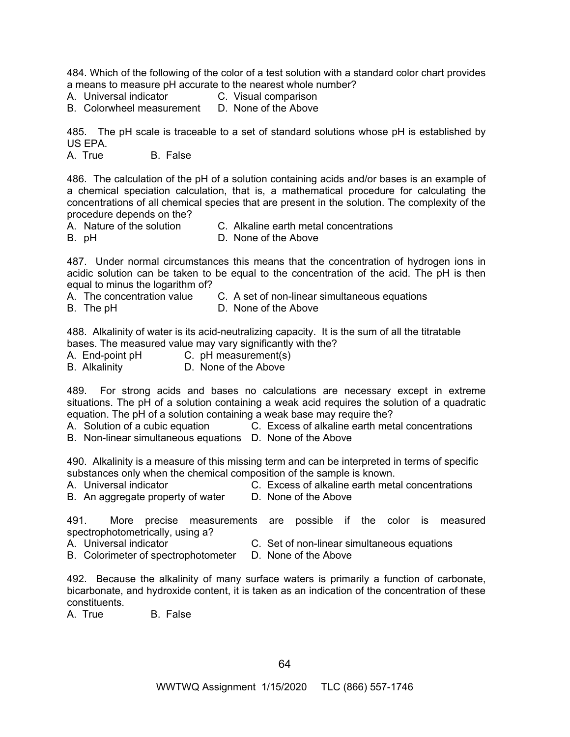484. Which of the following of the color of a test solution with a standard color chart provides a means to measure pH accurate to the nearest whole number?

A. Universal indicator
B. Colorwheel measurement
C. Visual comparison
D. None of the Above

485. The pH scale is traceable to a set of standard solutions whose pH is established by US EPA.

A. True
B. False

486. The calculation of the pH of a solution containing acids and/or bases is an example of a chemical speciation calculation, that is, a mathematical procedure for calculating the concentrations of all chemical species that are present in the solution. The complexity of the procedure depends on the?

A. Nature of the solution
B. pH
C. Alkaline earth metal concentrations
D. None of the Above

487. Under normal circumstances this means that the concentration of hydrogen ions in acidic solution can be taken to be equal to the concentration of the acid. The pH is then equal to minus the logarithm of?

A. The concentration value
B. The pH
C. A set of non-linear simultaneous equations
D. None of the Above

488. Alkalinity of water is its acid-neutralizing capacity. It is the sum of all the titratable bases. The measured value may vary significantly with the?

A. End-point pH
B. Alkalinity
C. pH measurement(s)
D. None of the Above

489. For strong acids and bases no calculations are necessary except in extreme situations. The pH of a solution containing a weak acid requires the solution of a quadratic equation. The pH of a solution containing a weak base may require the?

A. Solution of a cubic equation
B. Non-linear simultaneous equations
C. Excess of alkaline earth metal concentrations
D. None of the Above

490. Alkalinity is a measure of this missing term and can be interpreted in terms of specific substances only when the chemical composition of the sample is known.

A. Universal indicator
B. An aggregate property of water
C. Excess of alkaline earth metal concentrations
D. None of the Above

491. More precise measurements are possible if the color is measured spectrophotometrically, using a?

A. Universal indicator
B. Colorimeter of spectrophotometer
C. Set of non-linear simultaneous equations
D. None of the Above

492. Because the alkalinity of many surface waters is primarily a function of carbonate, bicarbonate, and hydroxide content, it is taken as an indication of the concentration of these constituents.

A. True
B. False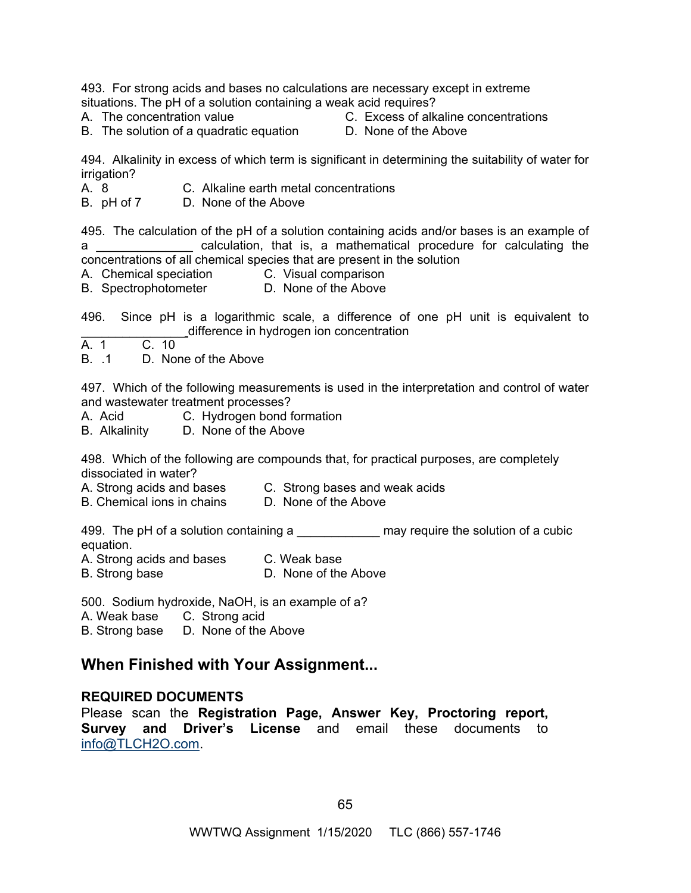493. For strong acids and bases no calculations are necessary except in extreme situations. The pH of a solution containing a weak acid requires?

A. The concentration value
B. The solution of a quadratic equation
C. Excess of alkaline concentrations
D. None of the Above

494. Alkalinity in excess of which term is significant in determining the suitability of water for irrigation?

A. 8
B. pH of 7
C. Alkaline earth metal concentrations
D. None of the Above

495. The calculation of the pH of a solution containing acids and/or bases is an example of a ______________ calculation, that is, a mathematical procedure for calculating the concentrations of all chemical species that are present in the solution

A. Chemical speciation
B. Spectrophotometer
C. Visual comparison
D. None of the Above

496. Since pH is a logarithmic scale, a difference of one pH unit is equivalent to _______________difference in hydrogen ion concentration

A. 1
B. .1
C. 10
D. None of the Above

497. Which of the following measurements is used in the interpretation and control of water and wastewater treatment processes?

A. Acid
B. Alkalinity
C. Hydrogen bond formation
D. None of the Above

498. Which of the following are compounds that, for practical purposes, are completely dissociated in water?

A. Strong acids and bases
B. Chemical ions in chains
C. Strong bases and weak acids
D. None of the Above

499. The pH of a solution containing a ____________ may require the solution of a cubic equation.

A. Strong acids and bases
B. Strong base
C. Weak base
D. None of the Above

500. Sodium hydroxide, NaOH, is an example of a?

A. Weak base
B. Strong base
C. Strong acid
D. None of the Above

## When Finished with Your Assignment...

**REQUIRED DOCUMENTS**

Please scan the **Registration Page, Answer Key, Proctoring report, Survey and Driver's License** and email these documents to info@TLCH2O.com.